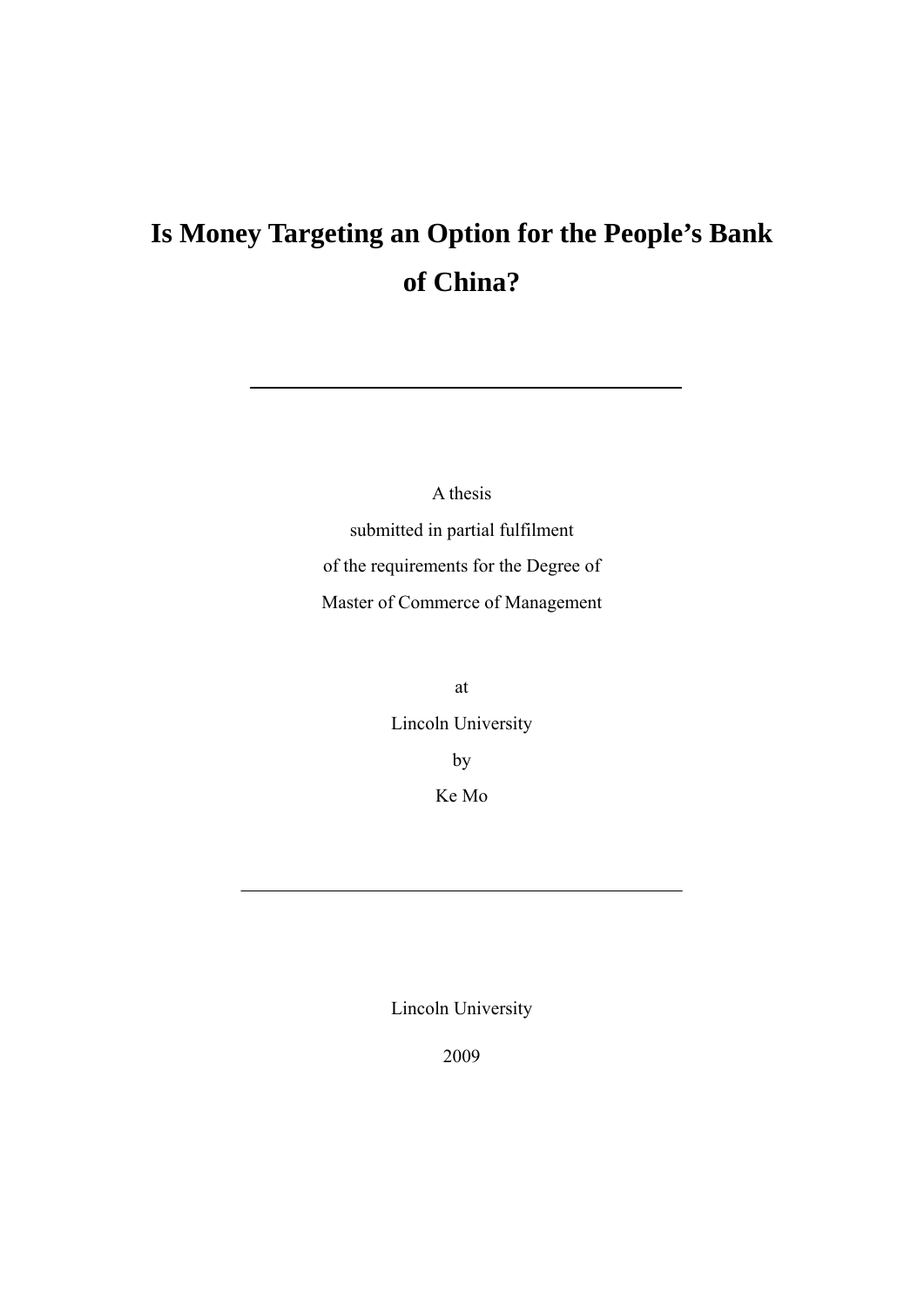# Is Money Targeting an Option for the People's Bank of China?

---

A thesis

submitted in partial fulfilment

of the requirements for the Degree of

Master of Commerce of Management

at

Lincoln University

by

Ke Mo

---

Lincoln University

2009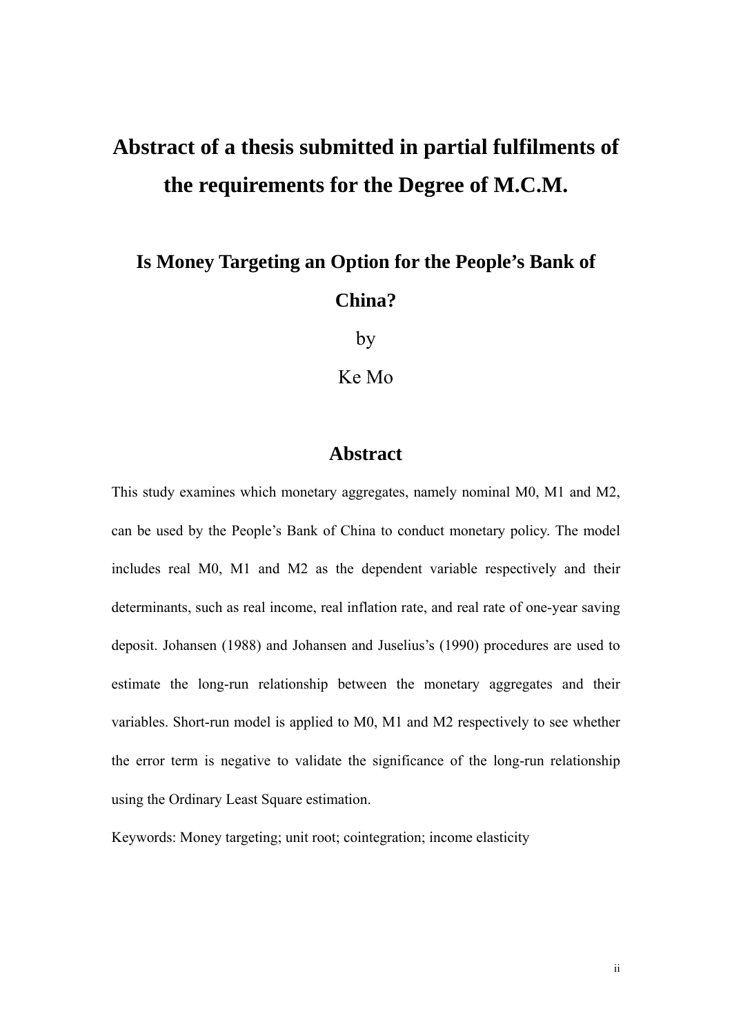# Abstract of a thesis submitted in partial fulfilments of the requirements for the Degree of M.C.M.

## Is Money Targeting an Option for the People's Bank of China?

by

Ke Mo

## Abstract

This study examines which monetary aggregates, namely nominal M0, M1 and M2, can be used by the People's Bank of China to conduct monetary policy. The model includes real M0, M1 and M2 as the dependent variable respectively and their determinants, such as real income, real inflation rate, and real rate of one-year saving deposit. Johansen (1988) and Johansen and Juselius's (1990) procedures are used to estimate the long-run relationship between the monetary aggregates and their variables. Short-run model is applied to M0, M1 and M2 respectively to see whether the error term is negative to validate the significance of the long-run relationship using the Ordinary Least Square estimation.

Keywords: Money targeting; unit root; cointegration; income elasticity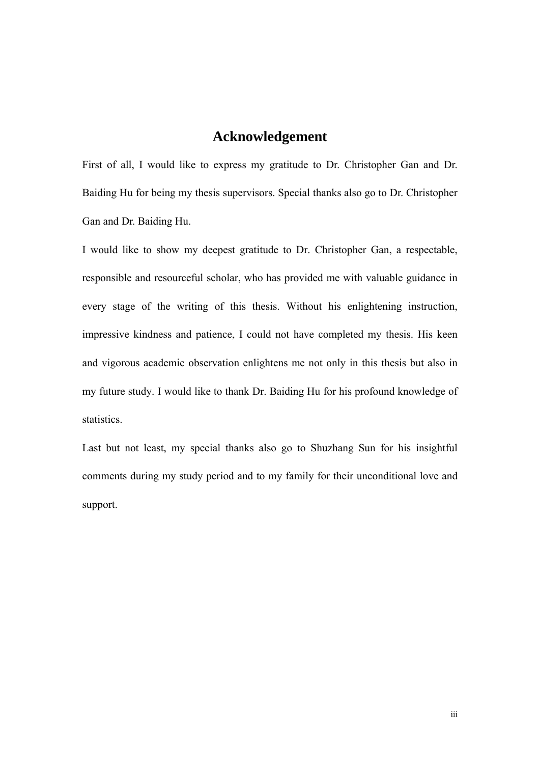# Acknowledgement

First of all, I would like to express my gratitude to Dr. Christopher Gan and Dr. Baiding Hu for being my thesis supervisors. Special thanks also go to Dr. Christopher Gan and Dr. Baiding Hu.

I would like to show my deepest gratitude to Dr. Christopher Gan, a respectable, responsible and resourceful scholar, who has provided me with valuable guidance in every stage of the writing of this thesis. Without his enlightening instruction, impressive kindness and patience, I could not have completed my thesis. His keen and vigorous academic observation enlightens me not only in this thesis but also in my future study. I would like to thank Dr. Baiding Hu for his profound knowledge of statistics.

Last but not least, my special thanks also go to Shuzhang Sun for his insightful comments during my study period and to my family for their unconditional love and support.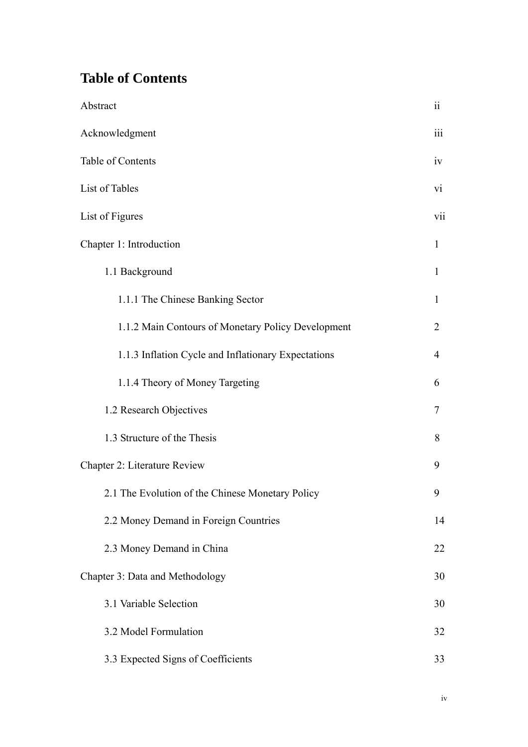# Table of Contents

| | |
|---|---|
| Abstract | ii |
| Acknowledgment | iii |
| Table of Contents | iv |
| List of Tables | vi |
| List of Figures | vii |
| Chapter 1: Introduction | 1 |
| 1.1 Background | 1 |
| 1.1.1 The Chinese Banking Sector | 1 |
| 1.1.2 Main Contours of Monetary Policy Development | 2 |
| 1.1.3 Inflation Cycle and Inflationary Expectations | 4 |
| 1.1.4 Theory of Money Targeting | 6 |
| 1.2 Research Objectives | 7 |
| 1.3 Structure of the Thesis | 8 |
| Chapter 2: Literature Review | 9 |
| 2.1 The Evolution of the Chinese Monetary Policy | 9 |
| 2.2 Money Demand in Foreign Countries | 14 |
| 2.3 Money Demand in China | 22 |
| Chapter 3: Data and Methodology | 30 |
| 3.1 Variable Selection | 30 |
| 3.2 Model Formulation | 32 |
| 3.3 Expected Signs of Coefficients | 33 |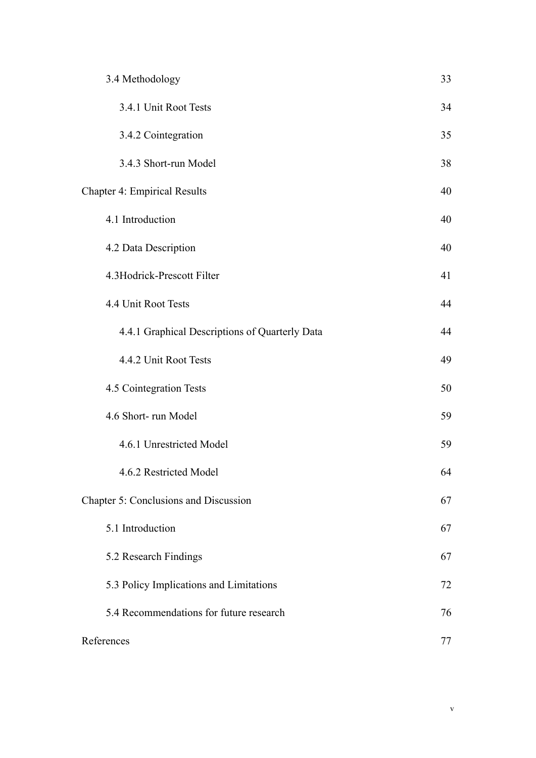| | |
|---|---|
| 3.4 Methodology | 33 |
| 3.4.1 Unit Root Tests | 34 |
| 3.4.2 Cointegration | 35 |
| 3.4.3 Short-run Model | 38 |
| Chapter 4: Empirical Results | 40 |
| 4.1 Introduction | 40 |
| 4.2 Data Description | 40 |
| 4.3Hodrick-Prescott Filter | 41 |
| 4.4 Unit Root Tests | 44 |
| 4.4.1 Graphical Descriptions of Quarterly Data | 44 |
| 4.4.2 Unit Root Tests | 49 |
| 4.5 Cointegration Tests | 50 |
| 4.6 Short- run Model | 59 |
| 4.6.1 Unrestricted Model | 59 |
| 4.6.2 Restricted Model | 64 |
| Chapter 5: Conclusions and Discussion | 67 |
| 5.1 Introduction | 67 |
| 5.2 Research Findings | 67 |
| 5.3 Policy Implications and Limitations | 72 |
| 5.4 Recommendations for future research | 76 |
| References | 77 |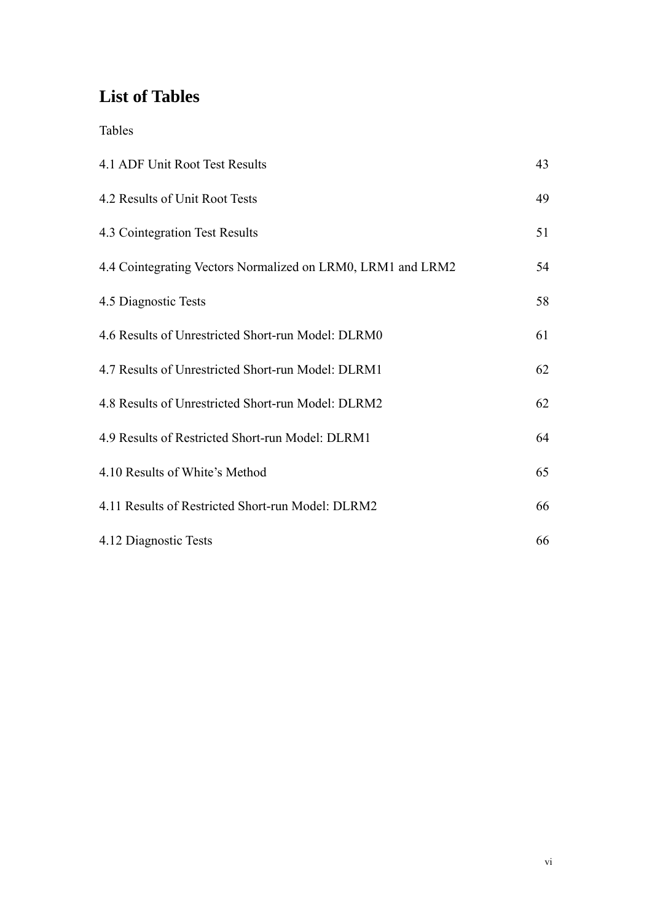# List of Tables

Tables

| | |
|---|---|
| 4.1 ADF Unit Root Test Results | 43 |
| 4.2 Results of Unit Root Tests | 49 |
| 4.3 Cointegration Test Results | 51 |
| 4.4 Cointegrating Vectors Normalized on LRM0, LRM1 and LRM2 | 54 |
| 4.5 Diagnostic Tests | 58 |
| 4.6 Results of Unrestricted Short-run Model: DLRM0 | 61 |
| 4.7 Results of Unrestricted Short-run Model: DLRM1 | 62 |
| 4.8 Results of Unrestricted Short-run Model: DLRM2 | 62 |
| 4.9 Results of Restricted Short-run Model: DLRM1 | 64 |
| 4.10 Results of White's Method | 65 |
| 4.11 Results of Restricted Short-run Model: DLRM2 | 66 |
| 4.12 Diagnostic Tests | 66 |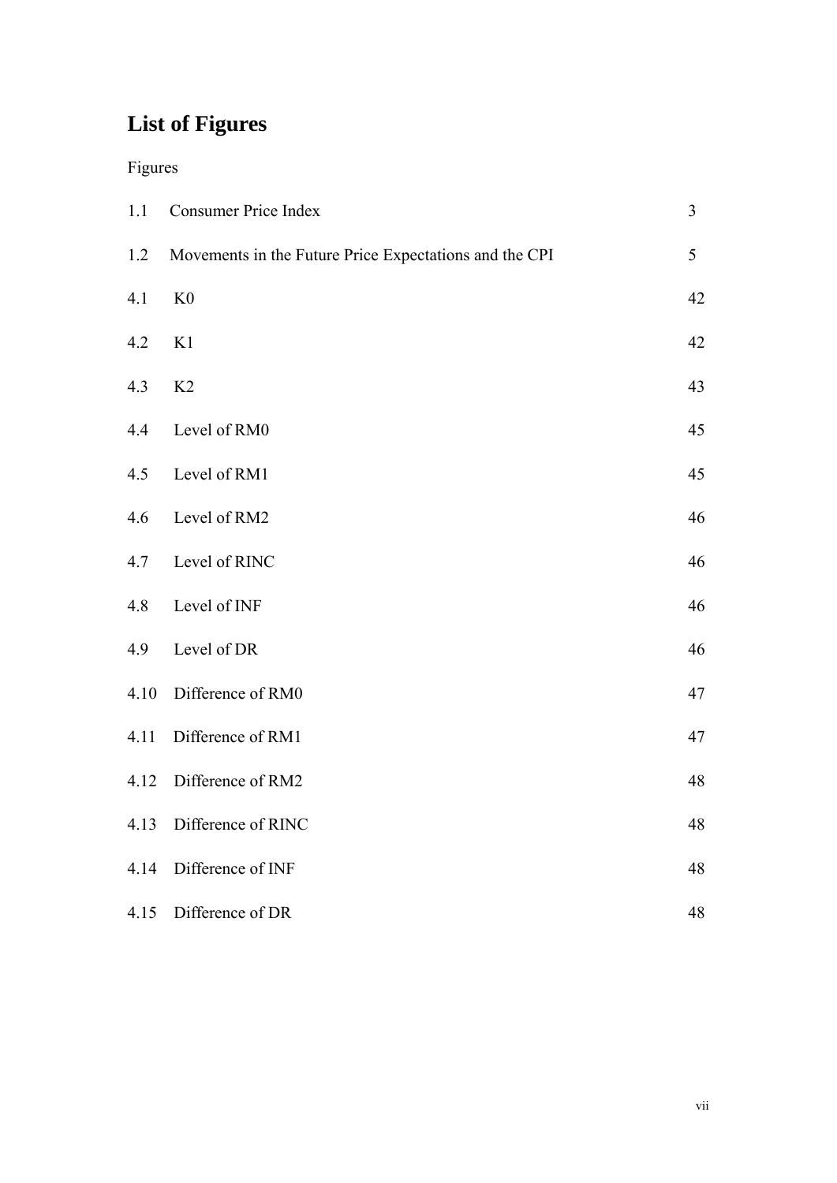# List of Figures

Figures

| | | |
|---|---|---|
| 1.1 | Consumer Price Index | 3 |
| 1.2 | Movements in the Future Price Expectations and the CPI | 5 |
| 4.1 | K0 | 42 |
| 4.2 | K1 | 42 |
| 4.3 | K2 | 43 |
| 4.4 | Level of RM0 | 45 |
| 4.5 | Level of RM1 | 45 |
| 4.6 | Level of RM2 | 46 |
| 4.7 | Level of RINC | 46 |
| 4.8 | Level of INF | 46 |
| 4.9 | Level of DR | 46 |
| 4.10 | Difference of RM0 | 47 |
| 4.11 | Difference of RM1 | 47 |
| 4.12 | Difference of RM2 | 48 |
| 4.13 | Difference of RINC | 48 |
| 4.14 | Difference of INF | 48 |
| 4.15 | Difference of DR | 48 |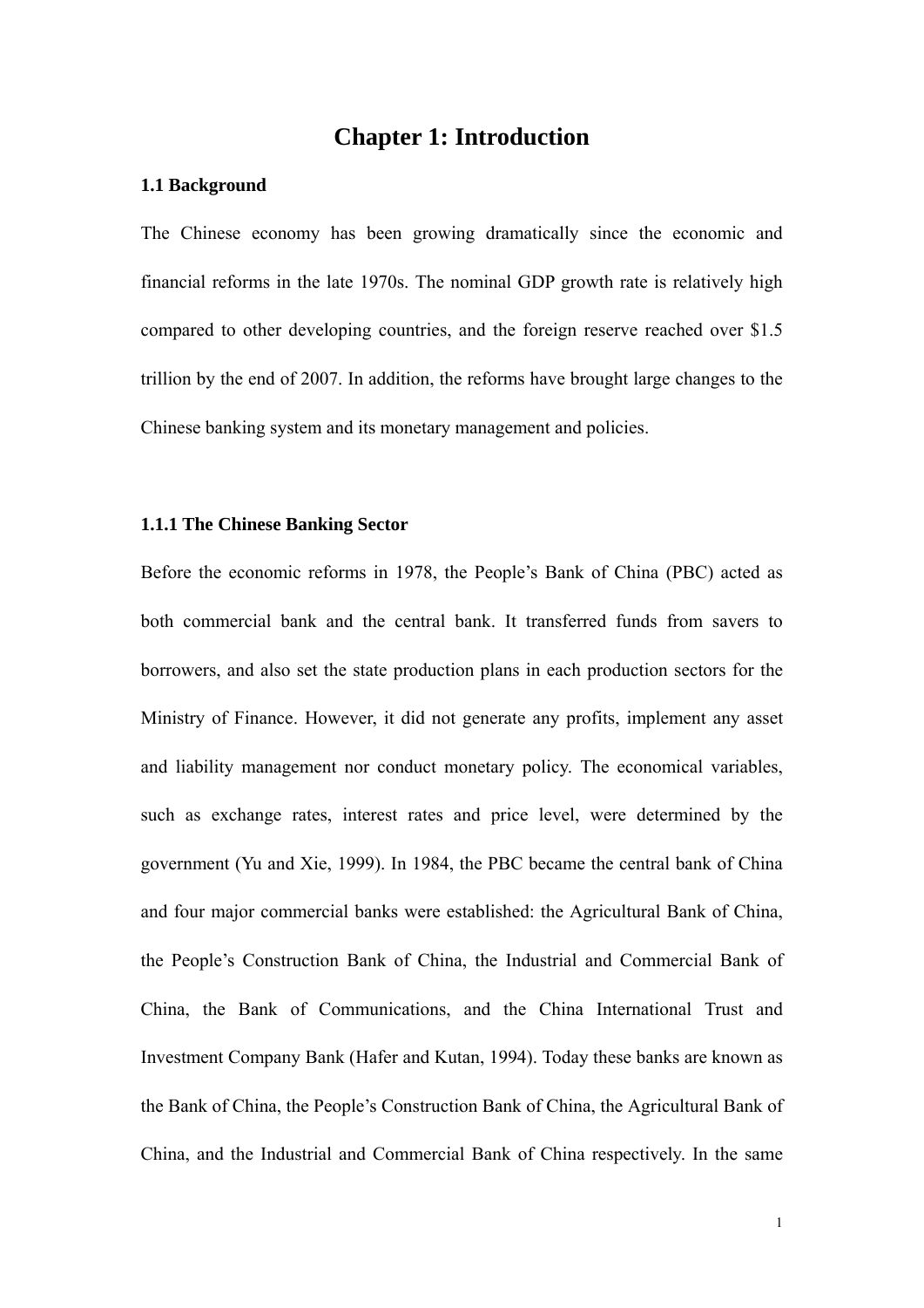# Chapter 1: Introduction

## 1.1 Background

The Chinese economy has been growing dramatically since the economic and financial reforms in the late 1970s. The nominal GDP growth rate is relatively high compared to other developing countries, and the foreign reserve reached over $1.5 trillion by the end of 2007. In addition, the reforms have brought large changes to the Chinese banking system and its monetary management and policies.

### 1.1.1 The Chinese Banking Sector

Before the economic reforms in 1978, the People's Bank of China (PBC) acted as both commercial bank and the central bank. It transferred funds from savers to borrowers, and also set the state production plans in each production sectors for the Ministry of Finance. However, it did not generate any profits, implement any asset and liability management nor conduct monetary policy. The economical variables, such as exchange rates, interest rates and price level, were determined by the government (Yu and Xie, 1999). In 1984, the PBC became the central bank of China and four major commercial banks were established: the Agricultural Bank of China, the People's Construction Bank of China, the Industrial and Commercial Bank of China, the Bank of Communications, and the China International Trust and Investment Company Bank (Hafer and Kutan, 1994). Today these banks are known as the Bank of China, the People's Construction Bank of China, the Agricultural Bank of China, and the Industrial and Commercial Bank of China respectively. In the same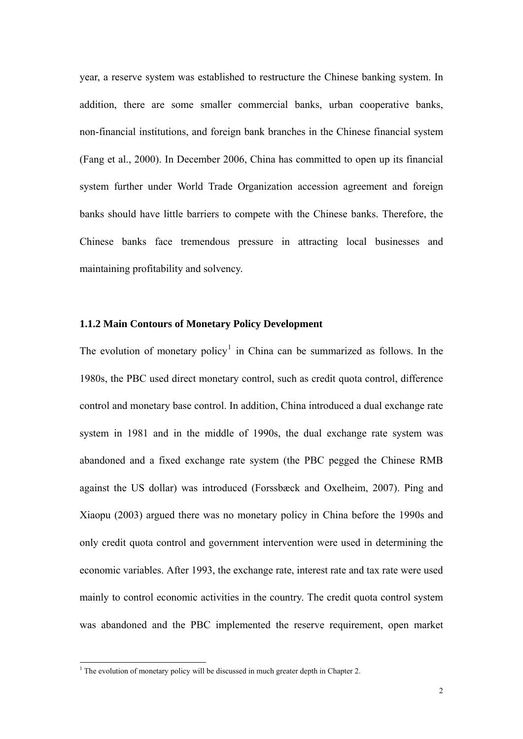year, a reserve system was established to restructure the Chinese banking system. In addition, there are some smaller commercial banks, urban cooperative banks, non-financial institutions, and foreign bank branches in the Chinese financial system (Fang et al., 2000). In December 2006, China has committed to open up its financial system further under World Trade Organization accession agreement and foreign banks should have little barriers to compete with the Chinese banks. Therefore, the Chinese banks face tremendous pressure in attracting local businesses and maintaining profitability and solvency.

### 1.1.2 Main Contours of Monetary Policy Development

The evolution of monetary policy[1] in China can be summarized as follows. In the 1980s, the PBC used direct monetary control, such as credit quota control, difference control and monetary base control. In addition, China introduced a dual exchange rate system in 1981 and in the middle of 1990s, the dual exchange rate system was abandoned and a fixed exchange rate system (the PBC pegged the Chinese RMB against the US dollar) was introduced (Forssbæck and Oxelheim, 2007). Ping and Xiaopu (2003) argued there was no monetary policy in China before the 1990s and only credit quota control and government intervention were used in determining the economic variables. After 1993, the exchange rate, interest rate and tax rate were used mainly to control economic activities in the country. The credit quota control system was abandoned and the PBC implemented the reserve requirement, open market

[1] The evolution of monetary policy will be discussed in much greater depth in Chapter 2.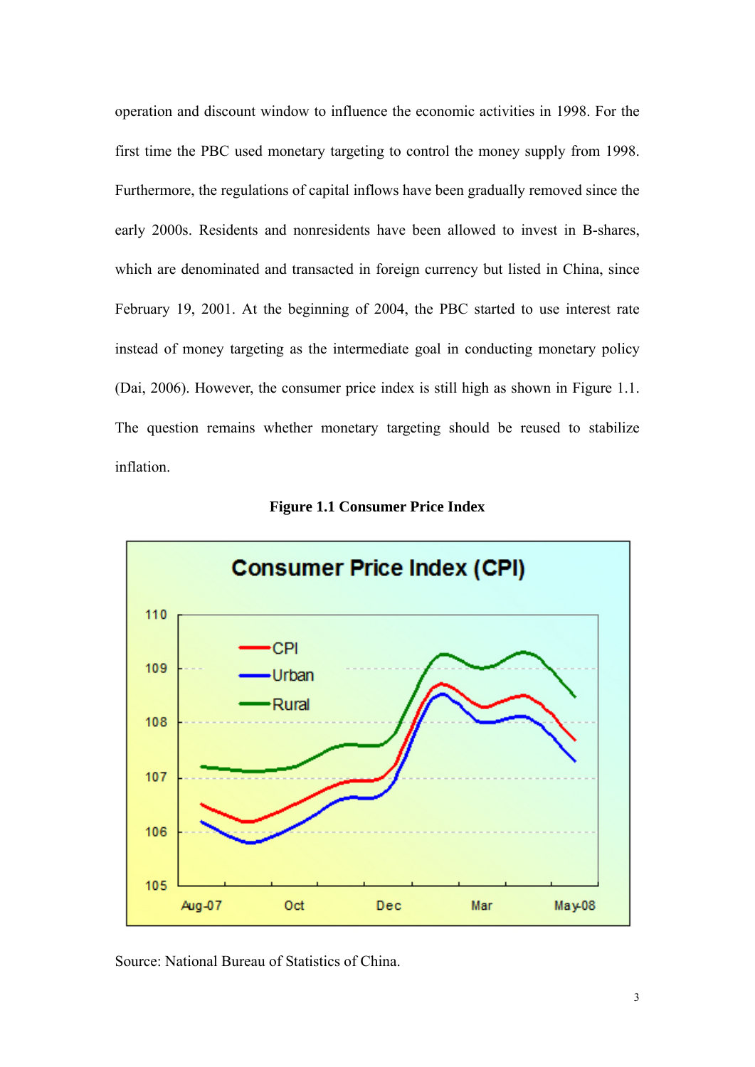operation and discount window to influence the economic activities in 1998. For the first time the PBC used monetary targeting to control the money supply from 1998. Furthermore, the regulations of capital inflows have been gradually removed since the early 2000s. Residents and nonresidents have been allowed to invest in B-shares, which are denominated and transacted in foreign currency but listed in China, since February 19, 2001. At the beginning of 2004, the PBC started to use interest rate instead of money targeting as the intermediate goal in conducting monetary policy (Dai, 2006). However, the consumer price index is still high as shown in Figure 1.1. The question remains whether monetary targeting should be reused to stabilize inflation.

**Figure 1.1 Consumer Price Index**

Source: National Bureau of Statistics of China.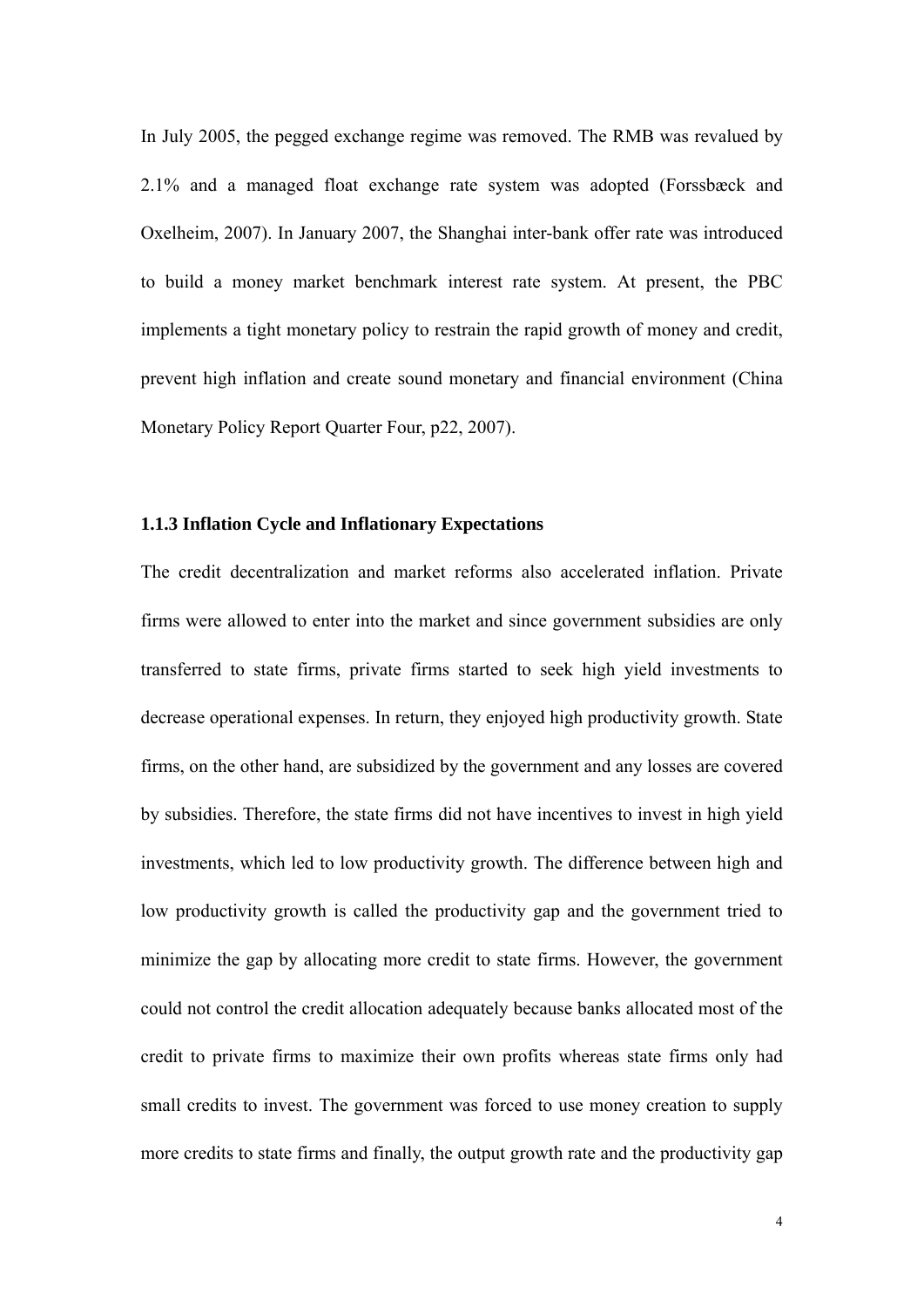In July 2005, the pegged exchange regime was removed. The RMB was revalued by 2.1% and a managed float exchange rate system was adopted (Forssbæck and Oxelheim, 2007). In January 2007, the Shanghai inter-bank offer rate was introduced to build a money market benchmark interest rate system. At present, the PBC implements a tight monetary policy to restrain the rapid growth of money and credit, prevent high inflation and create sound monetary and financial environment (China Monetary Policy Report Quarter Four, p22, 2007).

### 1.1.3 Inflation Cycle and Inflationary Expectations

The credit decentralization and market reforms also accelerated inflation. Private firms were allowed to enter into the market and since government subsidies are only transferred to state firms, private firms started to seek high yield investments to decrease operational expenses. In return, they enjoyed high productivity growth. State firms, on the other hand, are subsidized by the government and any losses are covered by subsidies. Therefore, the state firms did not have incentives to invest in high yield investments, which led to low productivity growth. The difference between high and low productivity growth is called the productivity gap and the government tried to minimize the gap by allocating more credit to state firms. However, the government could not control the credit allocation adequately because banks allocated most of the credit to private firms to maximize their own profits whereas state firms only had small credits to invest. The government was forced to use money creation to supply more credits to state firms and finally, the output growth rate and the productivity gap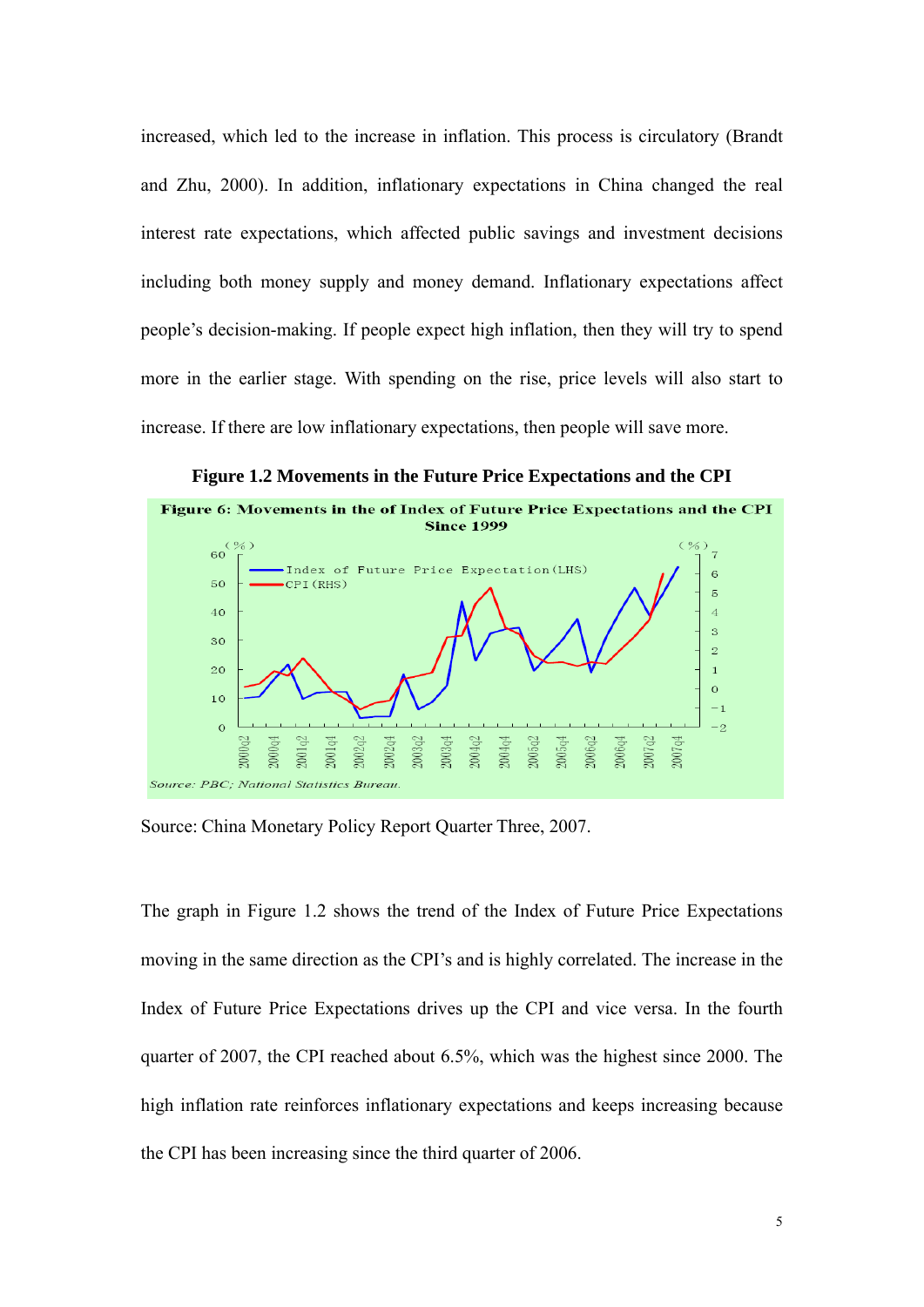increased, which led to the increase in inflation. This process is circulatory (Brandt and Zhu, 2000). In addition, inflationary expectations in China changed the real interest rate expectations, which affected public savings and investment decisions including both money supply and money demand. Inflationary expectations affect people's decision-making. If people expect high inflation, then they will try to spend more in the earlier stage. With spending on the rise, price levels will also start to increase. If there are low inflationary expectations, then people will save more.

**Figure 1.2 Movements in the Future Price Expectations and the CPI**

Source: China Monetary Policy Report Quarter Three, 2007.

The graph in Figure 1.2 shows the trend of the Index of Future Price Expectations moving in the same direction as the CPI's and is highly correlated. The increase in the Index of Future Price Expectations drives up the CPI and vice versa. In the fourth quarter of 2007, the CPI reached about 6.5%, which was the highest since 2000. The high inflation rate reinforces inflationary expectations and keeps increasing because the CPI has been increasing since the third quarter of 2006.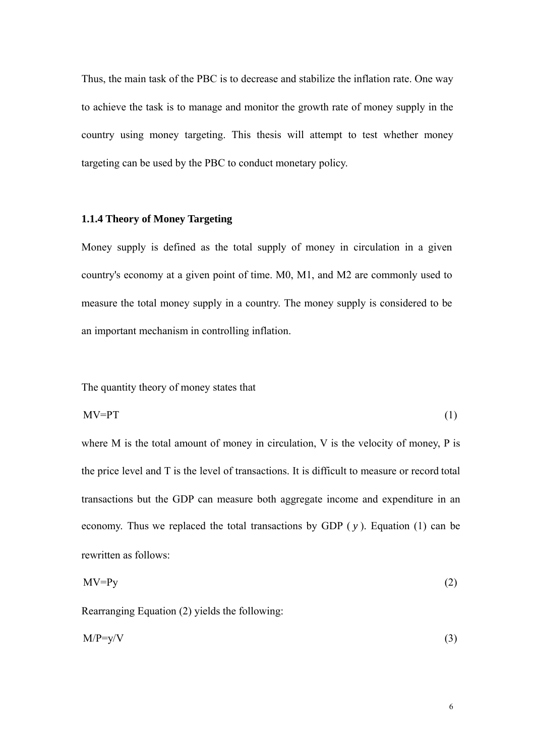Thus, the main task of the PBC is to decrease and stabilize the inflation rate. One way to achieve the task is to manage and monitor the growth rate of money supply in the country using money targeting. This thesis will attempt to test whether money targeting can be used by the PBC to conduct monetary policy.

### 1.1.4 Theory of Money Targeting

Money supply is defined as the total supply of money in circulation in a given country's economy at a given point of time. M0, M1, and M2 are commonly used to measure the total money supply in a country. The money supply is considered to be an important mechanism in controlling inflation.

The quantity theory of money states that

$$MV=PT \tag{1}$$

where M is the total amount of money in circulation, V is the velocity of money, P is the price level and T is the level of transactions. It is difficult to measure or record total transactions but the GDP can measure both aggregate income and expenditure in an economy. Thus we replaced the total transactions by GDP ( $y$ ). Equation (1) can be rewritten as follows:

$$MV=Py \tag{2}$$

Rearranging Equation (2) yields the following:

$$M/P=y/V \tag{3}$$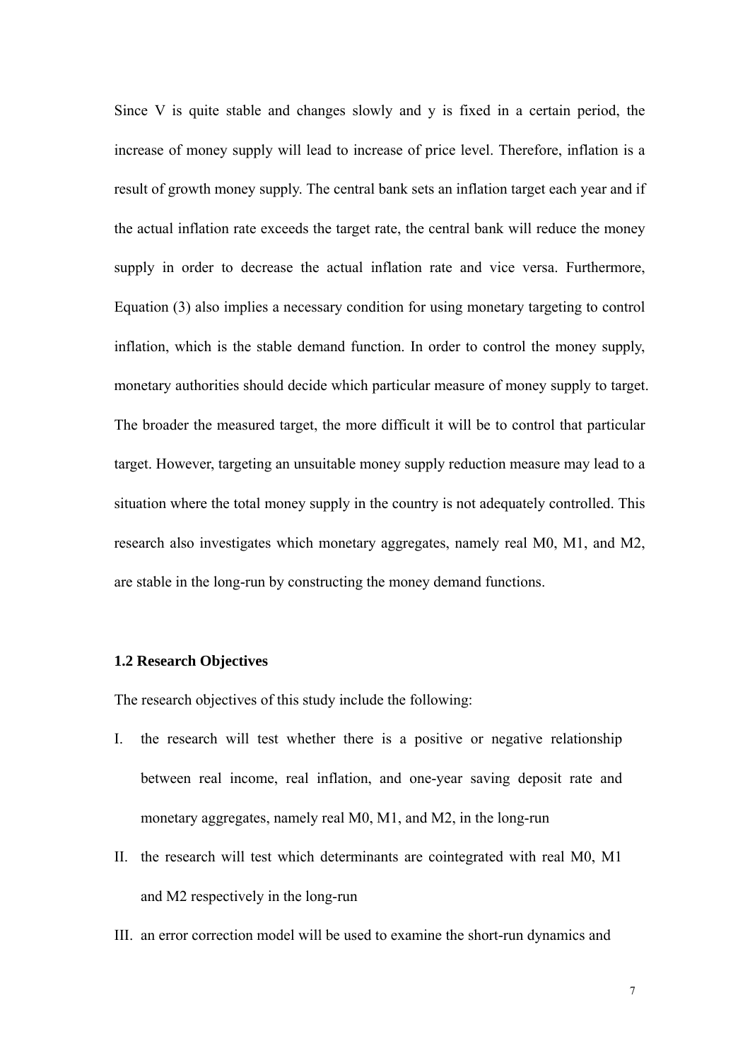Since V is quite stable and changes slowly and y is fixed in a certain period, the increase of money supply will lead to increase of price level. Therefore, inflation is a result of growth money supply. The central bank sets an inflation target each year and if the actual inflation rate exceeds the target rate, the central bank will reduce the money supply in order to decrease the actual inflation rate and vice versa. Furthermore, Equation (3) also implies a necessary condition for using monetary targeting to control inflation, which is the stable demand function. In order to control the money supply, monetary authorities should decide which particular measure of money supply to target. The broader the measured target, the more difficult it will be to control that particular target. However, targeting an unsuitable money supply reduction measure may lead to a situation where the total money supply in the country is not adequately controlled. This research also investigates which monetary aggregates, namely real M0, M1, and M2, are stable in the long-run by constructing the money demand functions.

### 1.2 Research Objectives

The research objectives of this study include the following:

I. the research will test whether there is a positive or negative relationship between real income, real inflation, and one-year saving deposit rate and monetary aggregates, namely real M0, M1, and M2, in the long-run

II. the research will test which determinants are cointegrated with real M0, M1 and M2 respectively in the long-run

III. an error correction model will be used to examine the short-run dynamics and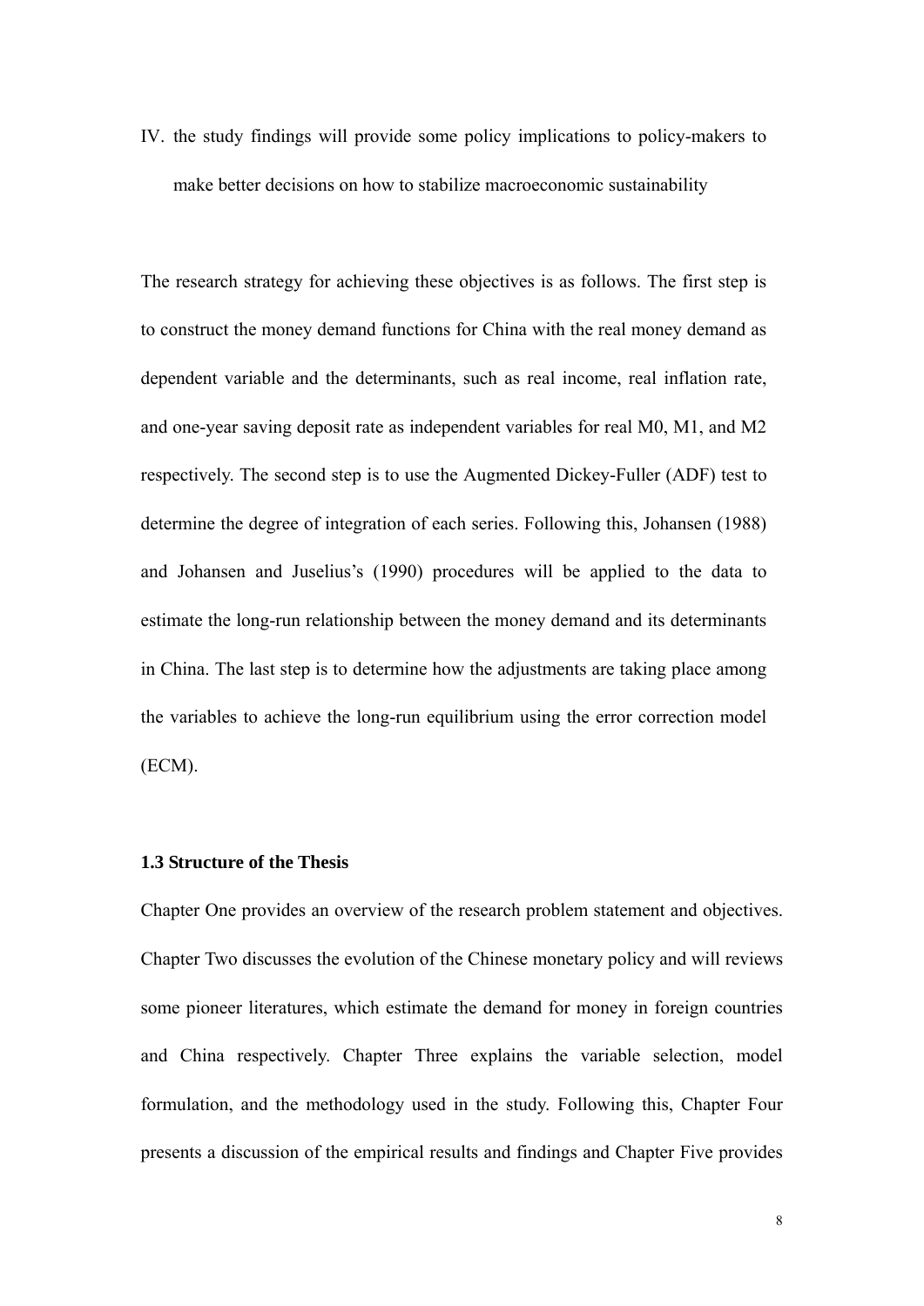IV. the study findings will provide some policy implications to policy-makers to make better decisions on how to stabilize macroeconomic sustainability

The research strategy for achieving these objectives is as follows. The first step is to construct the money demand functions for China with the real money demand as dependent variable and the determinants, such as real income, real inflation rate, and one-year saving deposit rate as independent variables for real M0, M1, and M2 respectively. The second step is to use the Augmented Dickey-Fuller (ADF) test to determine the degree of integration of each series. Following this, Johansen (1988) and Johansen and Juselius's (1990) procedures will be applied to the data to estimate the long-run relationship between the money demand and its determinants in China. The last step is to determine how the adjustments are taking place among the variables to achieve the long-run equilibrium using the error correction model (ECM).

### 1.3 Structure of the Thesis

Chapter One provides an overview of the research problem statement and objectives. Chapter Two discusses the evolution of the Chinese monetary policy and will reviews some pioneer literatures, which estimate the demand for money in foreign countries and China respectively. Chapter Three explains the variable selection, model formulation, and the methodology used in the study. Following this, Chapter Four presents a discussion of the empirical results and findings and Chapter Five provides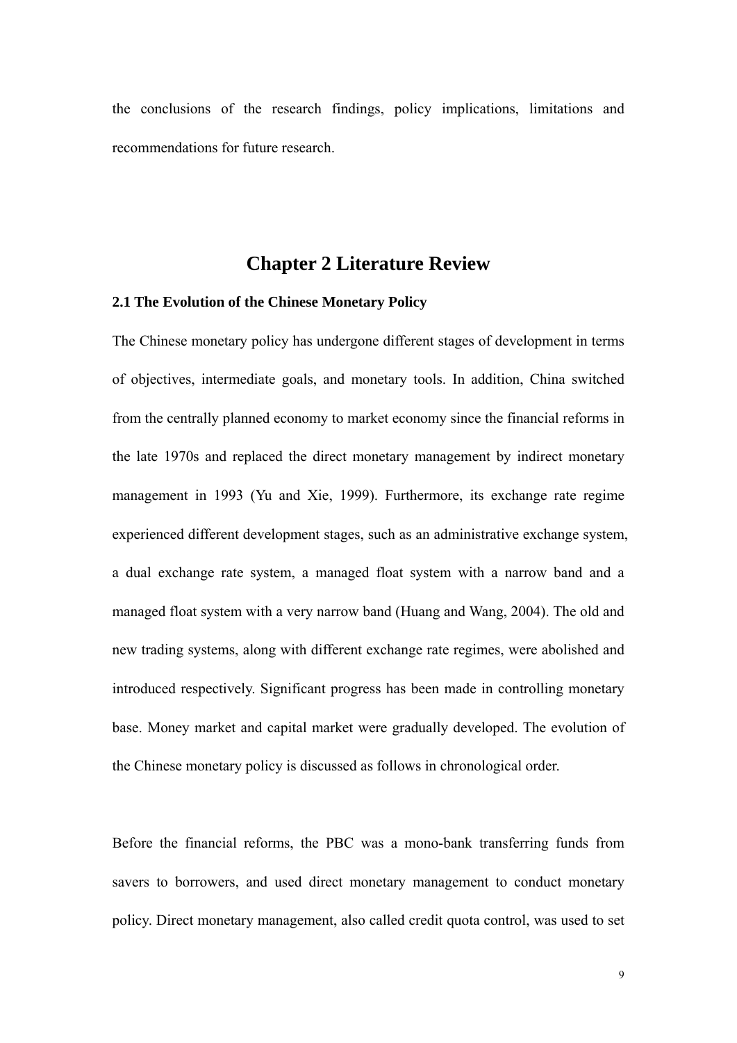the conclusions of the research findings, policy implications, limitations and recommendations for future research.

# Chapter 2 Literature Review

## 2.1 The Evolution of the Chinese Monetary Policy

The Chinese monetary policy has undergone different stages of development in terms of objectives, intermediate goals, and monetary tools. In addition, China switched from the centrally planned economy to market economy since the financial reforms in the late 1970s and replaced the direct monetary management by indirect monetary management in 1993 (Yu and Xie, 1999). Furthermore, its exchange rate regime experienced different development stages, such as an administrative exchange system, a dual exchange rate system, a managed float system with a narrow band and a managed float system with a very narrow band (Huang and Wang, 2004). The old and new trading systems, along with different exchange rate regimes, were abolished and introduced respectively. Significant progress has been made in controlling monetary base. Money market and capital market were gradually developed. The evolution of the Chinese monetary policy is discussed as follows in chronological order.

Before the financial reforms, the PBC was a mono-bank transferring funds from savers to borrowers, and used direct monetary management to conduct monetary policy. Direct monetary management, also called credit quota control, was used to set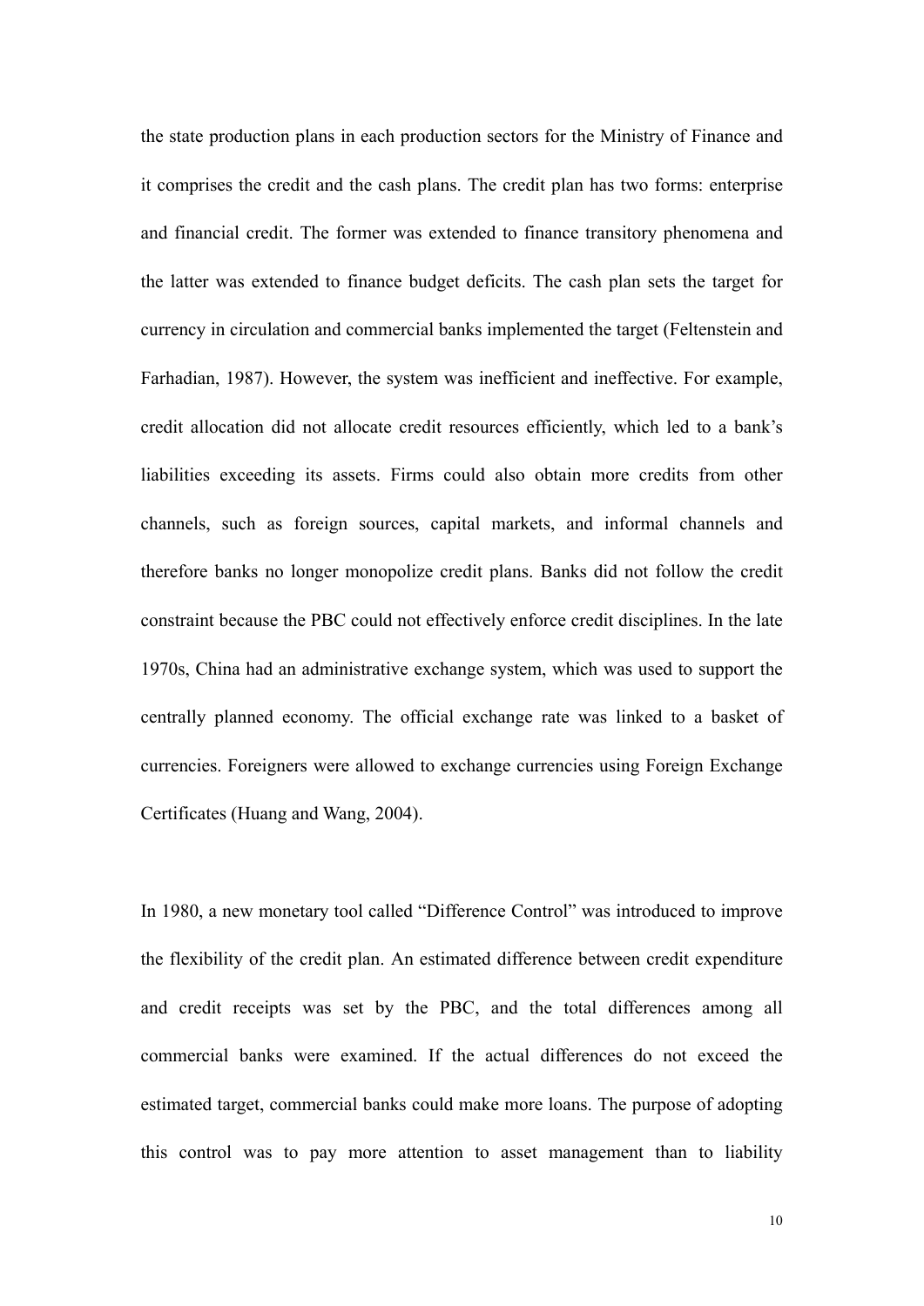the state production plans in each production sectors for the Ministry of Finance and it comprises the credit and the cash plans. The credit plan has two forms: enterprise and financial credit. The former was extended to finance transitory phenomena and the latter was extended to finance budget deficits. The cash plan sets the target for currency in circulation and commercial banks implemented the target (Feltenstein and Farhadian, 1987). However, the system was inefficient and ineffective. For example, credit allocation did not allocate credit resources efficiently, which led to a bank's liabilities exceeding its assets. Firms could also obtain more credits from other channels, such as foreign sources, capital markets, and informal channels and therefore banks no longer monopolize credit plans. Banks did not follow the credit constraint because the PBC could not effectively enforce credit disciplines. In the late 1970s, China had an administrative exchange system, which was used to support the centrally planned economy. The official exchange rate was linked to a basket of currencies. Foreigners were allowed to exchange currencies using Foreign Exchange Certificates (Huang and Wang, 2004).

In 1980, a new monetary tool called "Difference Control" was introduced to improve the flexibility of the credit plan. An estimated difference between credit expenditure and credit receipts was set by the PBC, and the total differences among all commercial banks were examined. If the actual differences do not exceed the estimated target, commercial banks could make more loans. The purpose of adopting this control was to pay more attention to asset management than to liability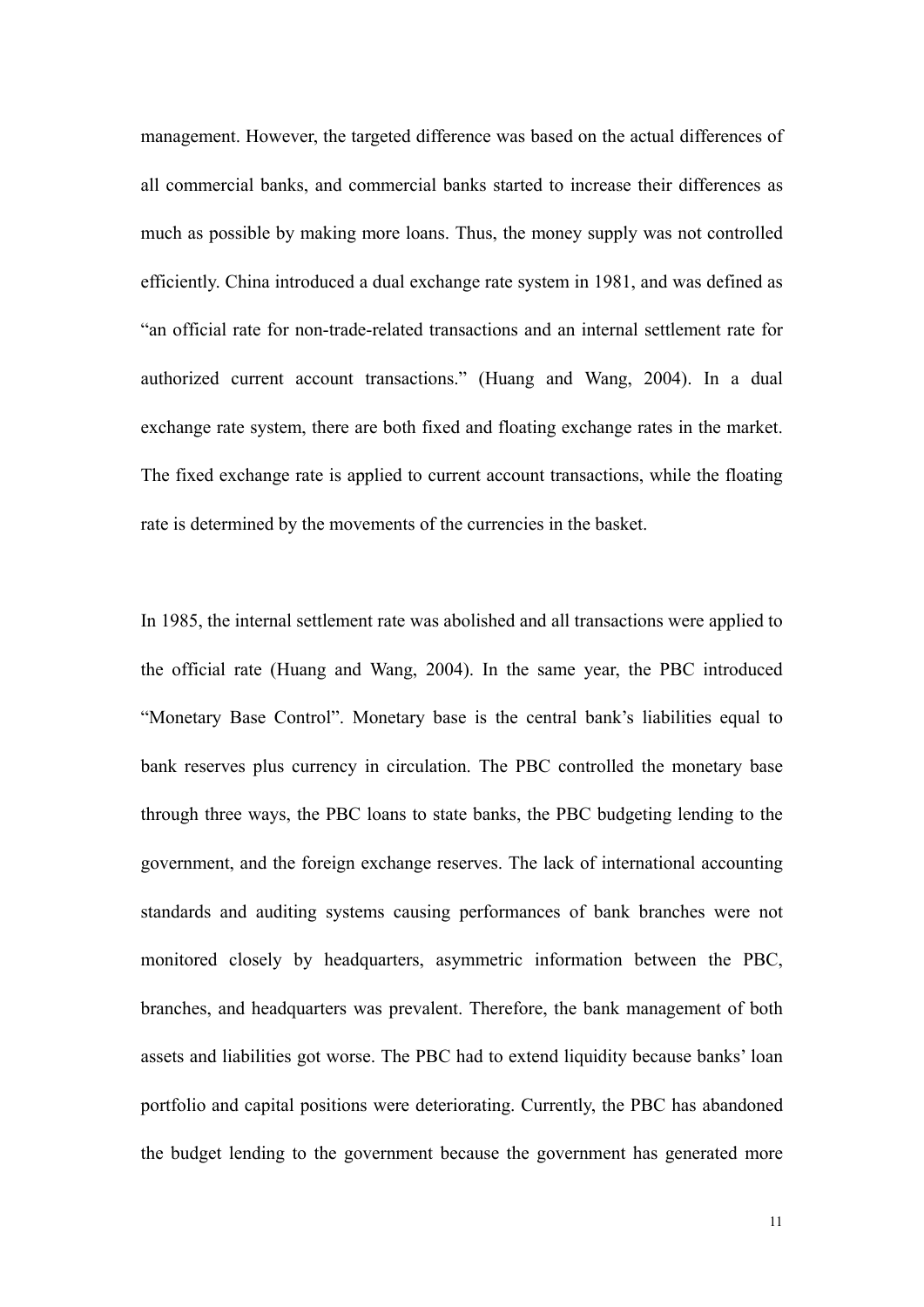management. However, the targeted difference was based on the actual differences of all commercial banks, and commercial banks started to increase their differences as much as possible by making more loans. Thus, the money supply was not controlled efficiently. China introduced a dual exchange rate system in 1981, and was defined as "an official rate for non-trade-related transactions and an internal settlement rate for authorized current account transactions." (Huang and Wang, 2004). In a dual exchange rate system, there are both fixed and floating exchange rates in the market. The fixed exchange rate is applied to current account transactions, while the floating rate is determined by the movements of the currencies in the basket.

In 1985, the internal settlement rate was abolished and all transactions were applied to the official rate (Huang and Wang, 2004). In the same year, the PBC introduced "Monetary Base Control". Monetary base is the central bank's liabilities equal to bank reserves plus currency in circulation. The PBC controlled the monetary base through three ways, the PBC loans to state banks, the PBC budgeting lending to the government, and the foreign exchange reserves. The lack of international accounting standards and auditing systems causing performances of bank branches were not monitored closely by headquarters, asymmetric information between the PBC, branches, and headquarters was prevalent. Therefore, the bank management of both assets and liabilities got worse. The PBC had to extend liquidity because banks' loan portfolio and capital positions were deteriorating. Currently, the PBC has abandoned the budget lending to the government because the government has generated more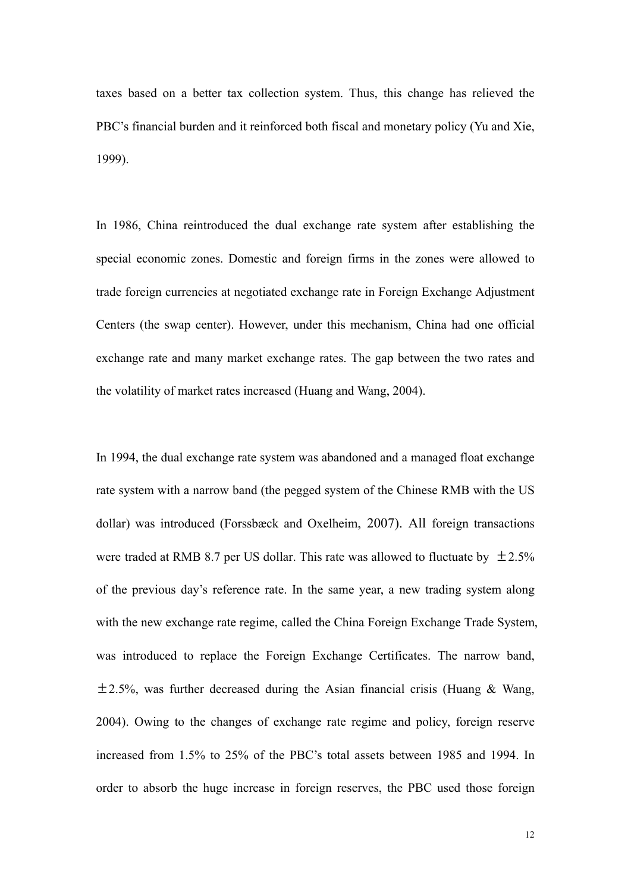taxes based on a better tax collection system. Thus, this change has relieved the PBC's financial burden and it reinforced both fiscal and monetary policy (Yu and Xie, 1999).

In 1986, China reintroduced the dual exchange rate system after establishing the special economic zones. Domestic and foreign firms in the zones were allowed to trade foreign currencies at negotiated exchange rate in Foreign Exchange Adjustment Centers (the swap center). However, under this mechanism, China had one official exchange rate and many market exchange rates. The gap between the two rates and the volatility of market rates increased (Huang and Wang, 2004).

In 1994, the dual exchange rate system was abandoned and a managed float exchange rate system with a narrow band (the pegged system of the Chinese RMB with the US dollar) was introduced (Forssbæck and Oxelheim, 2007). All foreign transactions were traded at RMB 8.7 per US dollar. This rate was allowed to fluctuate by ±2.5% of the previous day's reference rate. In the same year, a new trading system along with the new exchange rate regime, called the China Foreign Exchange Trade System, was introduced to replace the Foreign Exchange Certificates. The narrow band, ±2.5%, was further decreased during the Asian financial crisis (Huang & Wang, 2004). Owing to the changes of exchange rate regime and policy, foreign reserve increased from 1.5% to 25% of the PBC's total assets between 1985 and 1994. In order to absorb the huge increase in foreign reserves, the PBC used those foreign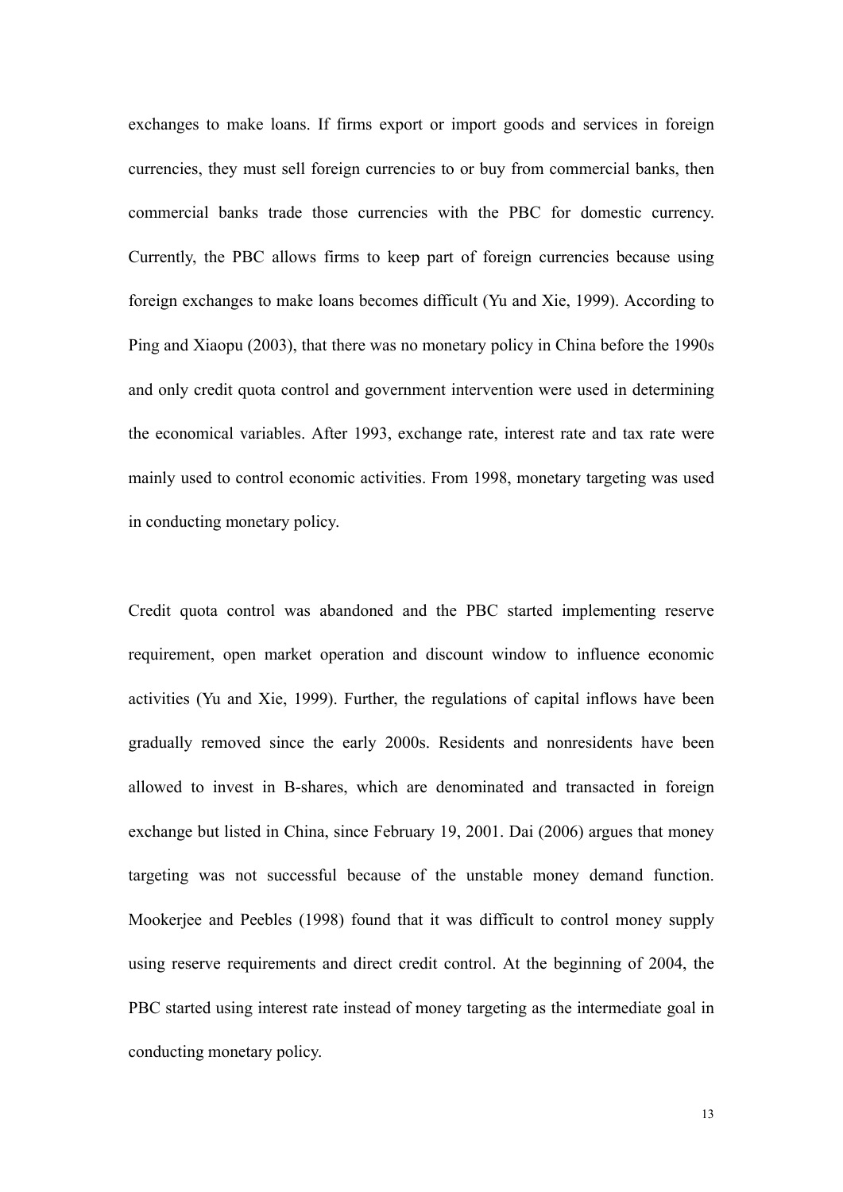exchanges to make loans. If firms export or import goods and services in foreign currencies, they must sell foreign currencies to or buy from commercial banks, then commercial banks trade those currencies with the PBC for domestic currency. Currently, the PBC allows firms to keep part of foreign currencies because using foreign exchanges to make loans becomes difficult (Yu and Xie, 1999). According to Ping and Xiaopu (2003), that there was no monetary policy in China before the 1990s and only credit quota control and government intervention were used in determining the economical variables. After 1993, exchange rate, interest rate and tax rate were mainly used to control economic activities. From 1998, monetary targeting was used in conducting monetary policy.

Credit quota control was abandoned and the PBC started implementing reserve requirement, open market operation and discount window to influence economic activities (Yu and Xie, 1999). Further, the regulations of capital inflows have been gradually removed since the early 2000s. Residents and nonresidents have been allowed to invest in B-shares, which are denominated and transacted in foreign exchange but listed in China, since February 19, 2001. Dai (2006) argues that money targeting was not successful because of the unstable money demand function. Mookerjee and Peebles (1998) found that it was difficult to control money supply using reserve requirements and direct credit control. At the beginning of 2004, the PBC started using interest rate instead of money targeting as the intermediate goal in conducting monetary policy.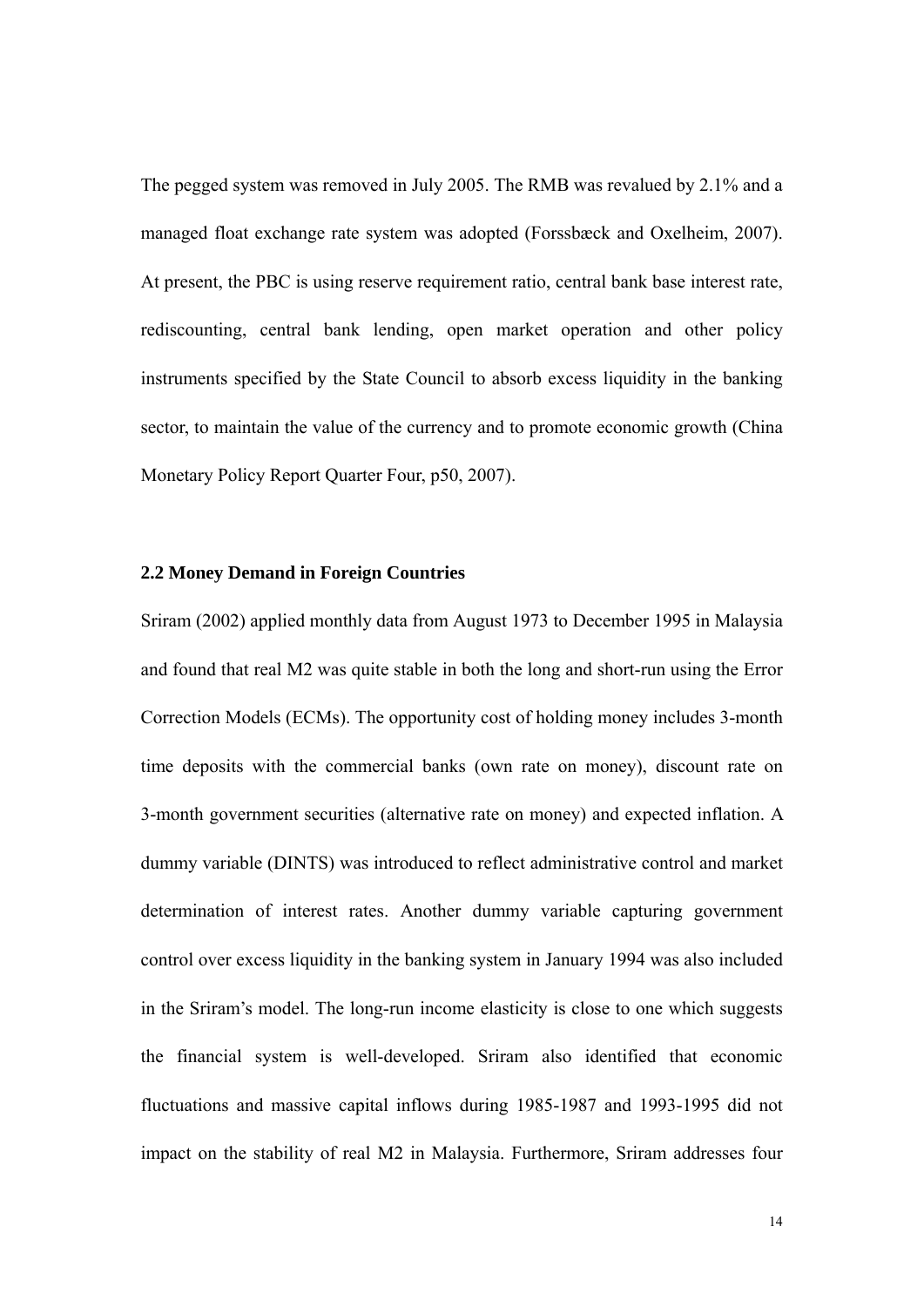The pegged system was removed in July 2005. The RMB was revalued by 2.1% and a managed float exchange rate system was adopted (Forssbæck and Oxelheim, 2007). At present, the PBC is using reserve requirement ratio, central bank base interest rate, rediscounting, central bank lending, open market operation and other policy instruments specified by the State Council to absorb excess liquidity in the banking sector, to maintain the value of the currency and to promote economic growth (China Monetary Policy Report Quarter Four, p50, 2007).

## 2.2 Money Demand in Foreign Countries

Sriram (2002) applied monthly data from August 1973 to December 1995 in Malaysia and found that real M2 was quite stable in both the long and short-run using the Error Correction Models (ECMs). The opportunity cost of holding money includes 3-month time deposits with the commercial banks (own rate on money), discount rate on 3-month government securities (alternative rate on money) and expected inflation. A dummy variable (DINTS) was introduced to reflect administrative control and market determination of interest rates. Another dummy variable capturing government control over excess liquidity in the banking system in January 1994 was also included in the Sriram's model. The long-run income elasticity is close to one which suggests the financial system is well-developed. Sriram also identified that economic fluctuations and massive capital inflows during 1985-1987 and 1993-1995 did not impact on the stability of real M2 in Malaysia. Furthermore, Sriram addresses four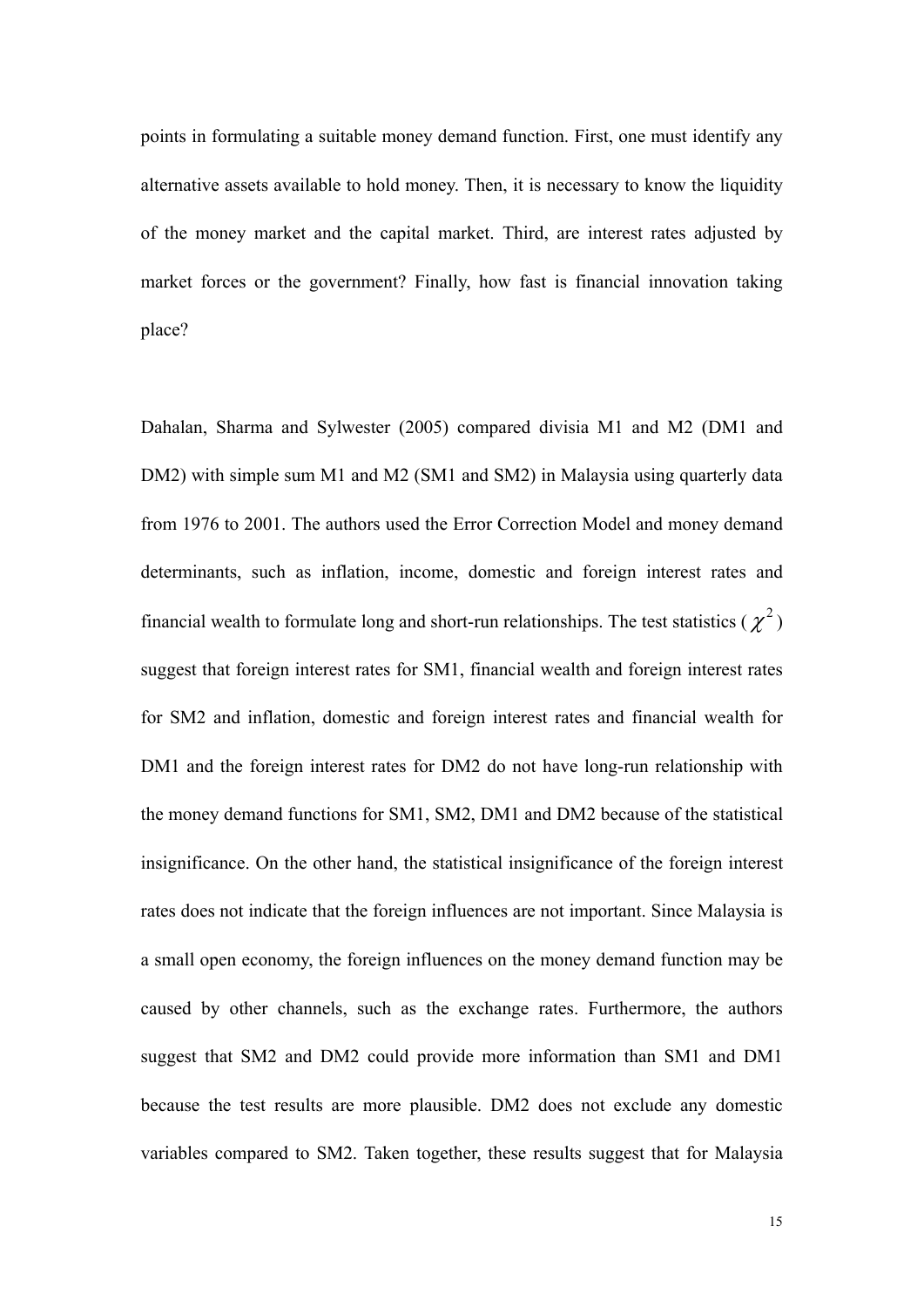points in formulating a suitable money demand function. First, one must identify any alternative assets available to hold money. Then, it is necessary to know the liquidity of the money market and the capital market. Third, are interest rates adjusted by market forces or the government? Finally, how fast is financial innovation taking place?

Dahalan, Sharma and Sylwester (2005) compared divisia M1 and M2 (DM1 and DM2) with simple sum M1 and M2 (SM1 and SM2) in Malaysia using quarterly data from 1976 to 2001. The authors used the Error Correction Model and money demand determinants, such as inflation, income, domestic and foreign interest rates and financial wealth to formulate long and short-run relationships. The test statistics ($\chi^2$) suggest that foreign interest rates for SM1, financial wealth and foreign interest rates for SM2 and inflation, domestic and foreign interest rates and financial wealth for DM1 and the foreign interest rates for DM2 do not have long-run relationship with the money demand functions for SM1, SM2, DM1 and DM2 because of the statistical insignificance. On the other hand, the statistical insignificance of the foreign interest rates does not indicate that the foreign influences are not important. Since Malaysia is a small open economy, the foreign influences on the money demand function may be caused by other channels, such as the exchange rates. Furthermore, the authors suggest that SM2 and DM2 could provide more information than SM1 and DM1 because the test results are more plausible. DM2 does not exclude any domestic variables compared to SM2. Taken together, these results suggest that for Malaysia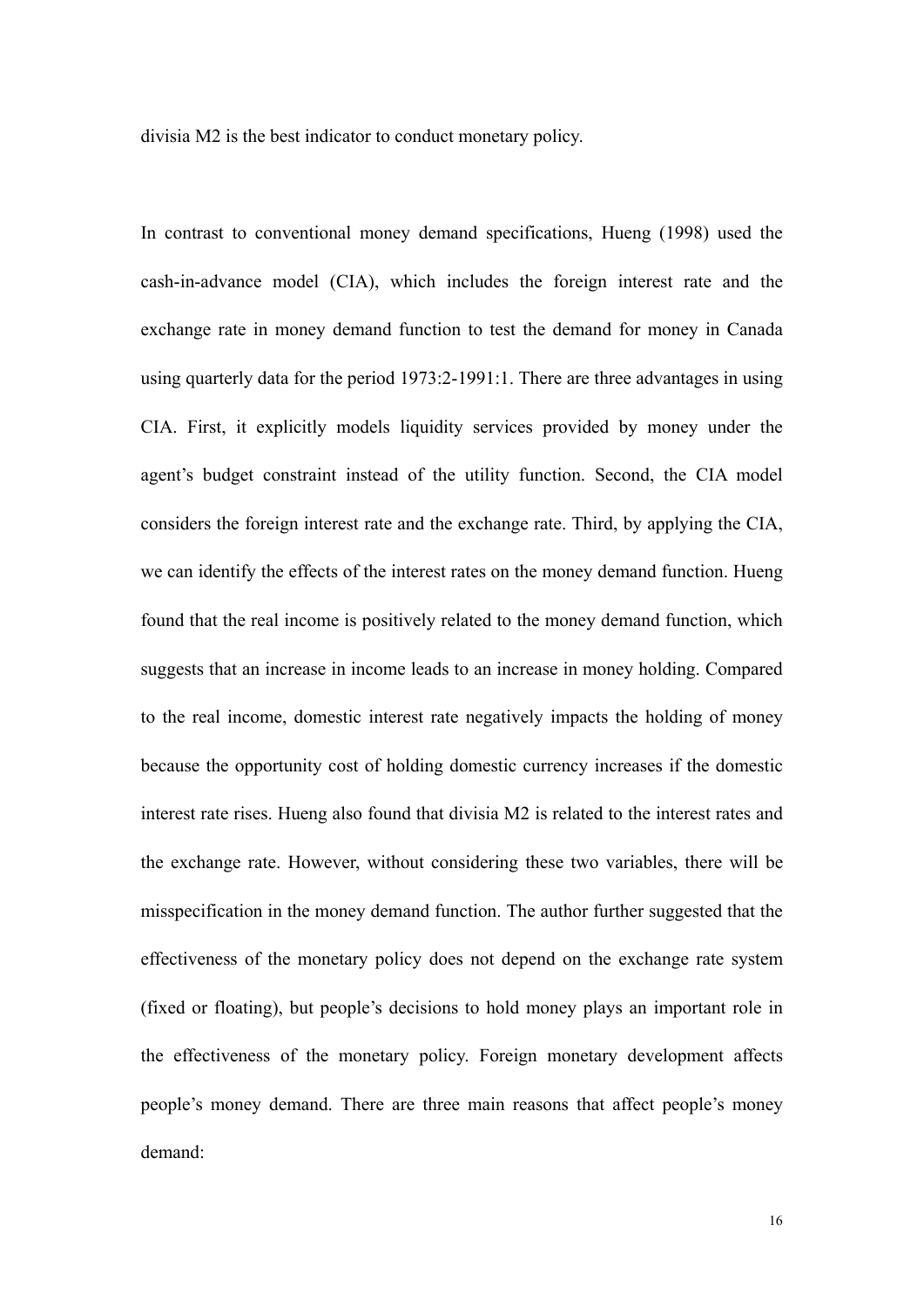divisia M2 is the best indicator to conduct monetary policy.

In contrast to conventional money demand specifications, Hueng (1998) used the cash-in-advance model (CIA), which includes the foreign interest rate and the exchange rate in money demand function to test the demand for money in Canada using quarterly data for the period 1973:2-1991:1. There are three advantages in using CIA. First, it explicitly models liquidity services provided by money under the agent's budget constraint instead of the utility function. Second, the CIA model considers the foreign interest rate and the exchange rate. Third, by applying the CIA, we can identify the effects of the interest rates on the money demand function. Hueng found that the real income is positively related to the money demand function, which suggests that an increase in income leads to an increase in money holding. Compared to the real income, domestic interest rate negatively impacts the holding of money because the opportunity cost of holding domestic currency increases if the domestic interest rate rises. Hueng also found that divisia M2 is related to the interest rates and the exchange rate. However, without considering these two variables, there will be misspecification in the money demand function. The author further suggested that the effectiveness of the monetary policy does not depend on the exchange rate system (fixed or floating), but people's decisions to hold money plays an important role in the effectiveness of the monetary policy. Foreign monetary development affects people's money demand. There are three main reasons that affect people's money demand: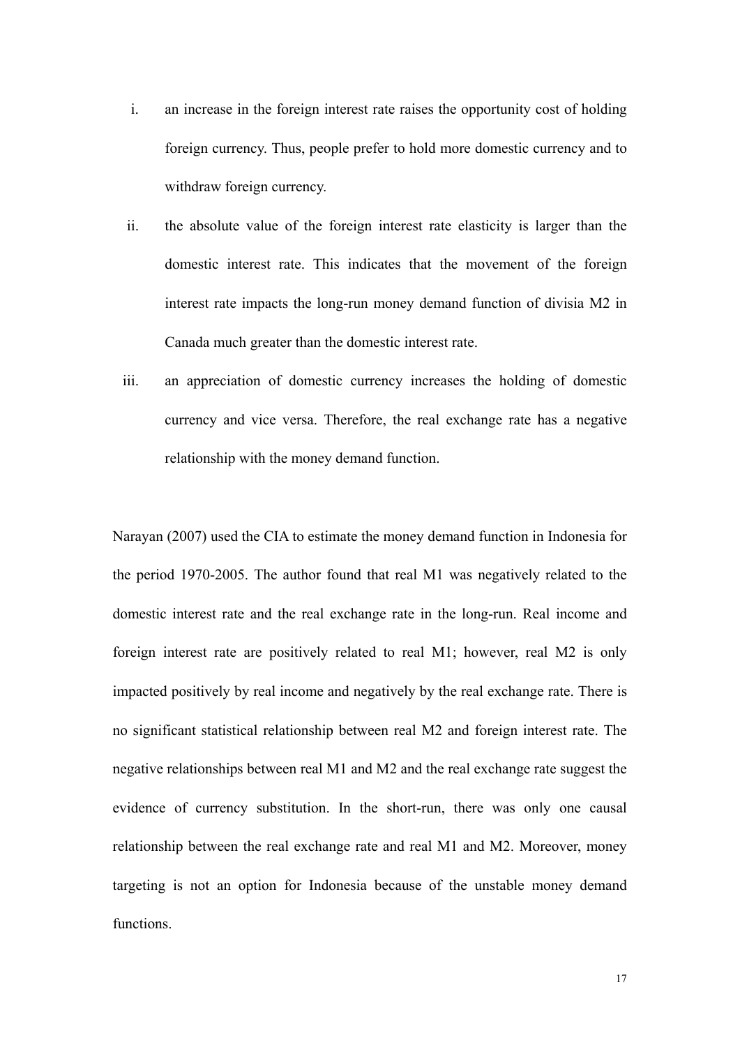i. an increase in the foreign interest rate raises the opportunity cost of holding foreign currency. Thus, people prefer to hold more domestic currency and to withdraw foreign currency.

ii. the absolute value of the foreign interest rate elasticity is larger than the domestic interest rate. This indicates that the movement of the foreign interest rate impacts the long-run money demand function of divisia M2 in Canada much greater than the domestic interest rate.

iii. an appreciation of domestic currency increases the holding of domestic currency and vice versa. Therefore, the real exchange rate has a negative relationship with the money demand function.

Narayan (2007) used the CIA to estimate the money demand function in Indonesia for the period 1970-2005. The author found that real M1 was negatively related to the domestic interest rate and the real exchange rate in the long-run. Real income and foreign interest rate are positively related to real M1; however, real M2 is only impacted positively by real income and negatively by the real exchange rate. There is no significant statistical relationship between real M2 and foreign interest rate. The negative relationships between real M1 and M2 and the real exchange rate suggest the evidence of currency substitution. In the short-run, there was only one causal relationship between the real exchange rate and real M1 and M2. Moreover, money targeting is not an option for Indonesia because of the unstable money demand functions.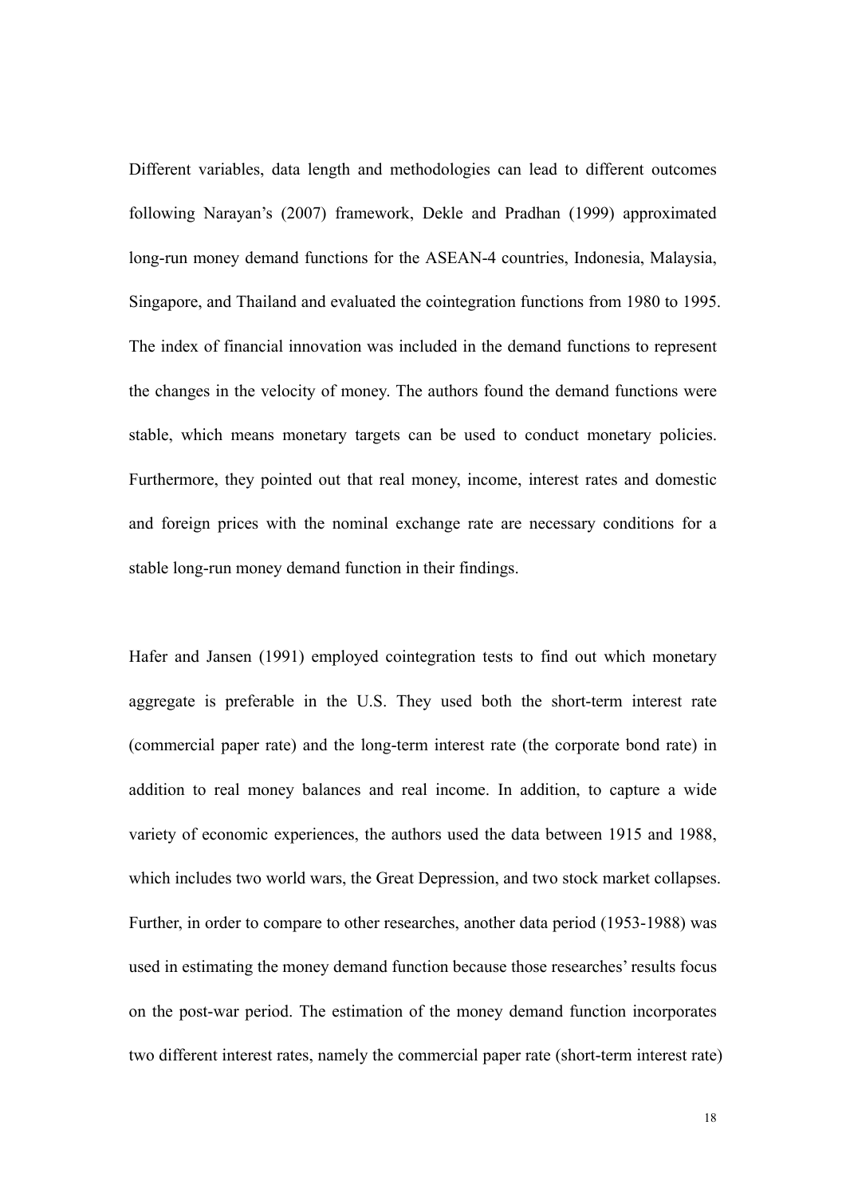Different variables, data length and methodologies can lead to different outcomes following Narayan's (2007) framework, Dekle and Pradhan (1999) approximated long-run money demand functions for the ASEAN-4 countries, Indonesia, Malaysia, Singapore, and Thailand and evaluated the cointegration functions from 1980 to 1995. The index of financial innovation was included in the demand functions to represent the changes in the velocity of money. The authors found the demand functions were stable, which means monetary targets can be used to conduct monetary policies. Furthermore, they pointed out that real money, income, interest rates and domestic and foreign prices with the nominal exchange rate are necessary conditions for a stable long-run money demand function in their findings.

Hafer and Jansen (1991) employed cointegration tests to find out which monetary aggregate is preferable in the U.S. They used both the short-term interest rate (commercial paper rate) and the long-term interest rate (the corporate bond rate) in addition to real money balances and real income. In addition, to capture a wide variety of economic experiences, the authors used the data between 1915 and 1988, which includes two world wars, the Great Depression, and two stock market collapses. Further, in order to compare to other researches, another data period (1953-1988) was used in estimating the money demand function because those researches' results focus on the post-war period. The estimation of the money demand function incorporates two different interest rates, namely the commercial paper rate (short-term interest rate)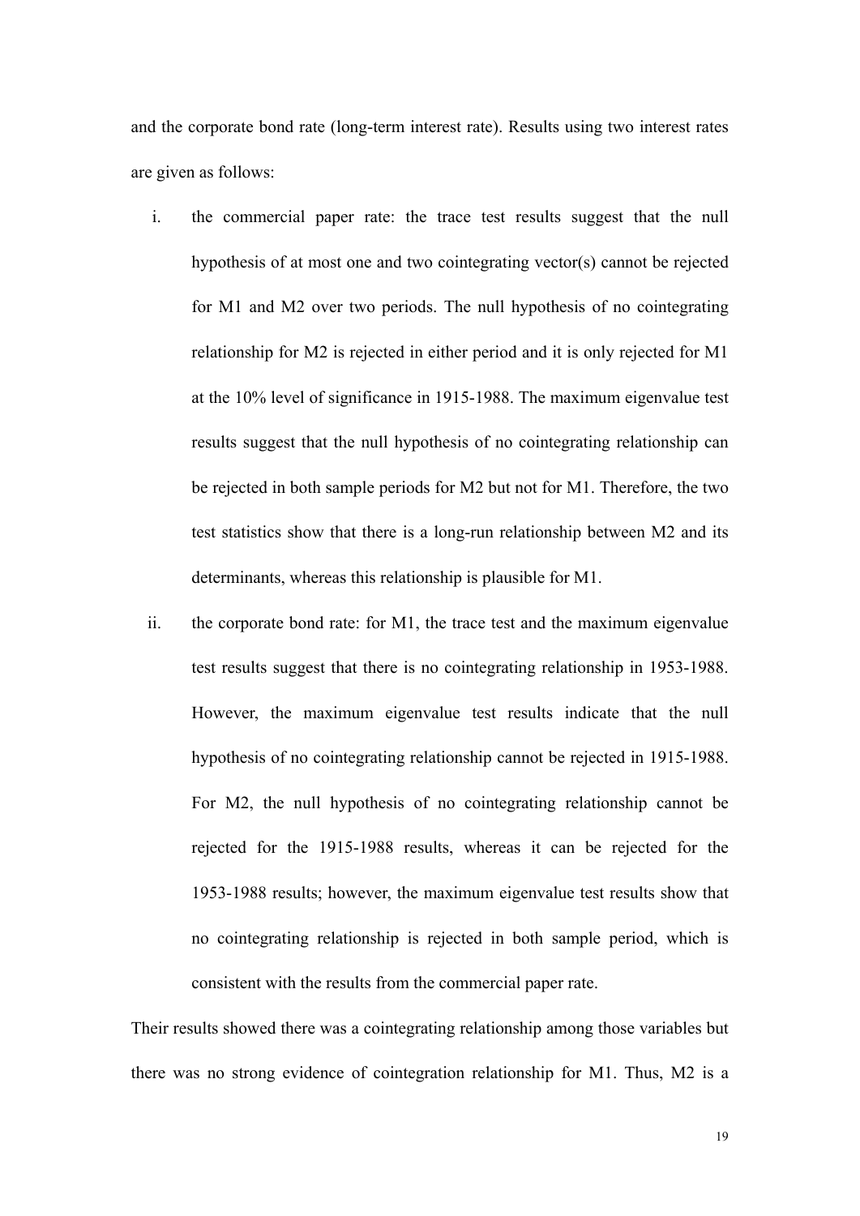and the corporate bond rate (long-term interest rate). Results using two interest rates are given as follows:

i. the commercial paper rate: the trace test results suggest that the null hypothesis of at most one and two cointegrating vector(s) cannot be rejected for M1 and M2 over two periods. The null hypothesis of no cointegrating relationship for M2 is rejected in either period and it is only rejected for M1 at the 10% level of significance in 1915-1988. The maximum eigenvalue test results suggest that the null hypothesis of no cointegrating relationship can be rejected in both sample periods for M2 but not for M1. Therefore, the two test statistics show that there is a long-run relationship between M2 and its determinants, whereas this relationship is plausible for M1.

ii. the corporate bond rate: for M1, the trace test and the maximum eigenvalue test results suggest that there is no cointegrating relationship in 1953-1988. However, the maximum eigenvalue test results indicate that the null hypothesis of no cointegrating relationship cannot be rejected in 1915-1988. For M2, the null hypothesis of no cointegrating relationship cannot be rejected for the 1915-1988 results, whereas it can be rejected for the 1953-1988 results; however, the maximum eigenvalue test results show that no cointegrating relationship is rejected in both sample period, which is consistent with the results from the commercial paper rate.

Their results showed there was a cointegrating relationship among those variables but there was no strong evidence of cointegration relationship for M1. Thus, M2 is a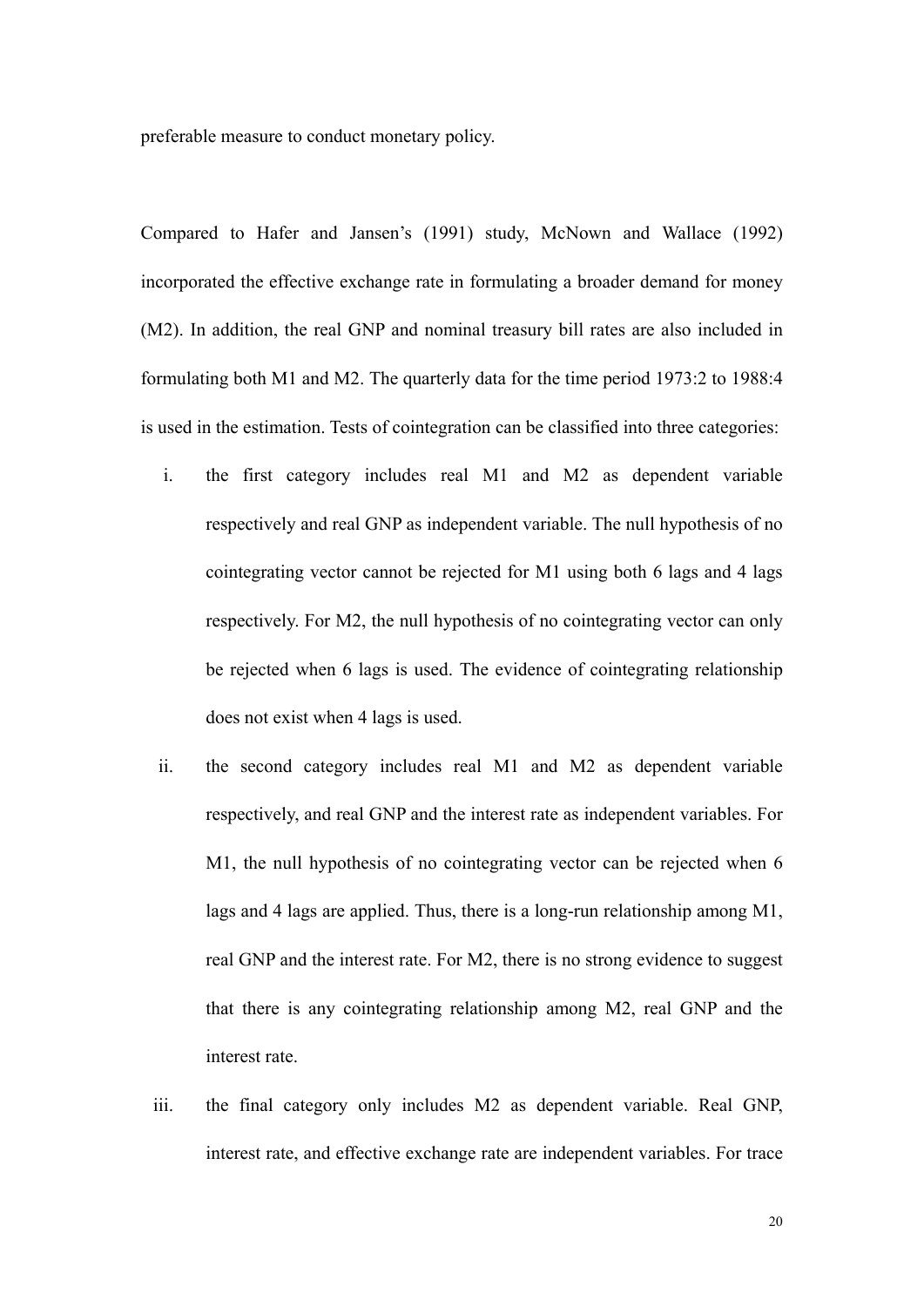preferable measure to conduct monetary policy.

Compared to Hafer and Jansen's (1991) study, McNown and Wallace (1992) incorporated the effective exchange rate in formulating a broader demand for money (M2). In addition, the real GNP and nominal treasury bill rates are also included in formulating both M1 and M2. The quarterly data for the time period 1973:2 to 1988:4 is used in the estimation. Tests of cointegration can be classified into three categories:

i. the first category includes real M1 and M2 as dependent variable respectively and real GNP as independent variable. The null hypothesis of no cointegrating vector cannot be rejected for M1 using both 6 lags and 4 lags respectively. For M2, the null hypothesis of no cointegrating vector can only be rejected when 6 lags is used. The evidence of cointegrating relationship does not exist when 4 lags is used.

ii. the second category includes real M1 and M2 as dependent variable respectively, and real GNP and the interest rate as independent variables. For M1, the null hypothesis of no cointegrating vector can be rejected when 6 lags and 4 lags are applied. Thus, there is a long-run relationship among M1, real GNP and the interest rate. For M2, there is no strong evidence to suggest that there is any cointegrating relationship among M2, real GNP and the interest rate.

iii. the final category only includes M2 as dependent variable. Real GNP, interest rate, and effective exchange rate are independent variables. For trace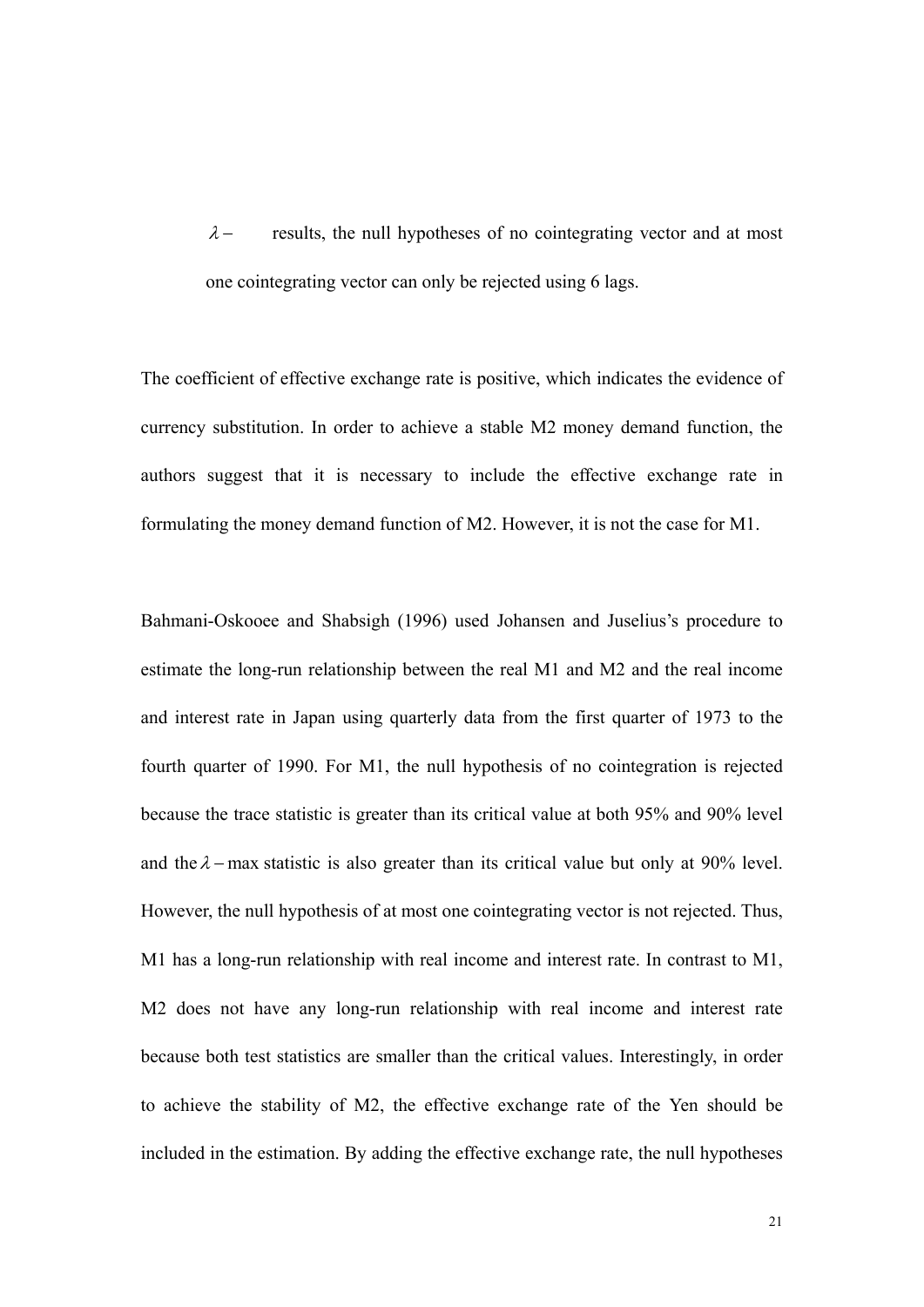$\lambda -$ results, the null hypotheses of no cointegrating vector and at most one cointegrating vector can only be rejected using 6 lags.

The coefficient of effective exchange rate is positive, which indicates the evidence of currency substitution. In order to achieve a stable M2 money demand function, the authors suggest that it is necessary to include the effective exchange rate in formulating the money demand function of M2. However, it is not the case for M1.

Bahmani-Oskooee and Shabsigh (1996) used Johansen and Juselius's procedure to estimate the long-run relationship between the real M1 and M2 and the real income and interest rate in Japan using quarterly data from the first quarter of 1973 to the fourth quarter of 1990. For M1, the null hypothesis of no cointegration is rejected because the trace statistic is greater than its critical value at both 95% and 90% level and the $\lambda -$max statistic is also greater than its critical value but only at 90% level. However, the null hypothesis of at most one cointegrating vector is not rejected. Thus, M1 has a long-run relationship with real income and interest rate. In contrast to M1, M2 does not have any long-run relationship with real income and interest rate because both test statistics are smaller than the critical values. Interestingly, in order to achieve the stability of M2, the effective exchange rate of the Yen should be included in the estimation. By adding the effective exchange rate, the null hypotheses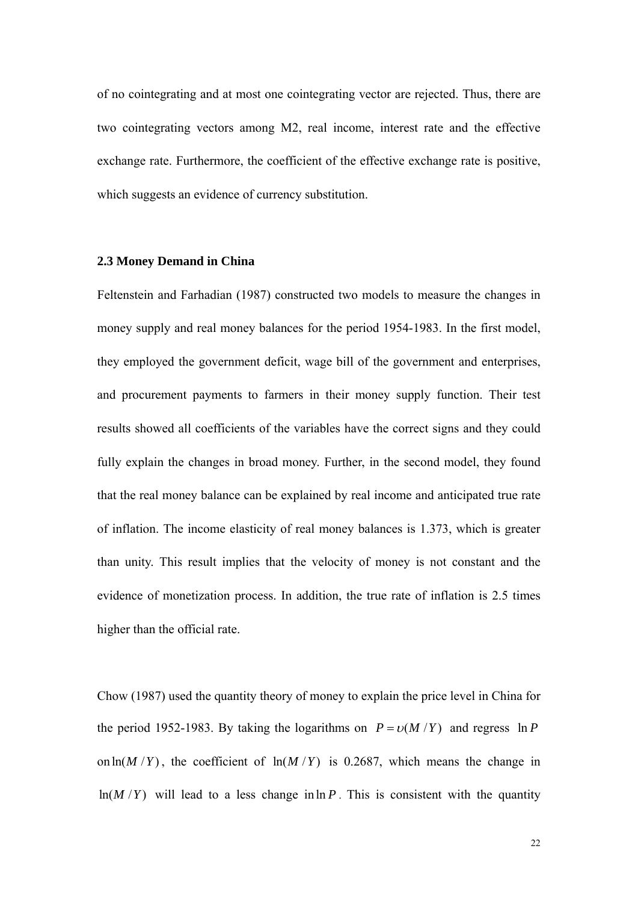of no cointegrating and at most one cointegrating vector are rejected. Thus, there are two cointegrating vectors among M2, real income, interest rate and the effective exchange rate. Furthermore, the coefficient of the effective exchange rate is positive, which suggests an evidence of currency substitution.

### 2.3 Money Demand in China

Feltenstein and Farhadian (1987) constructed two models to measure the changes in money supply and real money balances for the period 1954-1983. In the first model, they employed the government deficit, wage bill of the government and enterprises, and procurement payments to farmers in their money supply function. Their test results showed all coefficients of the variables have the correct signs and they could fully explain the changes in broad money. Further, in the second model, they found that the real money balance can be explained by real income and anticipated true rate of inflation. The income elasticity of real money balances is 1.373, which is greater than unity. This result implies that the velocity of money is not constant and the evidence of monetization process. In addition, the true rate of inflation is 2.5 times higher than the official rate.

Chow (1987) used the quantity theory of money to explain the price level in China for the period 1952-1983. By taking the logarithms on $P = \upsilon(M/Y)$ and regress $\ln P$ on $\ln(M/Y)$, the coefficient of $\ln(M/Y)$ is 0.2687, which means the change in $\ln(M/Y)$ will lead to a less change in $\ln P$. This is consistent with the quantity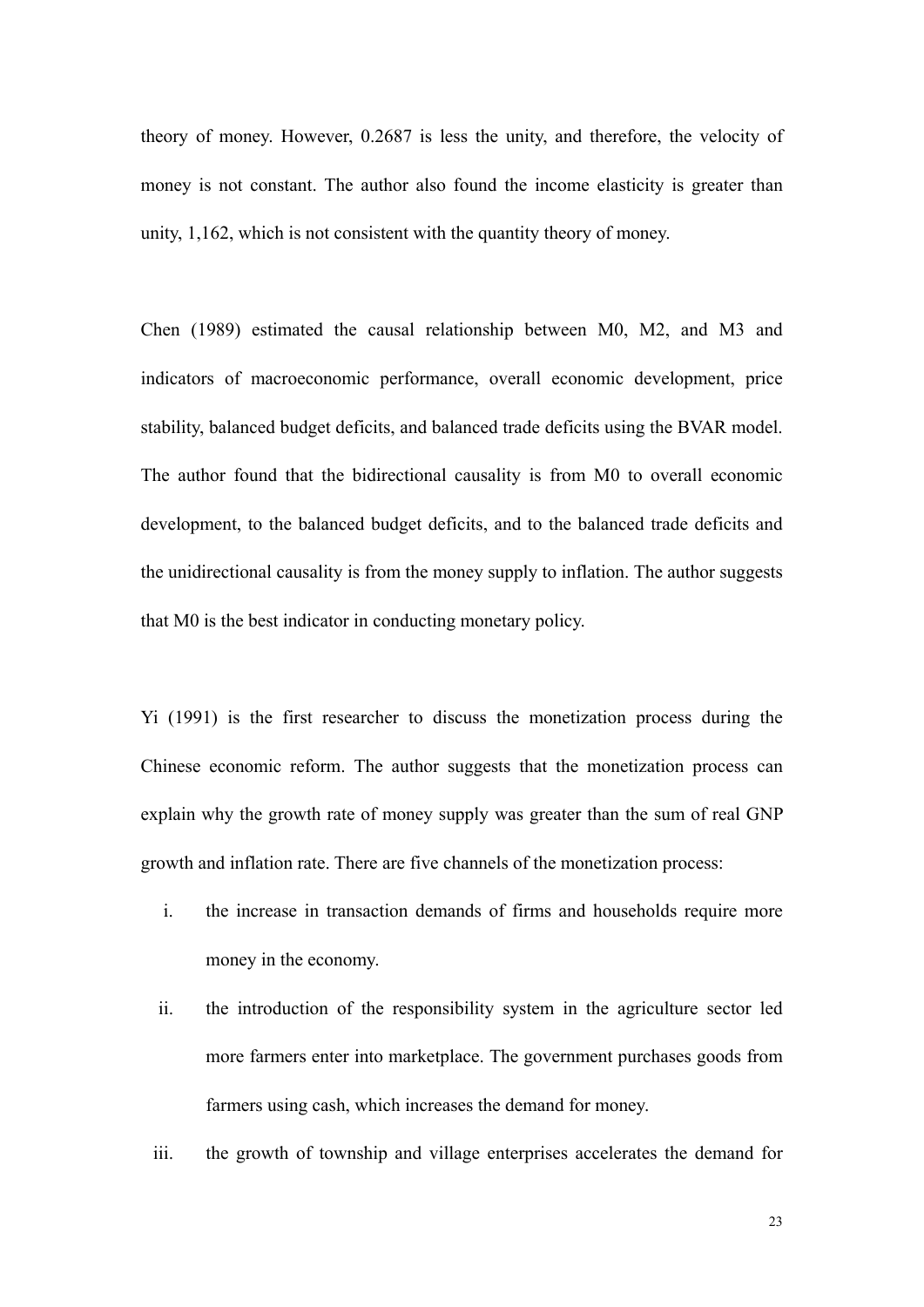theory of money. However, 0.2687 is less the unity, and therefore, the velocity of money is not constant. The author also found the income elasticity is greater than unity, 1,162, which is not consistent with the quantity theory of money.

Chen (1989) estimated the causal relationship between M0, M2, and M3 and indicators of macroeconomic performance, overall economic development, price stability, balanced budget deficits, and balanced trade deficits using the BVAR model. The author found that the bidirectional causality is from M0 to overall economic development, to the balanced budget deficits, and to the balanced trade deficits and the unidirectional causality is from the money supply to inflation. The author suggests that M0 is the best indicator in conducting monetary policy.

Yi (1991) is the first researcher to discuss the monetization process during the Chinese economic reform. The author suggests that the monetization process can explain why the growth rate of money supply was greater than the sum of real GNP growth and inflation rate. There are five channels of the monetization process:

i. the increase in transaction demands of firms and households require more money in the economy.
ii. the introduction of the responsibility system in the agriculture sector led more farmers enter into marketplace. The government purchases goods from farmers using cash, which increases the demand for money.
iii. the growth of township and village enterprises accelerates the demand for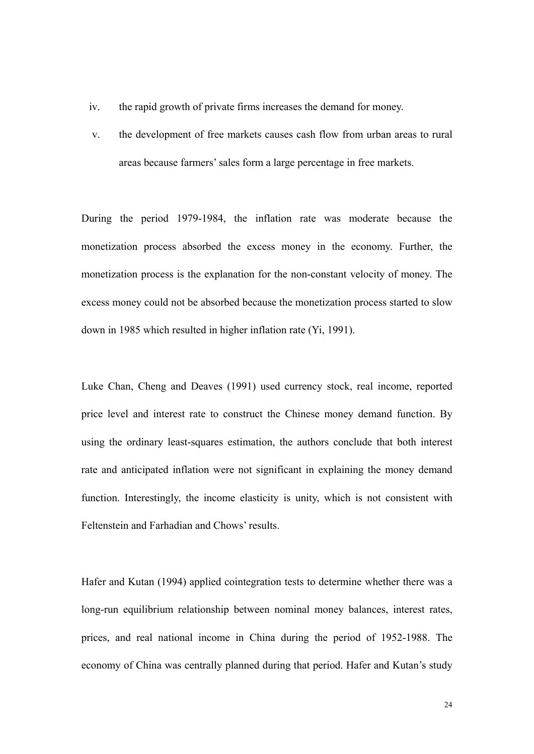iv. the rapid growth of private firms increases the demand for money.

v. the development of free markets causes cash flow from urban areas to rural areas because farmers' sales form a large percentage in free markets.

During the period 1979-1984, the inflation rate was moderate because the monetization process absorbed the excess money in the economy. Further, the monetization process is the explanation for the non-constant velocity of money. The excess money could not be absorbed because the monetization process started to slow down in 1985 which resulted in higher inflation rate (Yi, 1991).

Luke Chan, Cheng and Deaves (1991) used currency stock, real income, reported price level and interest rate to construct the Chinese money demand function. By using the ordinary least-squares estimation, the authors conclude that both interest rate and anticipated inflation were not significant in explaining the money demand function. Interestingly, the income elasticity is unity, which is not consistent with Feltenstein and Farhadian and Chows' results.

Hafer and Kutan (1994) applied cointegration tests to determine whether there was a long-run equilibrium relationship between nominal money balances, interest rates, prices, and real national income in China during the period of 1952-1988. The economy of China was centrally planned during that period. Hafer and Kutan's study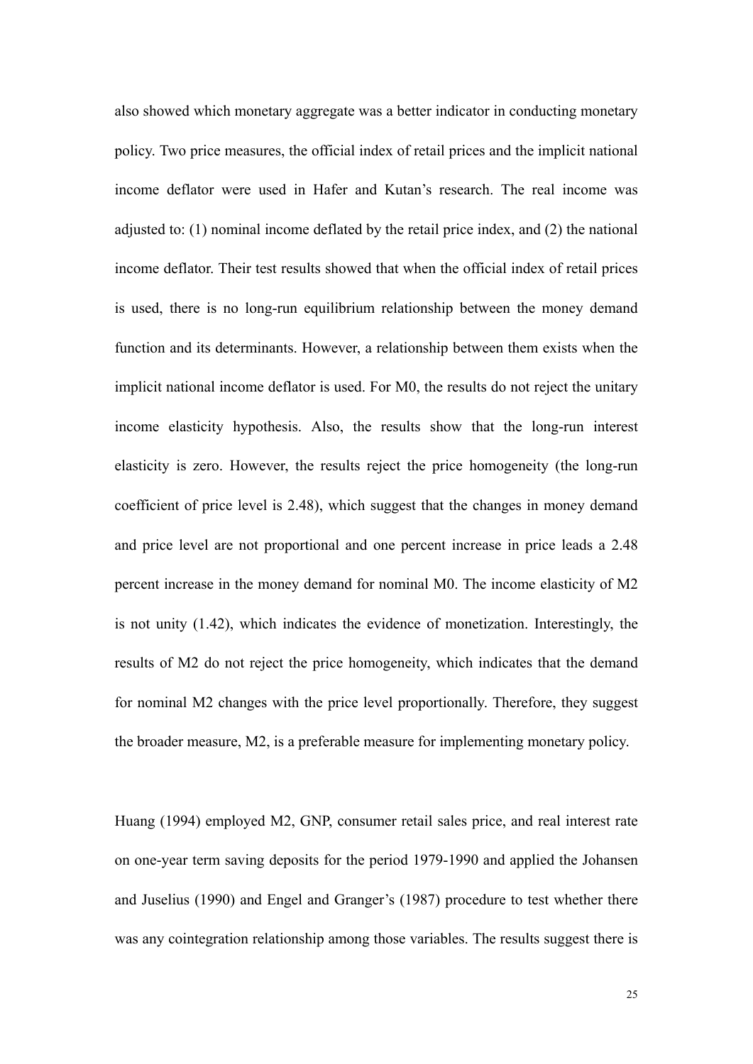also showed which monetary aggregate was a better indicator in conducting monetary policy. Two price measures, the official index of retail prices and the implicit national income deflator were used in Hafer and Kutan's research. The real income was adjusted to: (1) nominal income deflated by the retail price index, and (2) the national income deflator. Their test results showed that when the official index of retail prices is used, there is no long-run equilibrium relationship between the money demand function and its determinants. However, a relationship between them exists when the implicit national income deflator is used. For M0, the results do not reject the unitary income elasticity hypothesis. Also, the results show that the long-run interest elasticity is zero. However, the results reject the price homogeneity (the long-run coefficient of price level is 2.48), which suggest that the changes in money demand and price level are not proportional and one percent increase in price leads a 2.48 percent increase in the money demand for nominal M0. The income elasticity of M2 is not unity (1.42), which indicates the evidence of monetization. Interestingly, the results of M2 do not reject the price homogeneity, which indicates that the demand for nominal M2 changes with the price level proportionally. Therefore, they suggest the broader measure, M2, is a preferable measure for implementing monetary policy.

Huang (1994) employed M2, GNP, consumer retail sales price, and real interest rate on one-year term saving deposits for the period 1979-1990 and applied the Johansen and Juselius (1990) and Engel and Granger's (1987) procedure to test whether there was any cointegration relationship among those variables. The results suggest there is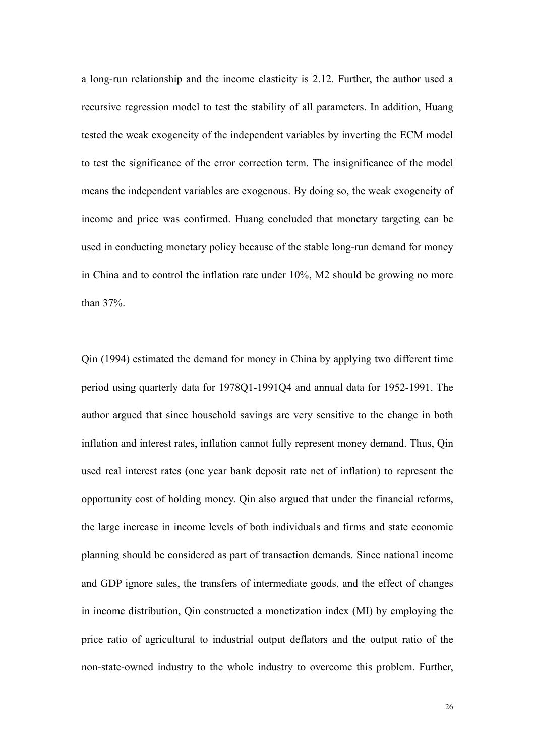a long-run relationship and the income elasticity is 2.12. Further, the author used a recursive regression model to test the stability of all parameters. In addition, Huang tested the weak exogeneity of the independent variables by inverting the ECM model to test the significance of the error correction term. The insignificance of the model means the independent variables are exogenous. By doing so, the weak exogeneity of income and price was confirmed. Huang concluded that monetary targeting can be used in conducting monetary policy because of the stable long-run demand for money in China and to control the inflation rate under 10%, M2 should be growing no more than 37%.

Qin (1994) estimated the demand for money in China by applying two different time period using quarterly data for 1978Q1-1991Q4 and annual data for 1952-1991. The author argued that since household savings are very sensitive to the change in both inflation and interest rates, inflation cannot fully represent money demand. Thus, Qin used real interest rates (one year bank deposit rate net of inflation) to represent the opportunity cost of holding money. Qin also argued that under the financial reforms, the large increase in income levels of both individuals and firms and state economic planning should be considered as part of transaction demands. Since national income and GDP ignore sales, the transfers of intermediate goods, and the effect of changes in income distribution, Qin constructed a monetization index (MI) by employing the price ratio of agricultural to industrial output deflators and the output ratio of the non-state-owned industry to the whole industry to overcome this problem. Further,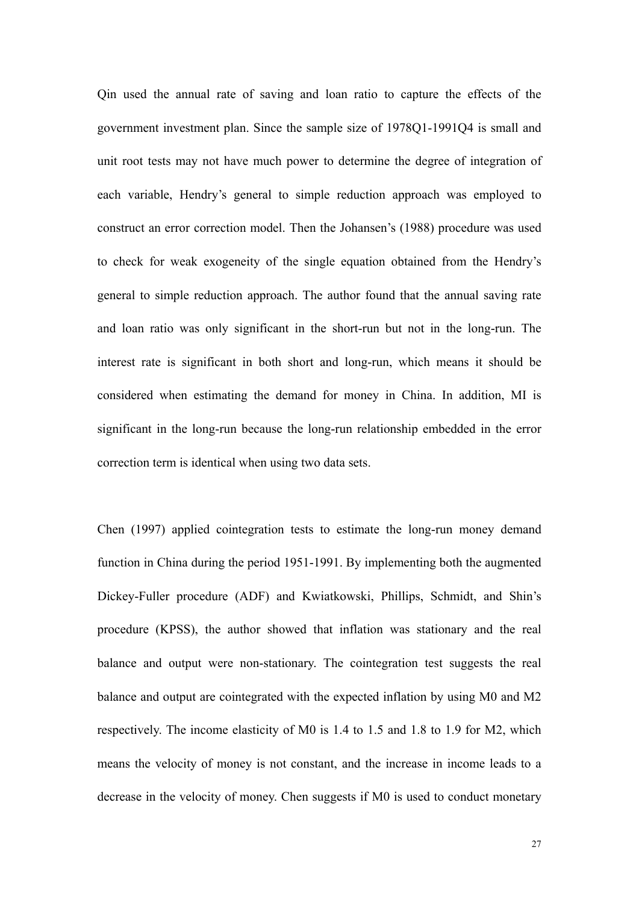Qin used the annual rate of saving and loan ratio to capture the effects of the government investment plan. Since the sample size of 1978Q1-1991Q4 is small and unit root tests may not have much power to determine the degree of integration of each variable, Hendry's general to simple reduction approach was employed to construct an error correction model. Then the Johansen's (1988) procedure was used to check for weak exogeneity of the single equation obtained from the Hendry's general to simple reduction approach. The author found that the annual saving rate and loan ratio was only significant in the short-run but not in the long-run. The interest rate is significant in both short and long-run, which means it should be considered when estimating the demand for money in China. In addition, MI is significant in the long-run because the long-run relationship embedded in the error correction term is identical when using two data sets.

Chen (1997) applied cointegration tests to estimate the long-run money demand function in China during the period 1951-1991. By implementing both the augmented Dickey-Fuller procedure (ADF) and Kwiatkowski, Phillips, Schmidt, and Shin's procedure (KPSS), the author showed that inflation was stationary and the real balance and output were non-stationary. The cointegration test suggests the real balance and output are cointegrated with the expected inflation by using M0 and M2 respectively. The income elasticity of M0 is 1.4 to 1.5 and 1.8 to 1.9 for M2, which means the velocity of money is not constant, and the increase in income leads to a decrease in the velocity of money. Chen suggests if M0 is used to conduct monetary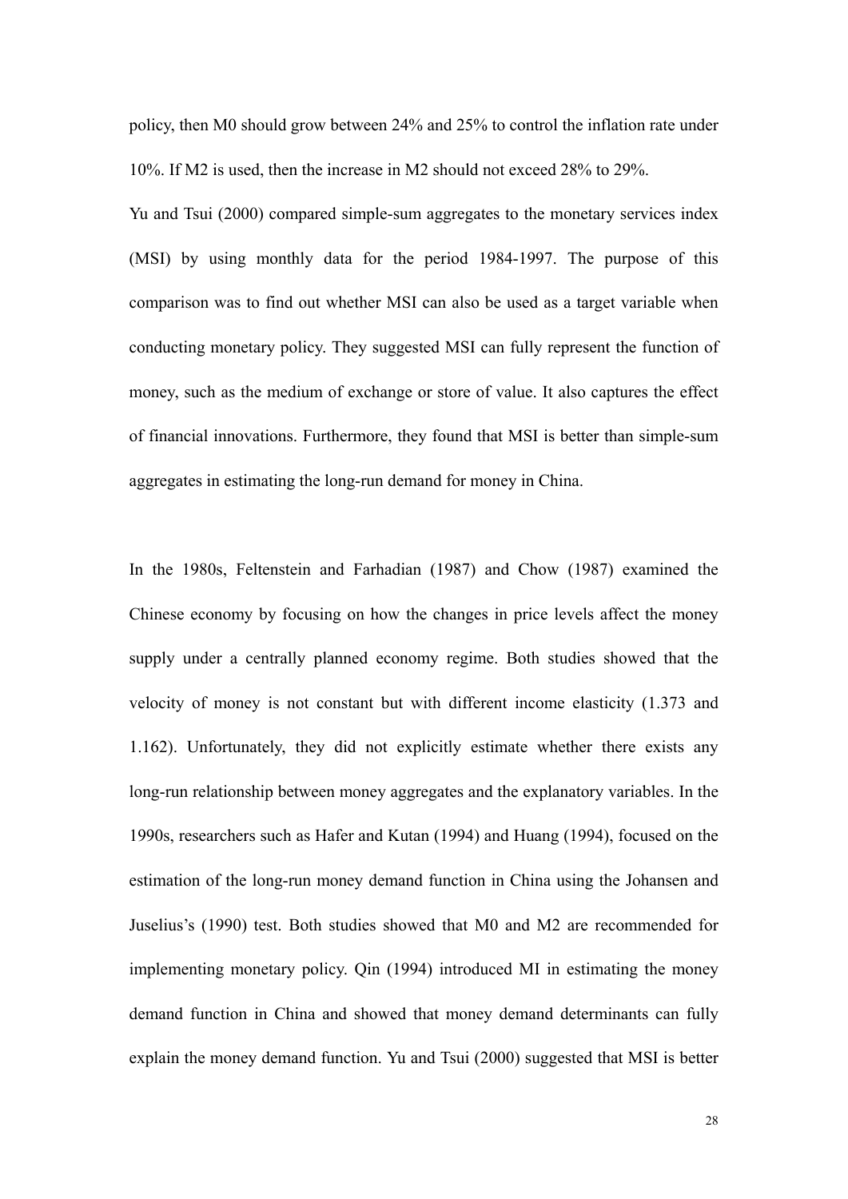policy, then M0 should grow between 24% and 25% to control the inflation rate under 10%. If M2 is used, then the increase in M2 should not exceed 28% to 29%.

Yu and Tsui (2000) compared simple-sum aggregates to the monetary services index (MSI) by using monthly data for the period 1984-1997. The purpose of this comparison was to find out whether MSI can also be used as a target variable when conducting monetary policy. They suggested MSI can fully represent the function of money, such as the medium of exchange or store of value. It also captures the effect of financial innovations. Furthermore, they found that MSI is better than simple-sum aggregates in estimating the long-run demand for money in China.

In the 1980s, Feltenstein and Farhadian (1987) and Chow (1987) examined the Chinese economy by focusing on how the changes in price levels affect the money supply under a centrally planned economy regime. Both studies showed that the velocity of money is not constant but with different income elasticity (1.373 and 1.162). Unfortunately, they did not explicitly estimate whether there exists any long-run relationship between money aggregates and the explanatory variables. In the 1990s, researchers such as Hafer and Kutan (1994) and Huang (1994), focused on the estimation of the long-run money demand function in China using the Johansen and Juselius's (1990) test. Both studies showed that M0 and M2 are recommended for implementing monetary policy. Qin (1994) introduced MI in estimating the money demand function in China and showed that money demand determinants can fully explain the money demand function. Yu and Tsui (2000) suggested that MSI is better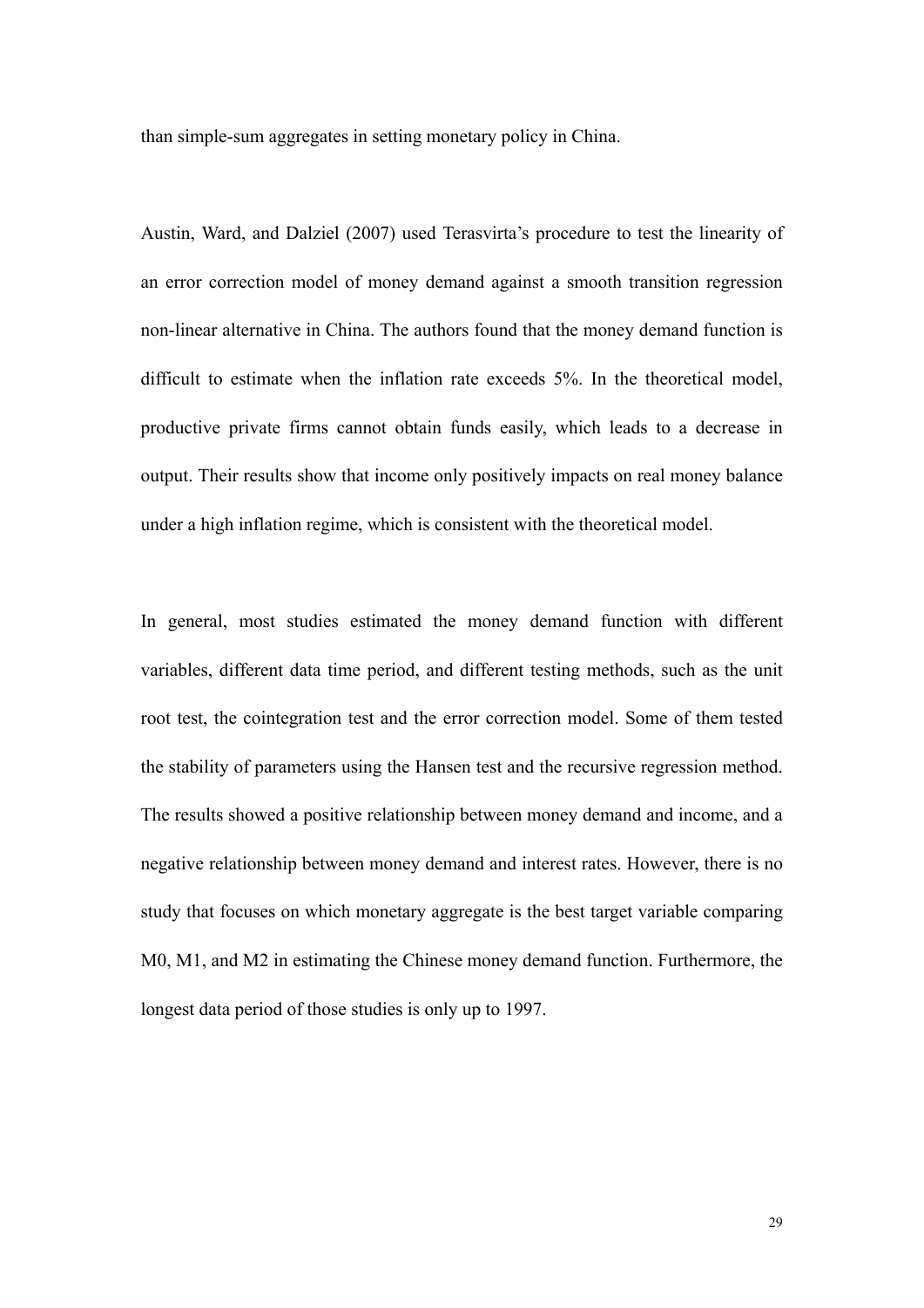than simple-sum aggregates in setting monetary policy in China.

Austin, Ward, and Dalziel (2007) used Terasvirta's procedure to test the linearity of an error correction model of money demand against a smooth transition regression non-linear alternative in China. The authors found that the money demand function is difficult to estimate when the inflation rate exceeds 5%. In the theoretical model, productive private firms cannot obtain funds easily, which leads to a decrease in output. Their results show that income only positively impacts on real money balance under a high inflation regime, which is consistent with the theoretical model.

In general, most studies estimated the money demand function with different variables, different data time period, and different testing methods, such as the unit root test, the cointegration test and the error correction model. Some of them tested the stability of parameters using the Hansen test and the recursive regression method. The results showed a positive relationship between money demand and income, and a negative relationship between money demand and interest rates. However, there is no study that focuses on which monetary aggregate is the best target variable comparing M0, M1, and M2 in estimating the Chinese money demand function. Furthermore, the longest data period of those studies is only up to 1997.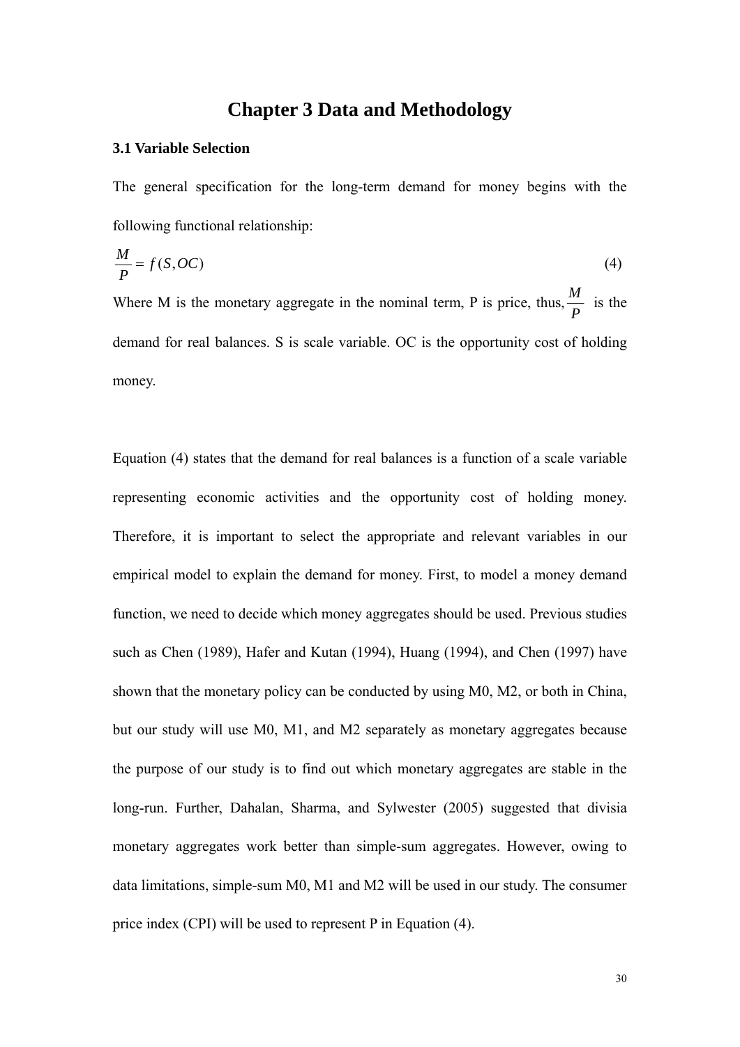# Chapter 3 Data and Methodology

### 3.1 Variable Selection

The general specification for the long-term demand for money begins with the following functional relationship:

$$\frac{M}{P} = f(S, OC) \tag{4}$$

Where M is the monetary aggregate in the nominal term, P is price, thus, $\frac{M}{P}$ is the demand for real balances. S is scale variable. OC is the opportunity cost of holding money.

Equation (4) states that the demand for real balances is a function of a scale variable representing economic activities and the opportunity cost of holding money. Therefore, it is important to select the appropriate and relevant variables in our empirical model to explain the demand for money. First, to model a money demand function, we need to decide which money aggregates should be used. Previous studies such as Chen (1989), Hafer and Kutan (1994), Huang (1994), and Chen (1997) have shown that the monetary policy can be conducted by using M0, M2, or both in China, but our study will use M0, M1, and M2 separately as monetary aggregates because the purpose of our study is to find out which monetary aggregates are stable in the long-run. Further, Dahalan, Sharma, and Sylwester (2005) suggested that divisia monetary aggregates work better than simple-sum aggregates. However, owing to data limitations, simple-sum M0, M1 and M2 will be used in our study. The consumer price index (CPI) will be used to represent P in Equation (4).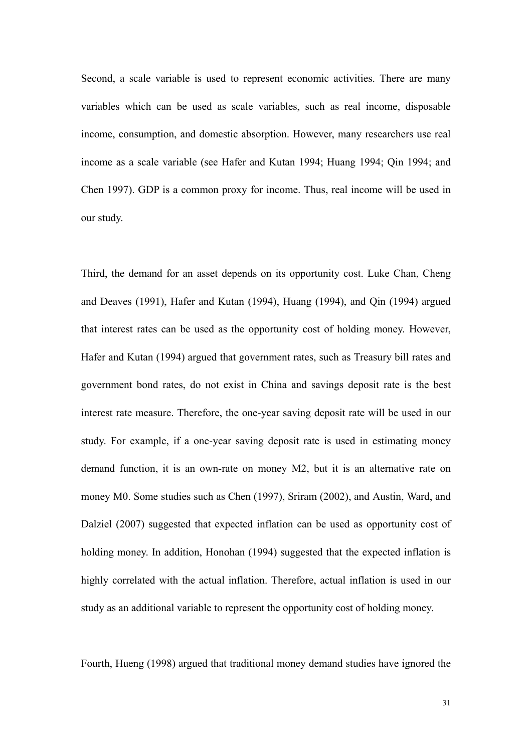Second, a scale variable is used to represent economic activities. There are many variables which can be used as scale variables, such as real income, disposable income, consumption, and domestic absorption. However, many researchers use real income as a scale variable (see Hafer and Kutan 1994; Huang 1994; Qin 1994; and Chen 1997). GDP is a common proxy for income. Thus, real income will be used in our study.

Third, the demand for an asset depends on its opportunity cost. Luke Chan, Cheng and Deaves (1991), Hafer and Kutan (1994), Huang (1994), and Qin (1994) argued that interest rates can be used as the opportunity cost of holding money. However, Hafer and Kutan (1994) argued that government rates, such as Treasury bill rates and government bond rates, do not exist in China and savings deposit rate is the best interest rate measure. Therefore, the one-year saving deposit rate will be used in our study. For example, if a one-year saving deposit rate is used in estimating money demand function, it is an own-rate on money M2, but it is an alternative rate on money M0. Some studies such as Chen (1997), Sriram (2002), and Austin, Ward, and Dalziel (2007) suggested that expected inflation can be used as opportunity cost of holding money. In addition, Honohan (1994) suggested that the expected inflation is highly correlated with the actual inflation. Therefore, actual inflation is used in our study as an additional variable to represent the opportunity cost of holding money.

Fourth, Hueng (1998) argued that traditional money demand studies have ignored the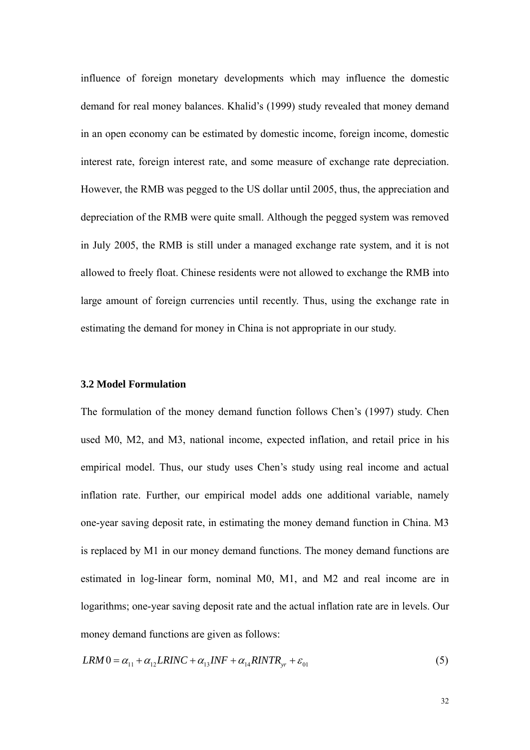influence of foreign monetary developments which may influence the domestic demand for real money balances. Khalid's (1999) study revealed that money demand in an open economy can be estimated by domestic income, foreign income, domestic interest rate, foreign interest rate, and some measure of exchange rate depreciation. However, the RMB was pegged to the US dollar until 2005, thus, the appreciation and depreciation of the RMB were quite small. Although the pegged system was removed in July 2005, the RMB is still under a managed exchange rate system, and it is not allowed to freely float. Chinese residents were not allowed to exchange the RMB into large amount of foreign currencies until recently. Thus, using the exchange rate in estimating the demand for money in China is not appropriate in our study.

### 3.2 Model Formulation

The formulation of the money demand function follows Chen's (1997) study. Chen used M0, M2, and M3, national income, expected inflation, and retail price in his empirical model. Thus, our study uses Chen's study using real income and actual inflation rate. Further, our empirical model adds one additional variable, namely one-year saving deposit rate, in estimating the money demand function in China. M3 is replaced by M1 in our money demand functions. The money demand functions are estimated in log-linear form, nominal M0, M1, and M2 and real income are in logarithms; one-year saving deposit rate and the actual inflation rate are in levels. Our money demand functions are given as follows:

$$LRM0 = \alpha_{11} + \alpha_{12} LRINC + \alpha_{13} INF + \alpha_{14} RINTR_{yr} + \varepsilon_{01} \tag{5}$$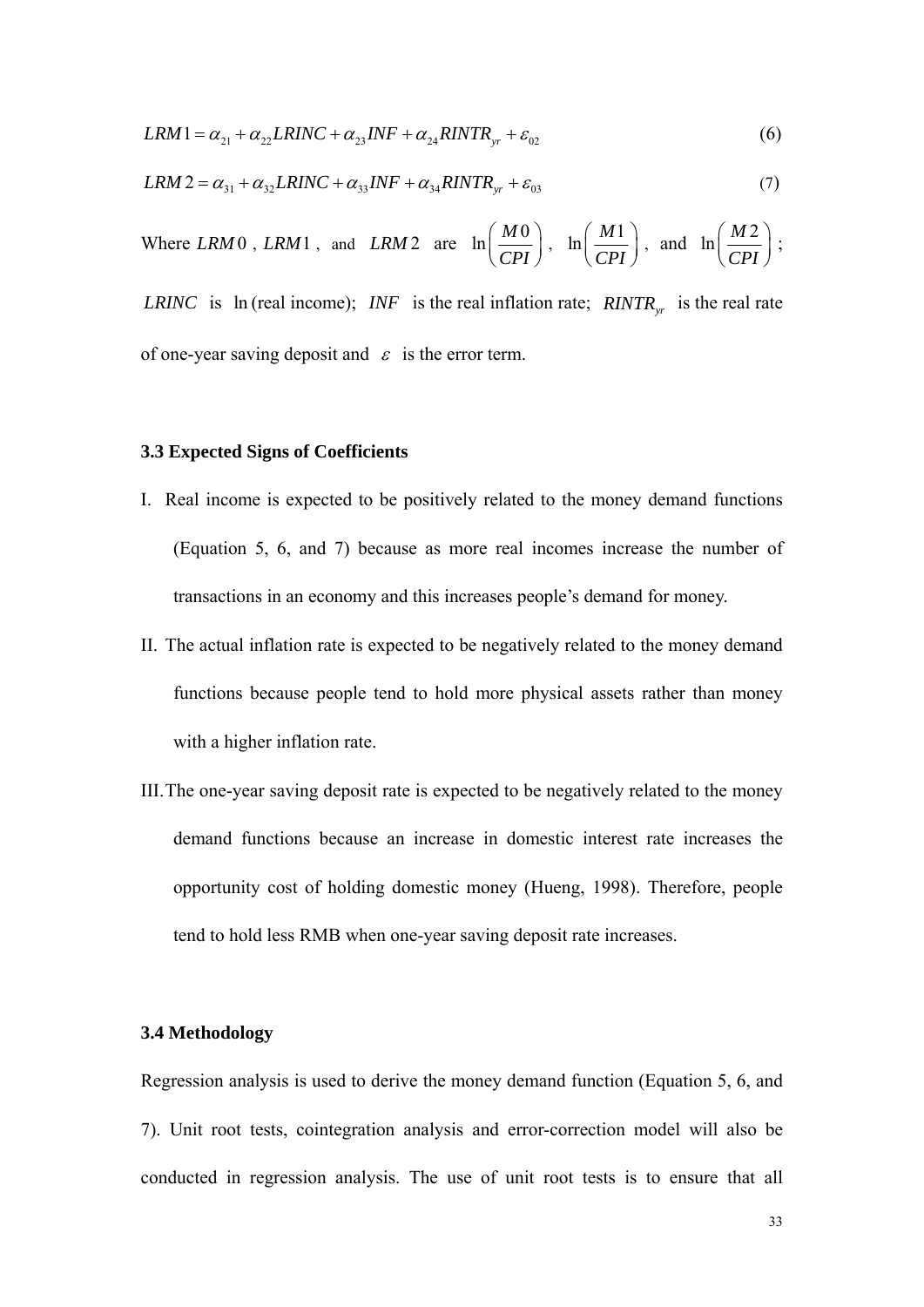$$LRM1 = \alpha_{21} + \alpha_{22} LRINC + \alpha_{23} INF + \alpha_{24} RINTR_{yr} + \varepsilon_{02} \tag{6}$$

$$LRM2 = \alpha_{31} + \alpha_{32} LRINC + \alpha_{33} INF + \alpha_{34} RINTR_{yr} + \varepsilon_{03} \tag{7}$$

Where $LRM0$, $LRM1$, and $LRM2$ are $\ln\left(\frac{M0}{CPI}\right)$, $\ln\left(\frac{M1}{CPI}\right)$, and $\ln\left(\frac{M2}{CPI}\right)$; $LRINC$ is $\ln$(real income); $INF$ is the real inflation rate; $RINTR_{yr}$ is the real rate of one-year saving deposit and $\varepsilon$ is the error term.

### 3.3 Expected Signs of Coefficients

I. Real income is expected to be positively related to the money demand functions (Equation 5, 6, and 7) because as more real incomes increase the number of transactions in an economy and this increases people's demand for money.

II. The actual inflation rate is expected to be negatively related to the money demand functions because people tend to hold more physical assets rather than money with a higher inflation rate.

III. The one-year saving deposit rate is expected to be negatively related to the money demand functions because an increase in domestic interest rate increases the opportunity cost of holding domestic money (Hueng, 1998). Therefore, people tend to hold less RMB when one-year saving deposit rate increases.

### 3.4 Methodology

Regression analysis is used to derive the money demand function (Equation 5, 6, and 7). Unit root tests, cointegration analysis and error-correction model will also be conducted in regression analysis. The use of unit root tests is to ensure that all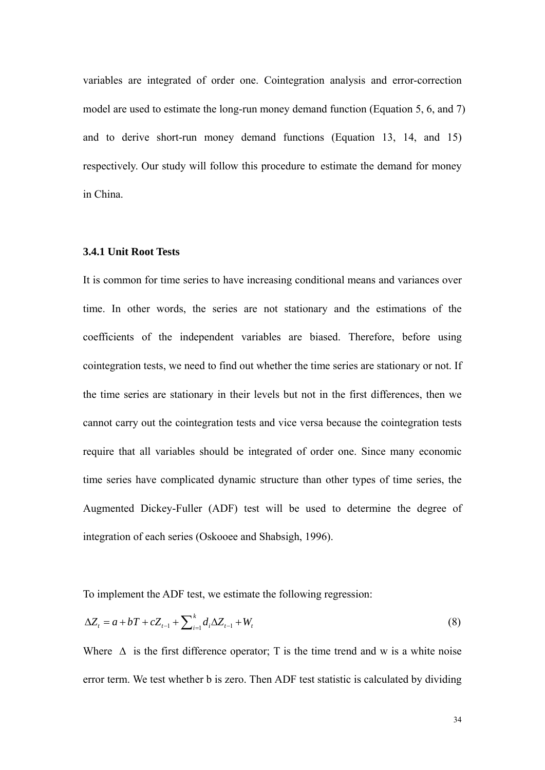variables are integrated of order one. Cointegration analysis and error-correction model are used to estimate the long-run money demand function (Equation 5, 6, and 7) and to derive short-run money demand functions (Equation 13, 14, and 15) respectively. Our study will follow this procedure to estimate the demand for money in China.

### 3.4.1 Unit Root Tests

It is common for time series to have increasing conditional means and variances over time. In other words, the series are not stationary and the estimations of the coefficients of the independent variables are biased. Therefore, before using cointegration tests, we need to find out whether the time series are stationary or not. If the time series are stationary in their levels but not in the first differences, then we cannot carry out the cointegration tests and vice versa because the cointegration tests require that all variables should be integrated of order one. Since many economic time series have complicated dynamic structure than other types of time series, the Augmented Dickey-Fuller (ADF) test will be used to determine the degree of integration of each series (Oskooee and Shabsigh, 1996).

To implement the ADF test, we estimate the following regression:

$$\Delta Z_t = a + bT + cZ_{t-1} + \sum_{i=1}^{k} d_i \Delta Z_{t-1} + W_t \tag{8}$$

Where $\Delta$ is the first difference operator; T is the time trend and w is a white noise error term. We test whether b is zero. Then ADF test statistic is calculated by dividing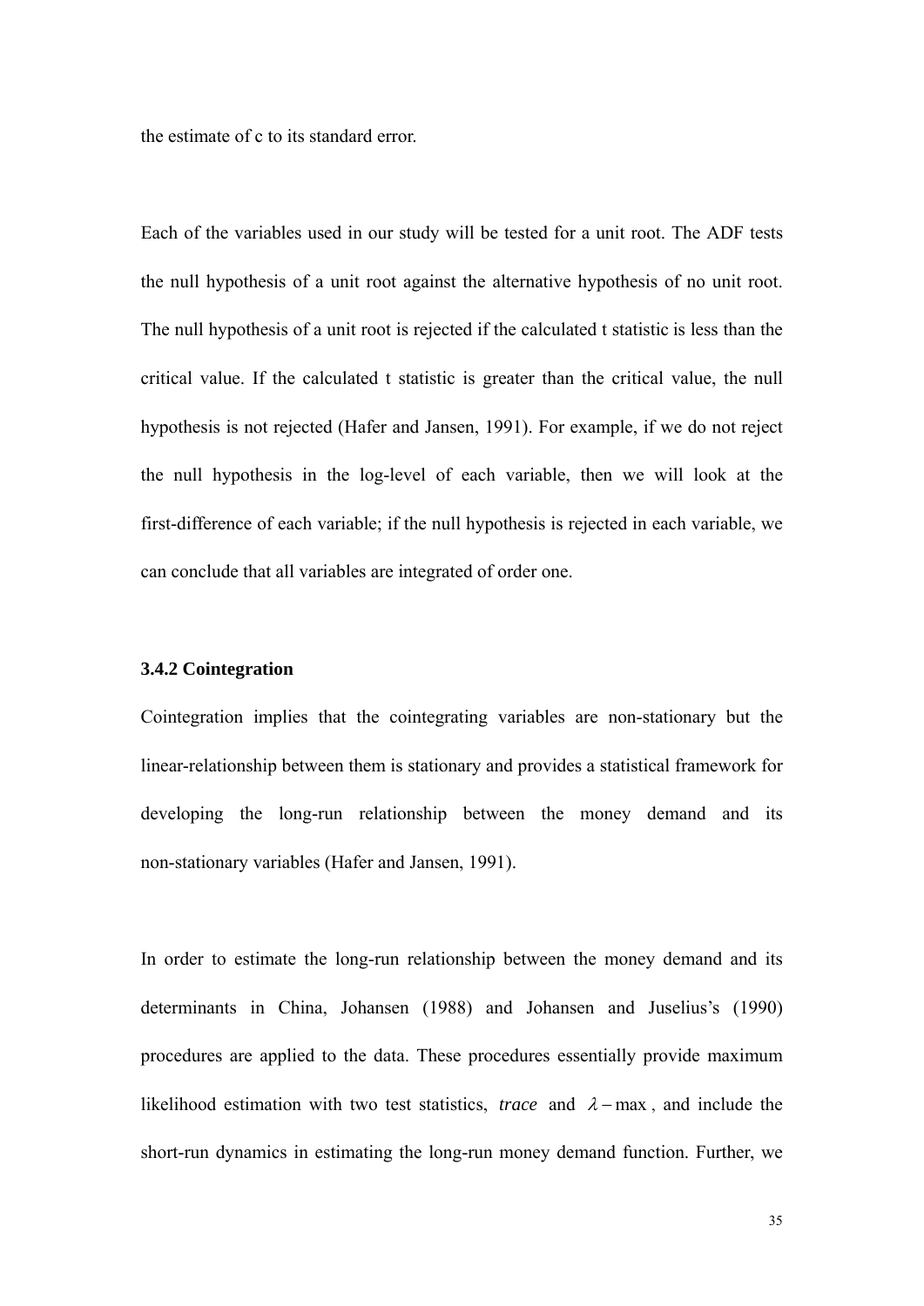the estimate of c to its standard error.

Each of the variables used in our study will be tested for a unit root. The ADF tests the null hypothesis of a unit root against the alternative hypothesis of no unit root. The null hypothesis of a unit root is rejected if the calculated t statistic is less than the critical value. If the calculated t statistic is greater than the critical value, the null hypothesis is not rejected (Hafer and Jansen, 1991). For example, if we do not reject the null hypothesis in the log-level of each variable, then we will look at the first-difference of each variable; if the null hypothesis is rejected in each variable, we can conclude that all variables are integrated of order one.

### 3.4.2 Cointegration

Cointegration implies that the cointegrating variables are non-stationary but the linear-relationship between them is stationary and provides a statistical framework for developing the long-run relationship between the money demand and its non-stationary variables (Hafer and Jansen, 1991).

In order to estimate the long-run relationship between the money demand and its determinants in China, Johansen (1988) and Johansen and Juselius's (1990) procedures are applied to the data. These procedures essentially provide maximum likelihood estimation with two test statistics, *trace* and $\lambda - \max$, and include the short-run dynamics in estimating the long-run money demand function. Further, we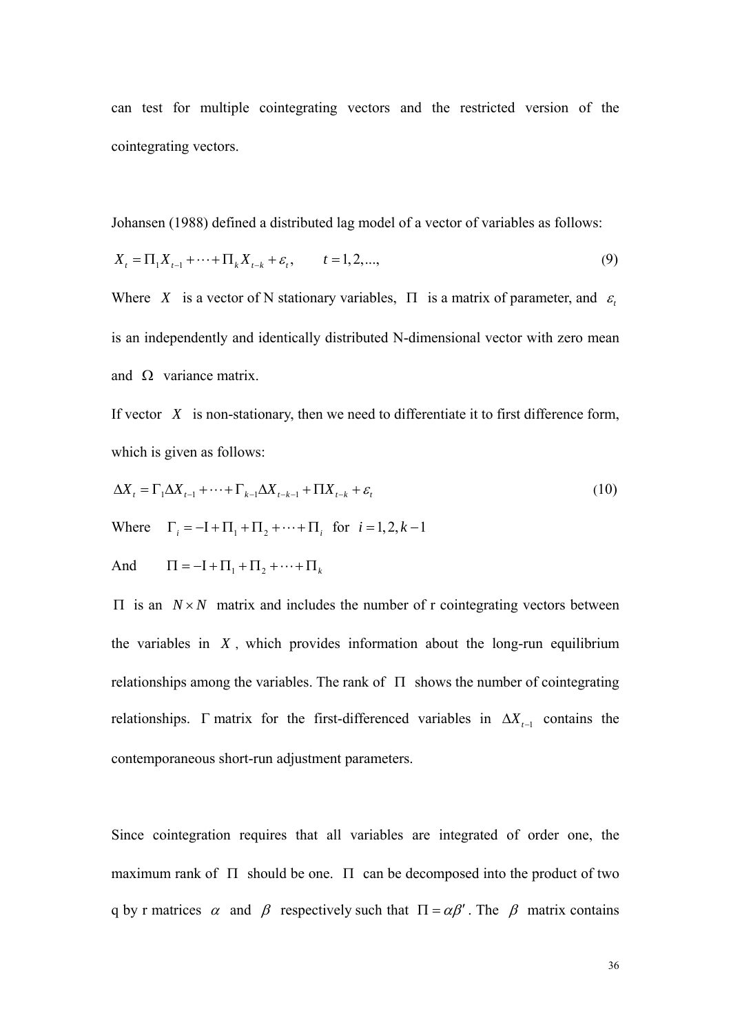can test for multiple cointegrating vectors and the restricted version of the cointegrating vectors.

Johansen (1988) defined a distributed lag model of a vector of variables as follows:

$$X_t = \Pi_1 X_{t-1} + \cdots + \Pi_k X_{t-k} + \varepsilon_t, \qquad t = 1, 2, ..., \tag{9}$$

Where $X$ is a vector of N stationary variables, $\Pi$ is a matrix of parameter, and $\varepsilon_t$ is an independently and identically distributed N-dimensional vector with zero mean and $\Omega$ variance matrix.

If vector $X$ is non-stationary, then we need to differentiate it to first difference form, which is given as follows:

$$\Delta X_t = \Gamma_1 \Delta X_{t-1} + \cdots + \Gamma_{k-1} \Delta X_{t-k-1} + \Pi X_{t-k} + \varepsilon_t \tag{10}$$

Where $\Gamma_i = -\mathrm{I} + \Pi_1 + \Pi_2 + \cdots + \Pi_i$ for $i = 1, 2, k-1$

And $\Pi = -\mathrm{I} + \Pi_1 + \Pi_2 + \cdots + \Pi_k$

$\Pi$ is an $N \times N$ matrix and includes the number of r cointegrating vectors between the variables in $X$, which provides information about the long-run equilibrium relationships among the variables. The rank of $\Pi$ shows the number of cointegrating relationships. $\Gamma$ matrix for the first-differenced variables in $\Delta X_{t-1}$ contains the contemporaneous short-run adjustment parameters.

Since cointegration requires that all variables are integrated of order one, the maximum rank of $\Pi$ should be one. $\Pi$ can be decomposed into the product of two q by r matrices $\alpha$ and $\beta$ respectively such that $\Pi = \alpha\beta'$. The $\beta$ matrix contains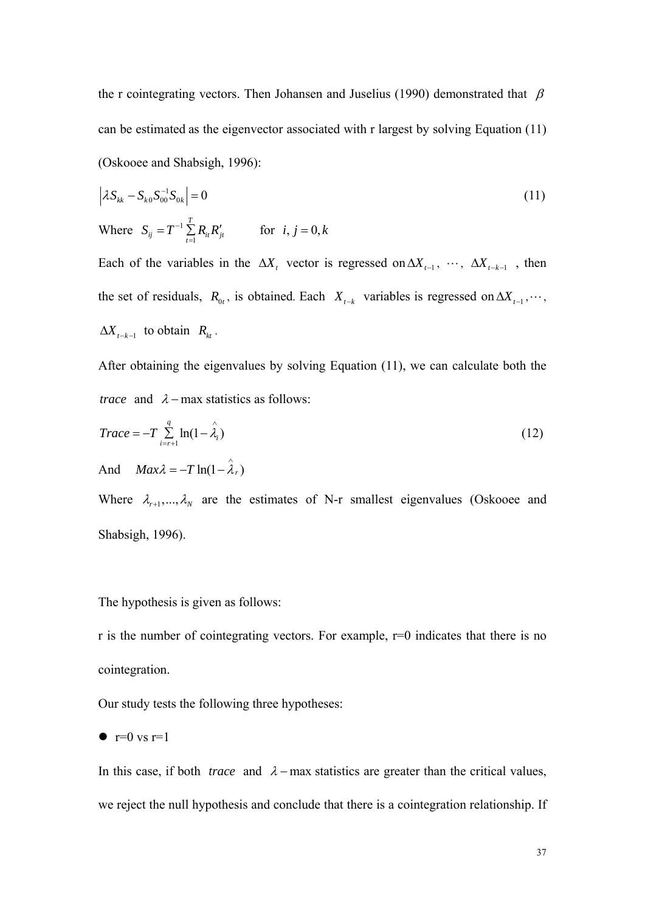the r cointegrating vectors. Then Johansen and Juselius (1990) demonstrated that $\beta$ can be estimated as the eigenvector associated with r largest by solving Equation (11) (Oskooee and Shabsigh, 1996):

$$\left|\lambda S_{kk} - S_{k0} S_{00}^{-1} S_{0k}\right| = 0 \tag{11}$$

Where $S_{ij} = T^{-1} \sum_{t=1}^{T} R_{it} R'_{jt}$ for $i, j = 0, k$

Each of the variables in the $\Delta X_t$ vector is regressed on $\Delta X_{t-1}$, $\cdots$, $\Delta X_{t-k-1}$, then the set of residuals, $R_{0t}$, is obtained. Each $X_{t-k}$ variables is regressed on $\Delta X_{t-1}, \cdots$, $\Delta X_{t-k-1}$ to obtain $R_{kt}$.

After obtaining the eigenvalues by solving Equation (11), we can calculate both the *trace* and $\lambda -$max statistics as follows:

$$Trace = -T \sum_{i=r+1}^{q} \ln(1 - \hat{\lambda}_i) \tag{12}$$

And $Max\lambda = -T \ln(1 - \hat{\lambda}_r)$

Where $\lambda_{r+1}, ..., \lambda_N$ are the estimates of N-r smallest eigenvalues (Oskooee and Shabsigh, 1996).

The hypothesis is given as follows:

r is the number of cointegrating vectors. For example, r=0 indicates that there is no cointegration.

Our study tests the following three hypotheses:

- r=0 vs r=1

In this case, if both *trace* and $\lambda -$max statistics are greater than the critical values, we reject the null hypothesis and conclude that there is a cointegration relationship. If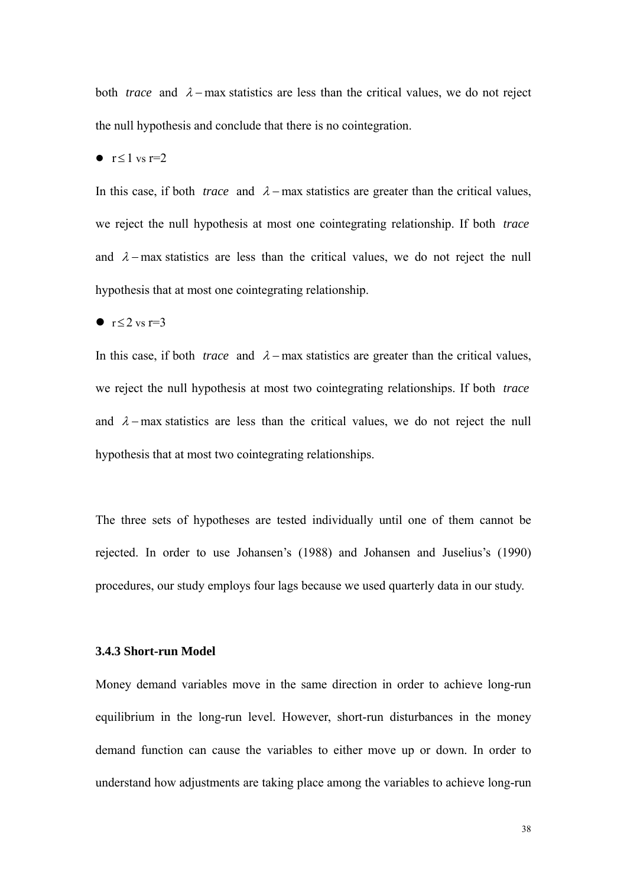both *trace* and $\lambda-\max$ statistics are less than the critical values, we do not reject the null hypothesis and conclude that there is no cointegration.

- $r \leq 1$ vs $r=2$

In this case, if both *trace* and $\lambda-\max$ statistics are greater than the critical values, we reject the null hypothesis at most one cointegrating relationship. If both *trace* and $\lambda-\max$ statistics are less than the critical values, we do not reject the null hypothesis that at most one cointegrating relationship.

- $r \leq 2$ vs $r=3$

In this case, if both *trace* and $\lambda-\max$ statistics are greater than the critical values, we reject the null hypothesis at most two cointegrating relationships. If both *trace* and $\lambda-\max$ statistics are less than the critical values, we do not reject the null hypothesis that at most two cointegrating relationships.

The three sets of hypotheses are tested individually until one of them cannot be rejected. In order to use Johansen's (1988) and Johansen and Juselius's (1990) procedures, our study employs four lags because we used quarterly data in our study.

### 3.4.3 Short-run Model

Money demand variables move in the same direction in order to achieve long-run equilibrium in the long-run level. However, short-run disturbances in the money demand function can cause the variables to either move up or down. In order to understand how adjustments are taking place among the variables to achieve long-run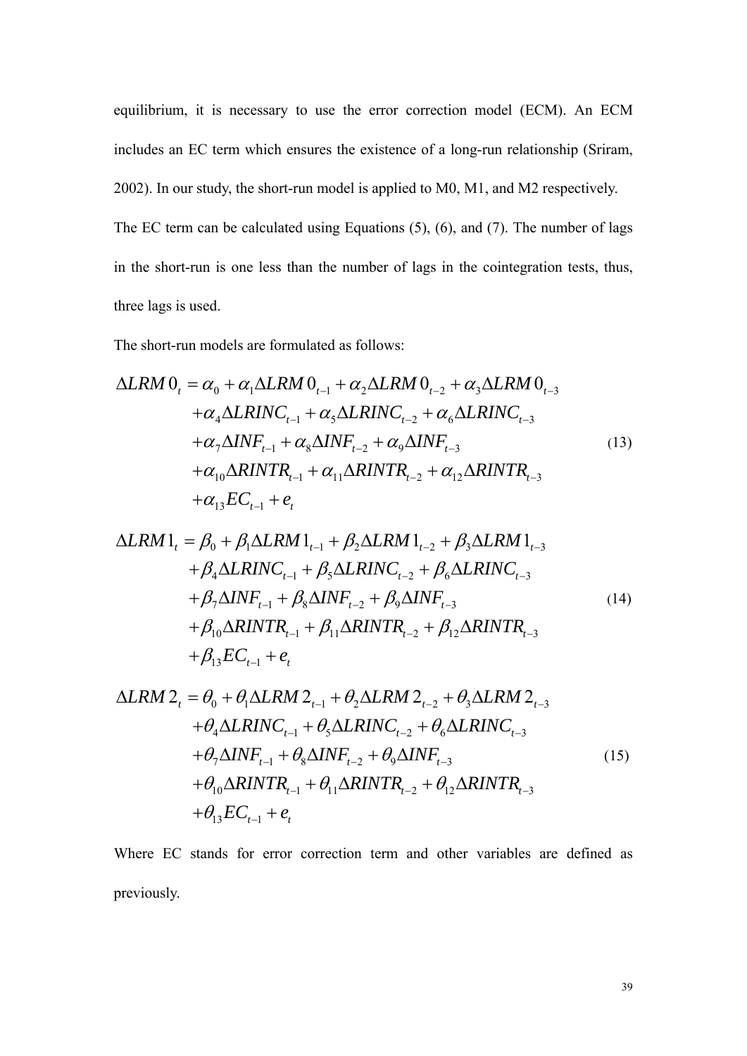equilibrium, it is necessary to use the error correction model (ECM). An ECM includes an EC term which ensures the existence of a long-run relationship (Sriram, 2002). In our study, the short-run model is applied to M0, M1, and M2 respectively. The EC term can be calculated using Equations (5), (6), and (7). The number of lags in the short-run is one less than the number of lags in the cointegration tests, thus, three lags is used.

The short-run models are formulated as follows:

$$
\begin{aligned}
\Delta LRM0_t = {} & \alpha_0 + \alpha_1 \Delta LRM0_{t-1} + \alpha_2 \Delta LRM0_{t-2} + \alpha_3 \Delta LRM0_{t-3} \\
& + \alpha_4 \Delta LRINC_{t-1} + \alpha_5 \Delta LRINC_{t-2} + \alpha_6 \Delta LRINC_{t-3} \\
& + \alpha_7 \Delta INF_{t-1} + \alpha_8 \Delta INF_{t-2} + \alpha_9 \Delta INF_{t-3} \\
& + \alpha_{10} \Delta RINTR_{t-1} + \alpha_{11} \Delta RINTR_{t-2} + \alpha_{12} \Delta RINTR_{t-3} \\
& + \alpha_{13} EC_{t-1} + e_t
\end{aligned}
\tag{13}
$$

$$
\begin{aligned}
\Delta LRM1_t = {} & \beta_0 + \beta_1 \Delta LRM1_{t-1} + \beta_2 \Delta LRM1_{t-2} + \beta_3 \Delta LRM1_{t-3} \\
& + \beta_4 \Delta LRINC_{t-1} + \beta_5 \Delta LRINC_{t-2} + \beta_6 \Delta LRINC_{t-3} \\
& + \beta_7 \Delta INF_{t-1} + \beta_8 \Delta INF_{t-2} + \beta_9 \Delta INF_{t-3} \\
& + \beta_{10} \Delta RINTR_{t-1} + \beta_{11} \Delta RINTR_{t-2} + \beta_{12} \Delta RINTR_{t-3} \\
& + \beta_{13} EC_{t-1} + e_t
\end{aligned}
\tag{14}
$$

$$
\begin{aligned}
\Delta LRM2_t = {} & \theta_0 + \theta_1 \Delta LRM2_{t-1} + \theta_2 \Delta LRM2_{t-2} + \theta_3 \Delta LRM2_{t-3} \\
& + \theta_4 \Delta LRINC_{t-1} + \theta_5 \Delta LRINC_{t-2} + \theta_6 \Delta LRINC_{t-3} \\
& + \theta_7 \Delta INF_{t-1} + \theta_8 \Delta INF_{t-2} + \theta_9 \Delta INF_{t-3} \\
& + \theta_{10} \Delta RINTR_{t-1} + \theta_{11} \Delta RINTR_{t-2} + \theta_{12} \Delta RINTR_{t-3} \\
& + \theta_{13} EC_{t-1} + e_t
\end{aligned}
\tag{15}
$$

Where EC stands for error correction term and other variables are defined as previously.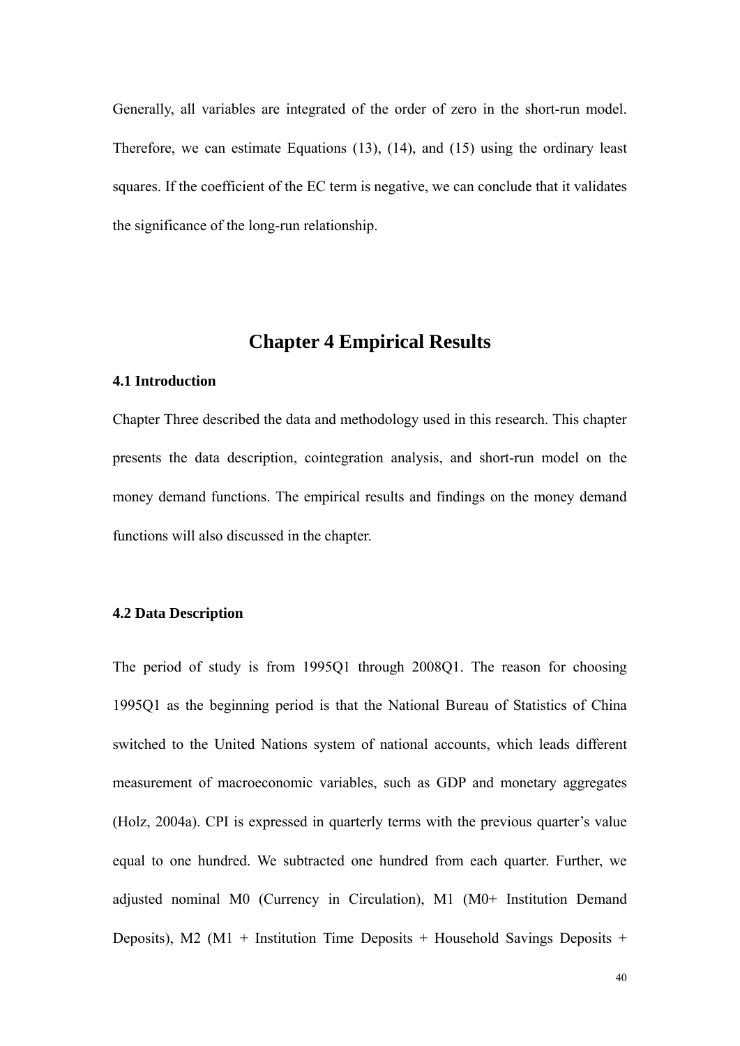Generally, all variables are integrated of the order of zero in the short-run model. Therefore, we can estimate Equations (13), (14), and (15) using the ordinary least squares. If the coefficient of the EC term is negative, we can conclude that it validates the significance of the long-run relationship.

# Chapter 4 Empirical Results

### 4.1 Introduction

Chapter Three described the data and methodology used in this research. This chapter presents the data description, cointegration analysis, and short-run model on the money demand functions. The empirical results and findings on the money demand functions will also discussed in the chapter.

### 4.2 Data Description

The period of study is from 1995Q1 through 2008Q1. The reason for choosing 1995Q1 as the beginning period is that the National Bureau of Statistics of China switched to the United Nations system of national accounts, which leads different measurement of macroeconomic variables, such as GDP and monetary aggregates (Holz, 2004a). CPI is expressed in quarterly terms with the previous quarter's value equal to one hundred. We subtracted one hundred from each quarter. Further, we adjusted nominal M0 (Currency in Circulation), M1 (M0+ Institution Demand Deposits), M2 (M1 + Institution Time Deposits + Household Savings Deposits +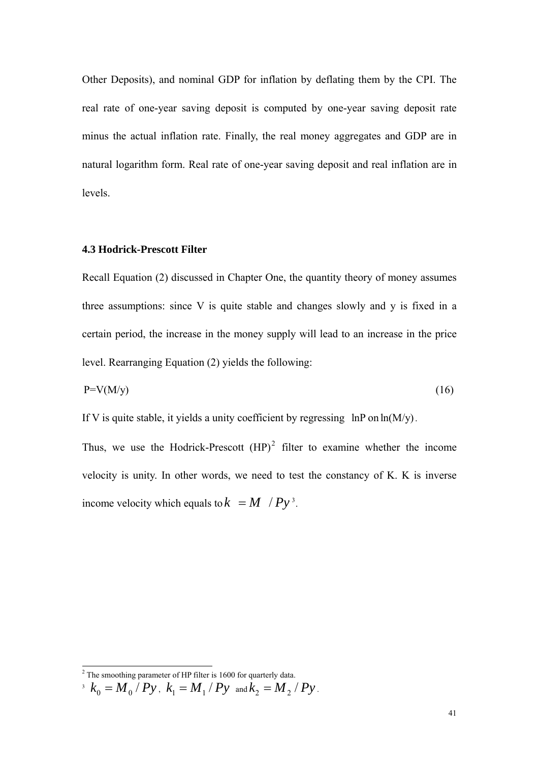Other Deposits), and nominal GDP for inflation by deflating them by the CPI. The real rate of one-year saving deposit is computed by one-year saving deposit rate minus the actual inflation rate. Finally, the real money aggregates and GDP are in natural logarithm form. Real rate of one-year saving deposit and real inflation are in levels.

### 4.3 Hodrick-Prescott Filter

Recall Equation (2) discussed in Chapter One, the quantity theory of money assumes three assumptions: since V is quite stable and changes slowly and y is fixed in a certain period, the increase in the money supply will lead to an increase in the price level. Rearranging Equation (2) yields the following:

$$P=V(M/y) \tag{16}$$

If V is quite stable, it yields a unity coefficient by regressing $\ln P$ on $\ln(M/y)$.

Thus, we use the Hodrick-Prescott (HP)[2] filter to examine whether the income velocity is unity. In other words, we need to test the constancy of K. K is inverse income velocity which equals to $k = M / Py$[3].

---

[2] The smoothing parameter of HP filter is 1600 for quarterly data.

[3] $k_0 = M_0 / Py$, $k_1 = M_1 / Py$ and $k_2 = M_2 / Py$.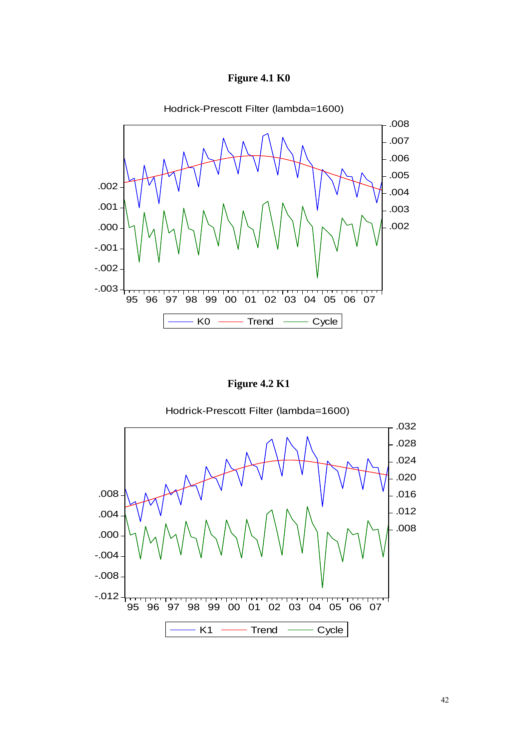**Figure 4.1 K0**

Hodrick-Prescott Filter (lambda=1600)

**Figure 4.2 K1**

Hodrick-Prescott Filter (lambda=1600)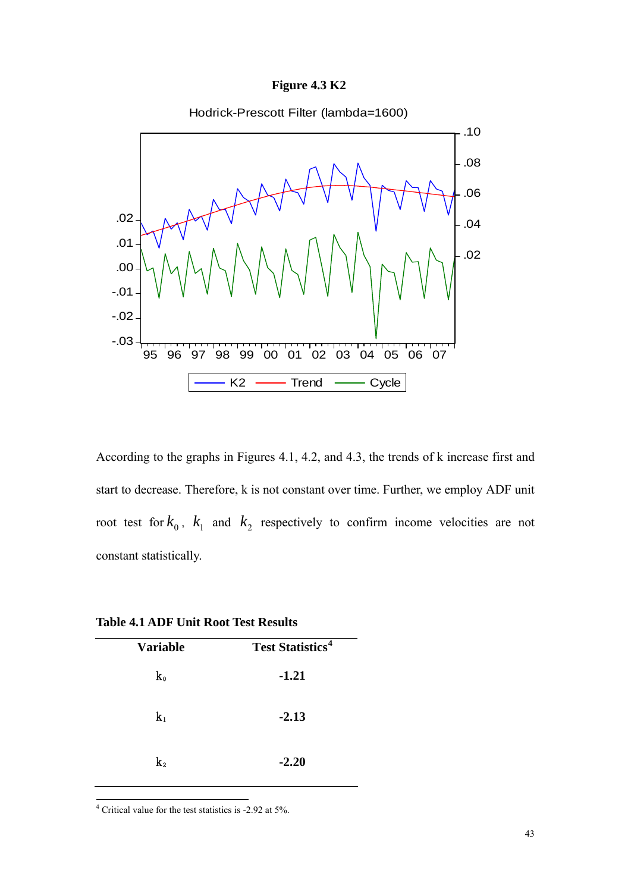**Figure 4.3 K2**

According to the graphs in Figures 4.1, 4.2, and 4.3, the trends of k increase first and start to decrease. Therefore, k is not constant over time. Further, we employ ADF unit root test for $k_0$, $k_1$ and $k_2$ respectively to confirm income velocities are not constant statistically.

**Table 4.1 ADF Unit Root Test Results**

| Variable | Test Statistics[4] |
|---|---|
| $k_0$ | **-1.21** |
| $k_1$ | **-2.13** |
| $k_2$ | **-2.20** |

[4] Critical value for the test statistics is -2.92 at 5%.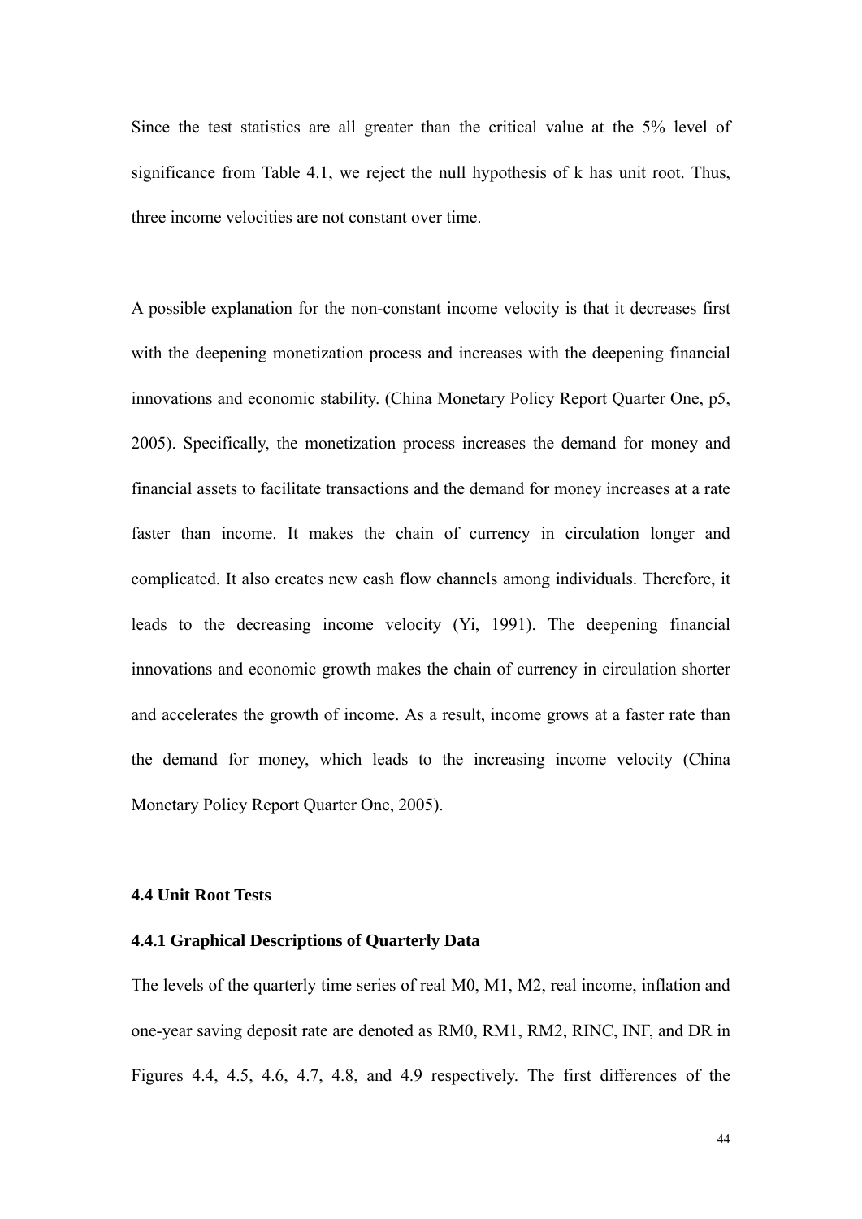Since the test statistics are all greater than the critical value at the 5% level of significance from Table 4.1, we reject the null hypothesis of k has unit root. Thus, three income velocities are not constant over time.

A possible explanation for the non-constant income velocity is that it decreases first with the deepening monetization process and increases with the deepening financial innovations and economic stability. (China Monetary Policy Report Quarter One, p5, 2005). Specifically, the monetization process increases the demand for money and financial assets to facilitate transactions and the demand for money increases at a rate faster than income. It makes the chain of currency in circulation longer and complicated. It also creates new cash flow channels among individuals. Therefore, it leads to the decreasing income velocity (Yi, 1991). The deepening financial innovations and economic growth makes the chain of currency in circulation shorter and accelerates the growth of income. As a result, income grows at a faster rate than the demand for money, which leads to the increasing income velocity (China Monetary Policy Report Quarter One, 2005).

### 4.4 Unit Root Tests

#### 4.4.1 Graphical Descriptions of Quarterly Data

The levels of the quarterly time series of real M0, M1, M2, real income, inflation and one-year saving deposit rate are denoted as RM0, RM1, RM2, RINC, INF, and DR in Figures 4.4, 4.5, 4.6, 4.7, 4.8, and 4.9 respectively. The first differences of the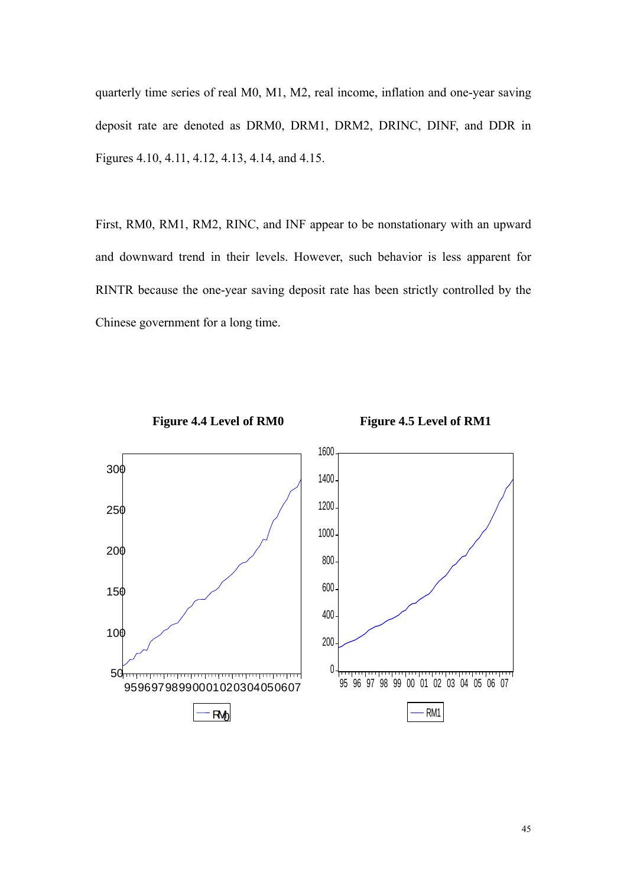quarterly time series of real M0, M1, M2, real income, inflation and one-year saving deposit rate are denoted as DRM0, DRM1, DRM2, DRINC, DINF, and DDR in Figures 4.10, 4.11, 4.12, 4.13, 4.14, and 4.15.

First, RM0, RM1, RM2, RINC, and INF appear to be nonstationary with an upward and downward trend in their levels. However, such behavior is less apparent for RINTR because the one-year saving deposit rate has been strictly controlled by the Chinese government for a long time.

**Figure 4.4 Level of RM0**

**Figure 4.5 Level of RM1**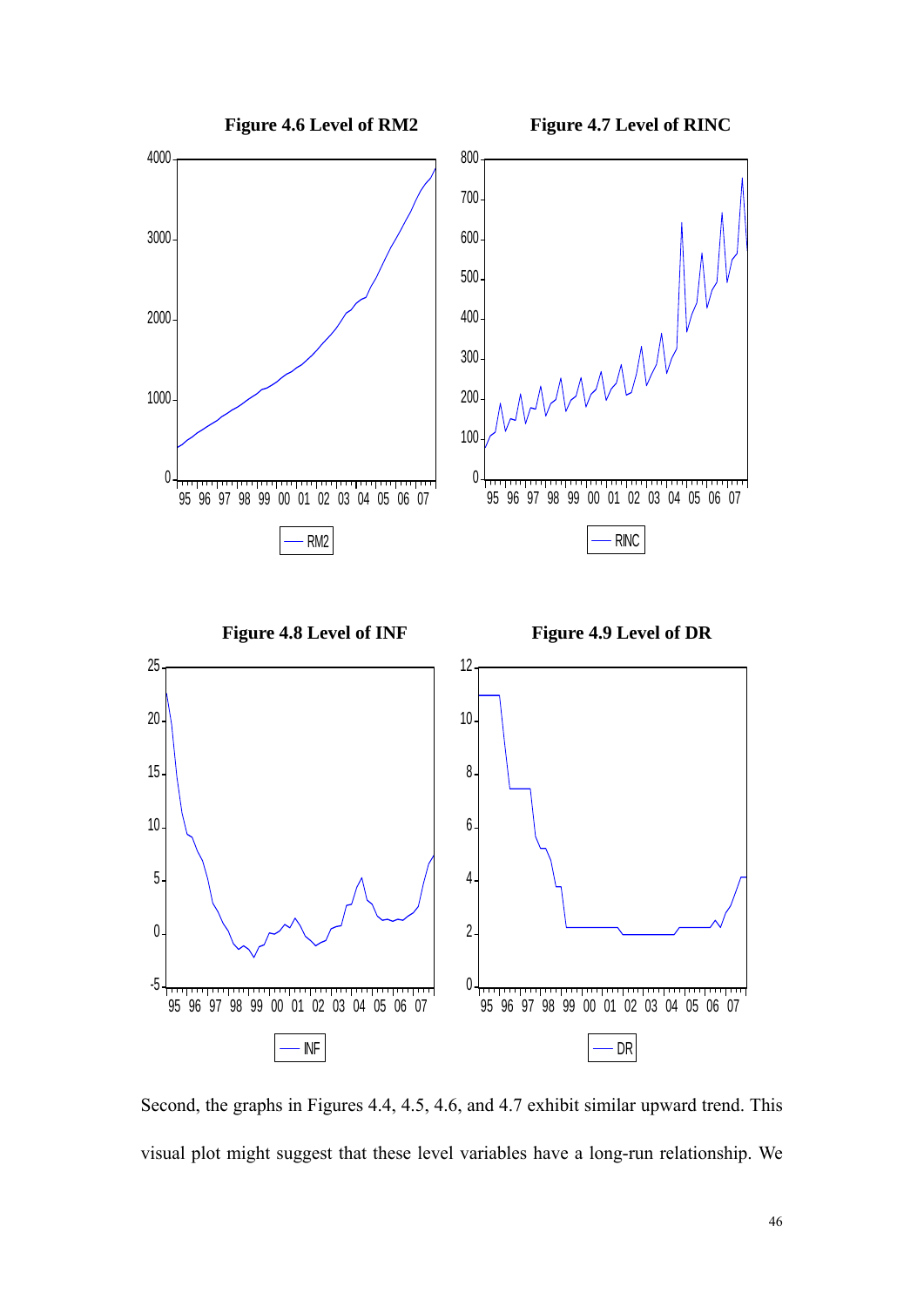**Figure 4.6 Level of RM2**

**Figure 4.7 Level of RINC**

**Figure 4.8 Level of INF**

**Figure 4.9 Level of DR**

Second, the graphs in Figures 4.4, 4.5, 4.6, and 4.7 exhibit similar upward trend. This visual plot might suggest that these level variables have a long-run relationship. We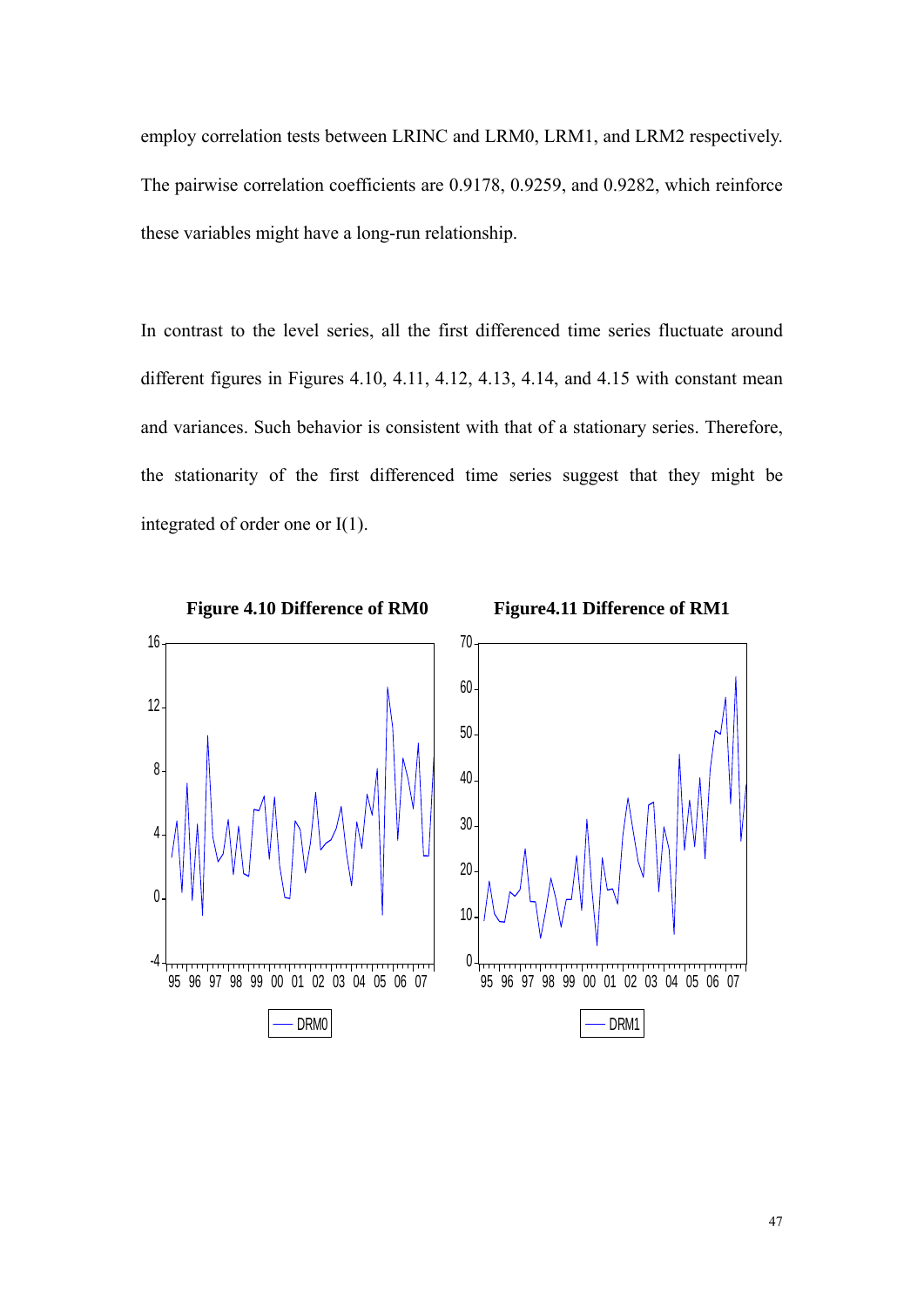employ correlation tests between LRINC and LRM0, LRM1, and LRM2 respectively. The pairwise correlation coefficients are 0.9178, 0.9259, and 0.9282, which reinforce these variables might have a long-run relationship.

In contrast to the level series, all the first differenced time series fluctuate around different figures in Figures 4.10, 4.11, 4.12, 4.13, 4.14, and 4.15 with constant mean and variances. Such behavior is consistent with that of a stationary series. Therefore, the stationarity of the first differenced time series suggest that they might be integrated of order one or I(1).

**Figure 4.10 Difference of RM0**

**Figure4.11 Difference of RM1**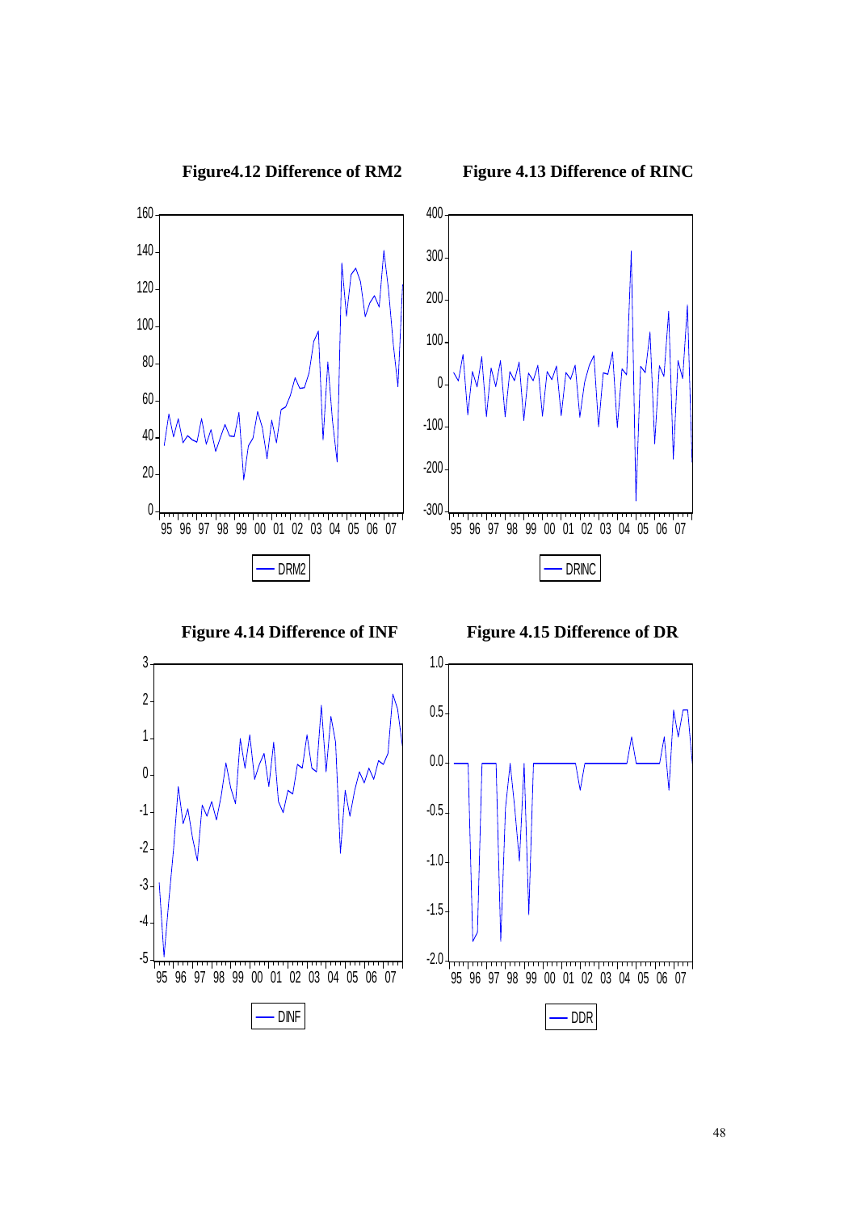**Figure4.12 Difference of RM2**

**Figure 4.13 Difference of RINC**

**Figure 4.14 Difference of INF**

**Figure 4.15 Difference of DR**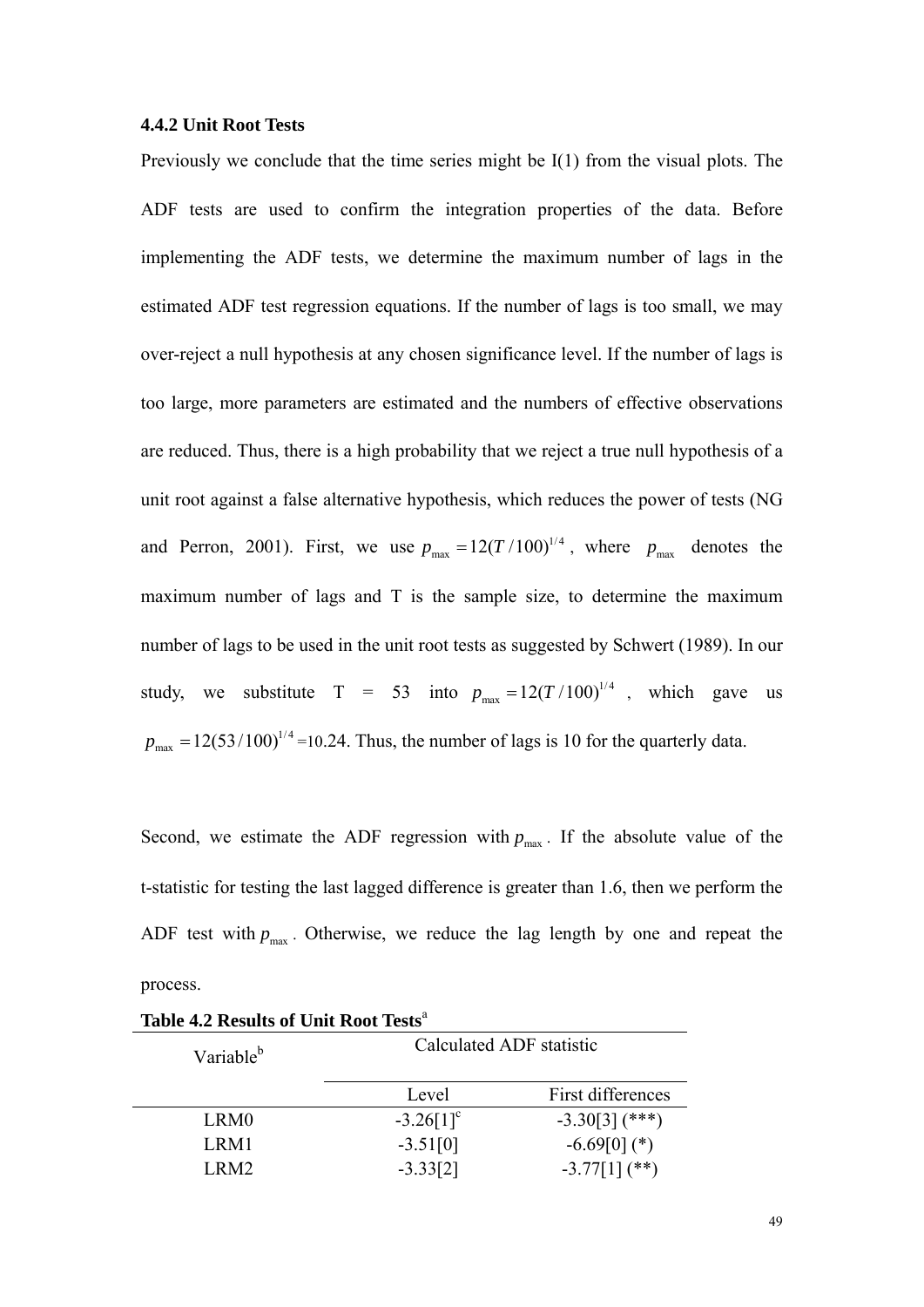### 4.4.2 Unit Root Tests

Previously we conclude that the time series might be I(1) from the visual plots. The ADF tests are used to confirm the integration properties of the data. Before implementing the ADF tests, we determine the maximum number of lags in the estimated ADF test regression equations. If the number of lags is too small, we may over-reject a null hypothesis at any chosen significance level. If the number of lags is too large, more parameters are estimated and the numbers of effective observations are reduced. Thus, there is a high probability that we reject a true null hypothesis of a unit root against a false alternative hypothesis, which reduces the power of tests (NG and Perron, 2001). First, we use $p_{\max} = 12(T/100)^{1/4}$, where $p_{\max}$ denotes the maximum number of lags and T is the sample size, to determine the maximum number of lags to be used in the unit root tests as suggested by Schwert (1989). In our study, we substitute T = 53 into $p_{\max} = 12(T/100)^{1/4}$, which gave us $p_{\max} = 12(53/100)^{1/4}$ =10.24. Thus, the number of lags is 10 for the quarterly data.

Second, we estimate the ADF regression with $p_{\max}$. If the absolute value of the t-statistic for testing the last lagged difference is greater than 1.6, then we perform the ADF test with $p_{\max}$. Otherwise, we reduce the lag length by one and repeat the process.

**Table 4.2 Results of Unit Root Tests**[a]

| Variable[b] | Calculated ADF statistic | |
|---|---|---|
| | Level | First differences |
| LRM0 | -3.26[1][c] | -3.30[3] (***) |
| LRM1 | -3.51[0] | -6.69[0] (*) |
| LRM2 | -3.33[2] | -3.77[1] (**) |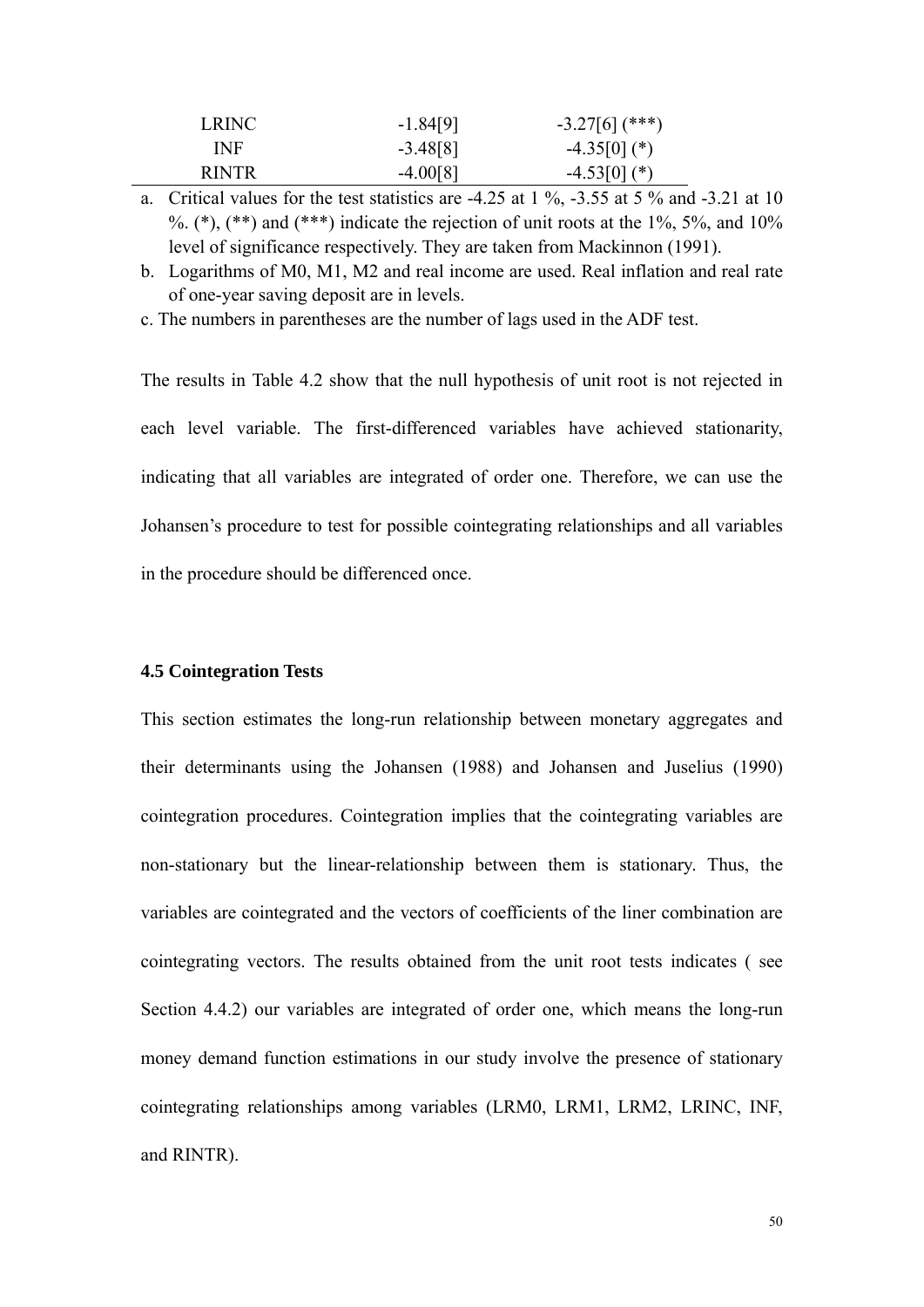| | | |
|---|---|---|
| LRINC | -1.84[9] | -3.27[6] (***) |
| INF | -3.48[8] | -4.35[0] (*) |
| RINTR | -4.00[8] | -4.53[0] (*) |

a. Critical values for the test statistics are -4.25 at 1 %, -3.55 at 5 % and -3.21 at 10 %. (*), (**) and (***) indicate the rejection of unit roots at the 1%, 5%, and 10% level of significance respectively. They are taken from Mackinnon (1991).

b. Logarithms of M0, M1, M2 and real income are used. Real inflation and real rate of one-year saving deposit are in levels.

c. The numbers in parentheses are the number of lags used in the ADF test.

The results in Table 4.2 show that the null hypothesis of unit root is not rejected in each level variable. The first-differenced variables have achieved stationarity, indicating that all variables are integrated of order one. Therefore, we can use the Johansen's procedure to test for possible cointegrating relationships and all variables in the procedure should be differenced once.

### 4.5 Cointegration Tests

This section estimates the long-run relationship between monetary aggregates and their determinants using the Johansen (1988) and Johansen and Juselius (1990) cointegration procedures. Cointegration implies that the cointegrating variables are non-stationary but the linear-relationship between them is stationary. Thus, the variables are cointegrated and the vectors of coefficients of the liner combination are cointegrating vectors. The results obtained from the unit root tests indicates ( see Section 4.4.2) our variables are integrated of order one, which means the long-run money demand function estimations in our study involve the presence of stationary cointegrating relationships among variables (LRM0, LRM1, LRM2, LRINC, INF, and RINTR).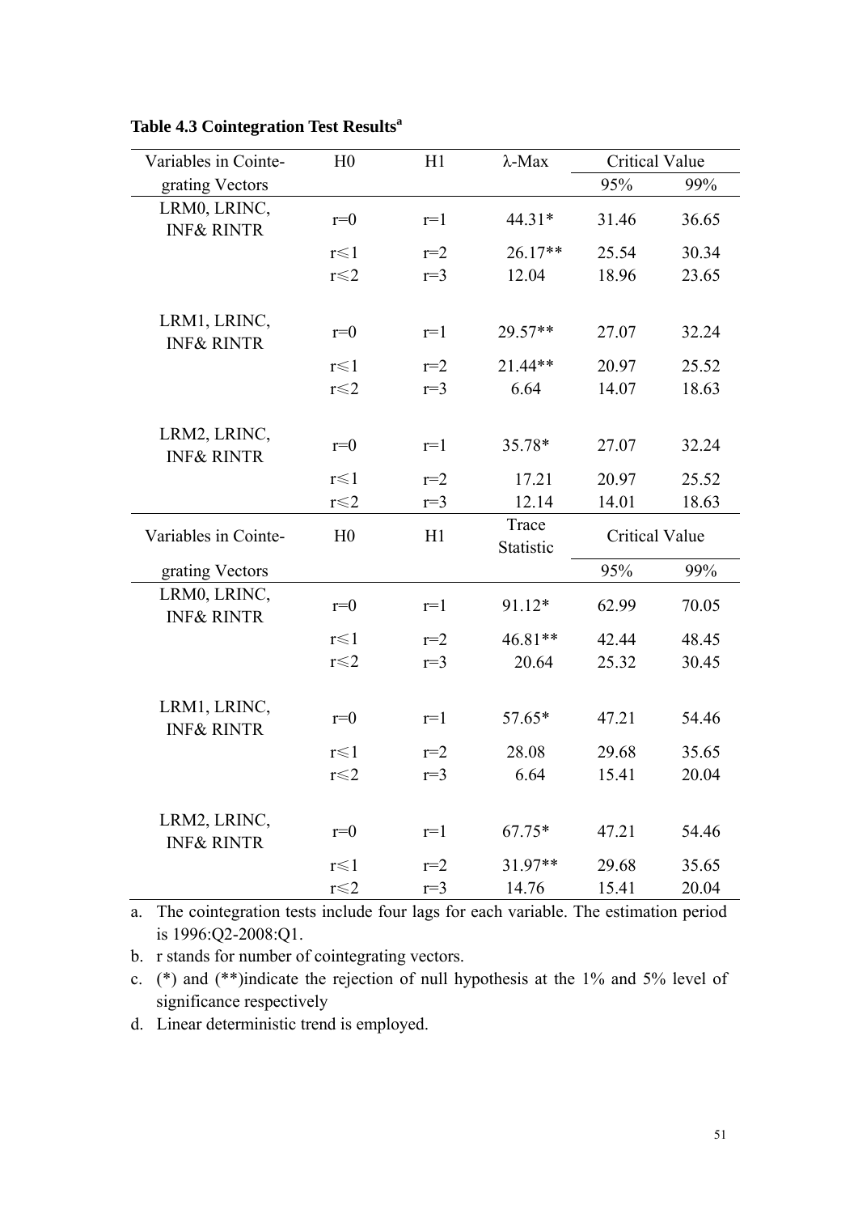**Table 4.3 Cointegration Test Results[a]**

| Variables in Cointegrating Vectors | H0 | H1 | λ-Max | Critical Value | |
|---|---|---|---|---|---|
| | | | | 95% | 99% |
| LRM0, LRINC, INF& RINTR | r=0 | r=1 | 44.31* | 31.46 | 36.65 |
| | r⩽1 | r=2 | 26.17** | 25.54 | 30.34 |
| | r⩽2 | r=3 | 12.04 | 18.96 | 23.65 |
| LRM1, LRINC, INF& RINTR | r=0 | r=1 | 29.57** | 27.07 | 32.24 |
| | r⩽1 | r=2 | 21.44** | 20.97 | 25.52 |
| | r⩽2 | r=3 | 6.64 | 14.07 | 18.63 |
| LRM2, LRINC, INF& RINTR | r=0 | r=1 | 35.78* | 27.07 | 32.24 |
| | r⩽1 | r=2 | 17.21 | 20.97 | 25.52 |
| | r⩽2 | r=3 | 12.14 | 14.01 | 18.63 |

| Variables in Cointegrating Vectors | H0 | H1 | Trace Statistic | Critical Value | |
|---|---|---|---|---|---|
| | | | | 95% | 99% |
| LRM0, LRINC, INF& RINTR | r=0 | r=1 | 91.12* | 62.99 | 70.05 |
| | r⩽1 | r=2 | 46.81** | 42.44 | 48.45 |
| | r⩽2 | r=3 | 20.64 | 25.32 | 30.45 |
| LRM1, LRINC, INF& RINTR | r=0 | r=1 | 57.65* | 47.21 | 54.46 |
| | r⩽1 | r=2 | 28.08 | 29.68 | 35.65 |
| | r⩽2 | r=3 | 6.64 | 15.41 | 20.04 |
| LRM2, LRINC, INF& RINTR | r=0 | r=1 | 67.75* | 47.21 | 54.46 |
| | r⩽1 | r=2 | 31.97** | 29.68 | 35.65 |
| | r⩽2 | r=3 | 14.76 | 15.41 | 20.04 |

a. The cointegration tests include four lags for each variable. The estimation period is 1996:Q2-2008:Q1.

b. r stands for number of cointegrating vectors.

c. (*) and (**)indicate the rejection of null hypothesis at the 1% and 5% level of significance respectively

d. Linear deterministic trend is employed.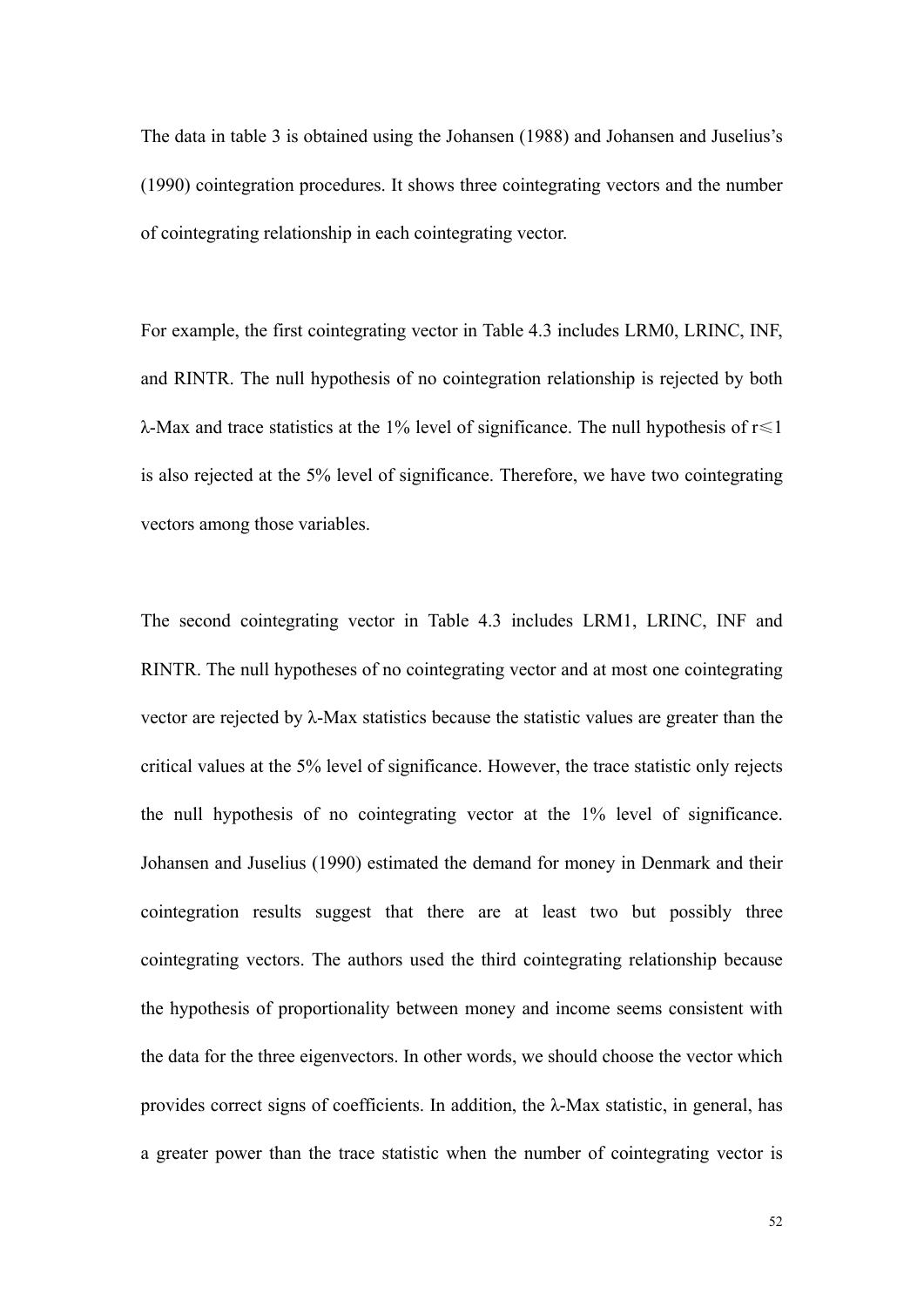The data in table 3 is obtained using the Johansen (1988) and Johansen and Juselius's (1990) cointegration procedures. It shows three cointegrating vectors and the number of cointegrating relationship in each cointegrating vector.

For example, the first cointegrating vector in Table 4.3 includes LRM0, LRINC, INF, and RINTR. The null hypothesis of no cointegration relationship is rejected by both λ-Max and trace statistics at the 1% level of significance. The null hypothesis of $r \leqslant 1$ is also rejected at the 5% level of significance. Therefore, we have two cointegrating vectors among those variables.

The second cointegrating vector in Table 4.3 includes LRM1, LRINC, INF and RINTR. The null hypotheses of no cointegrating vector and at most one cointegrating vector are rejected by λ-Max statistics because the statistic values are greater than the critical values at the 5% level of significance. However, the trace statistic only rejects the null hypothesis of no cointegrating vector at the 1% level of significance. Johansen and Juselius (1990) estimated the demand for money in Denmark and their cointegration results suggest that there are at least two but possibly three cointegrating vectors. The authors used the third cointegrating relationship because the hypothesis of proportionality between money and income seems consistent with the data for the three eigenvectors. In other words, we should choose the vector which provides correct signs of coefficients. In addition, the λ-Max statistic, in general, has a greater power than the trace statistic when the number of cointegrating vector is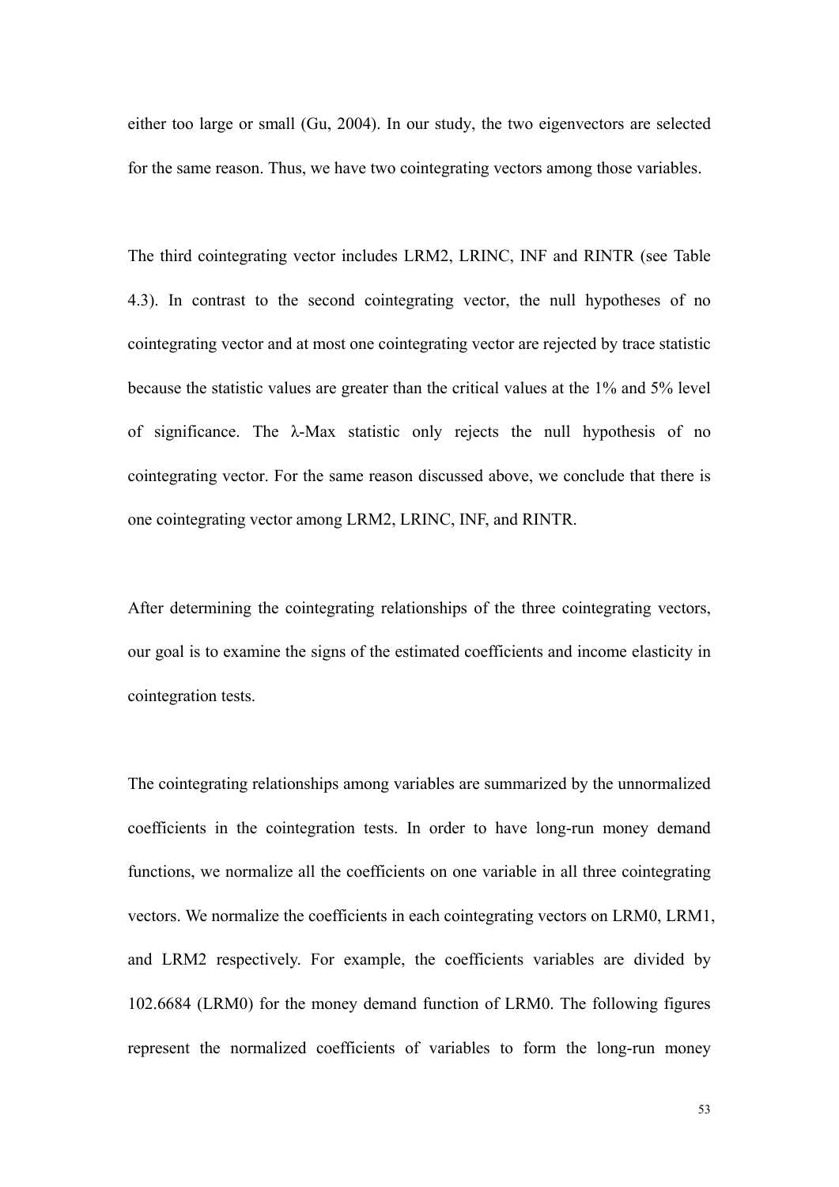either too large or small (Gu, 2004). In our study, the two eigenvectors are selected for the same reason. Thus, we have two cointegrating vectors among those variables.

The third cointegrating vector includes LRM2, LRINC, INF and RINTR (see Table 4.3). In contrast to the second cointegrating vector, the null hypotheses of no cointegrating vector and at most one cointegrating vector are rejected by trace statistic because the statistic values are greater than the critical values at the 1% and 5% level of significance. The λ-Max statistic only rejects the null hypothesis of no cointegrating vector. For the same reason discussed above, we conclude that there is one cointegrating vector among LRM2, LRINC, INF, and RINTR.

After determining the cointegrating relationships of the three cointegrating vectors, our goal is to examine the signs of the estimated coefficients and income elasticity in cointegration tests.

The cointegrating relationships among variables are summarized by the unnormalized coefficients in the cointegration tests. In order to have long-run money demand functions, we normalize all the coefficients on one variable in all three cointegrating vectors. We normalize the coefficients in each cointegrating vectors on LRM0, LRM1, and LRM2 respectively. For example, the coefficients variables are divided by 102.6684 (LRM0) for the money demand function of LRM0. The following figures represent the normalized coefficients of variables to form the long-run money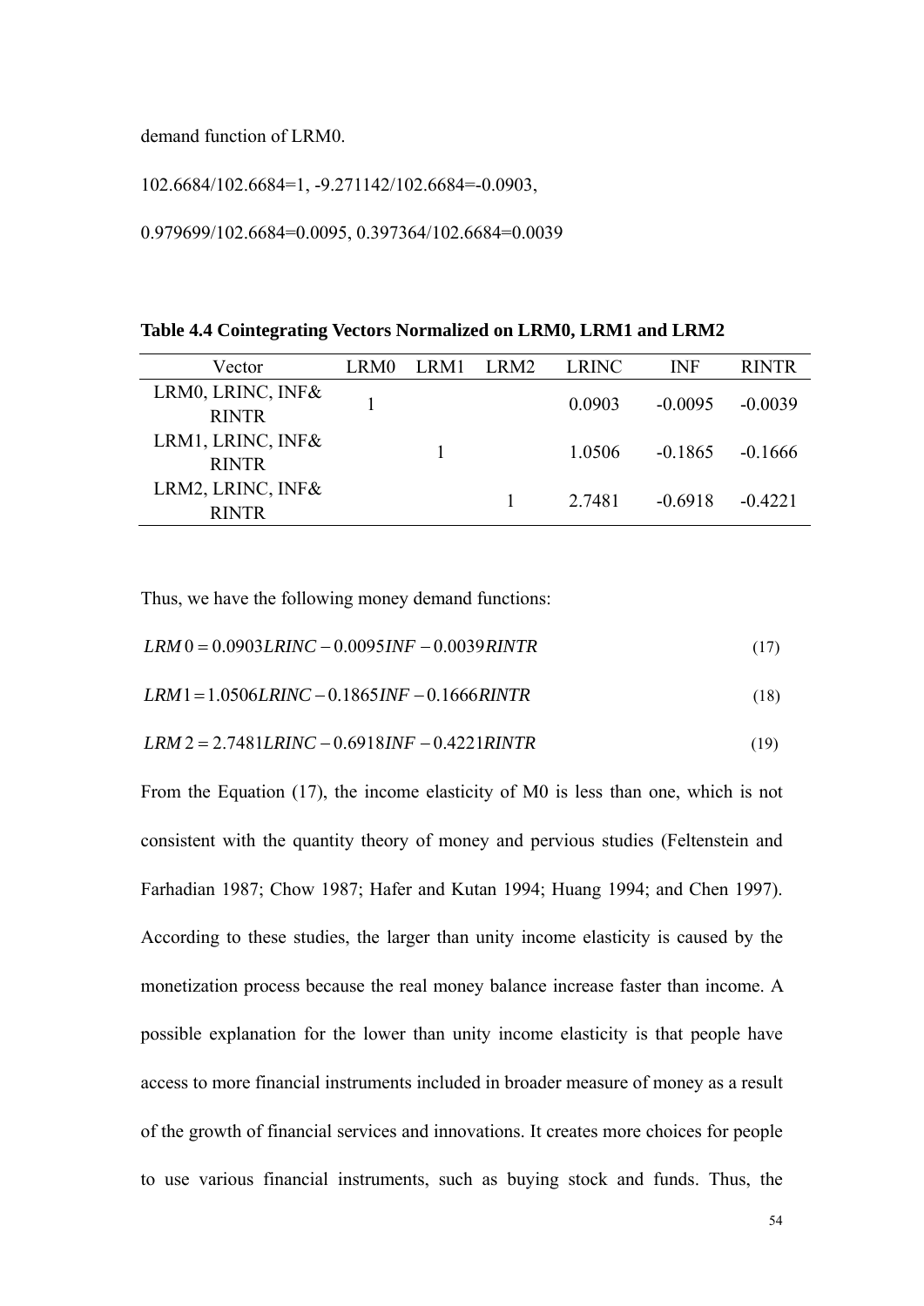demand function of LRM0.

102.6684/102.6684=1, -9.271142/102.6684=-0.0903,

0.979699/102.6684=0.0095, 0.397364/102.6684=0.0039

**Table 4.4 Cointegrating Vectors Normalized on LRM0, LRM1 and LRM2**

| Vector | LRM0 | LRM1 | LRM2 | LRINC | INF | RINTR |
|---|---|---|---|---|---|---|
| LRM0, LRINC, INF& RINTR | 1 | | | 0.0903 | -0.0095 | -0.0039 |
| LRM1, LRINC, INF& RINTR | | 1 | | 1.0506 | -0.1865 | -0.1666 |
| LRM2, LRINC, INF& RINTR | | | 1 | 2.7481 | -0.6918 | -0.4221 |

Thus, we have the following money demand functions:

$$LRM0 = 0.0903LRINC - 0.0095INF - 0.0039RINTR \tag{17}$$

$$LRM1 = 1.0506LRINC - 0.1865INF - 0.1666RINTR \tag{18}$$

$$LRM2 = 2.7481LRINC - 0.6918INF - 0.4221RINTR \tag{19}$$

From the Equation (17), the income elasticity of M0 is less than one, which is not consistent with the quantity theory of money and pervious studies (Feltenstein and Farhadian 1987; Chow 1987; Hafer and Kutan 1994; Huang 1994; and Chen 1997). According to these studies, the larger than unity income elasticity is caused by the monetization process because the real money balance increase faster than income. A possible explanation for the lower than unity income elasticity is that people have access to more financial instruments included in broader measure of money as a result of the growth of financial services and innovations. It creates more choices for people to use various financial instruments, such as buying stock and funds. Thus, the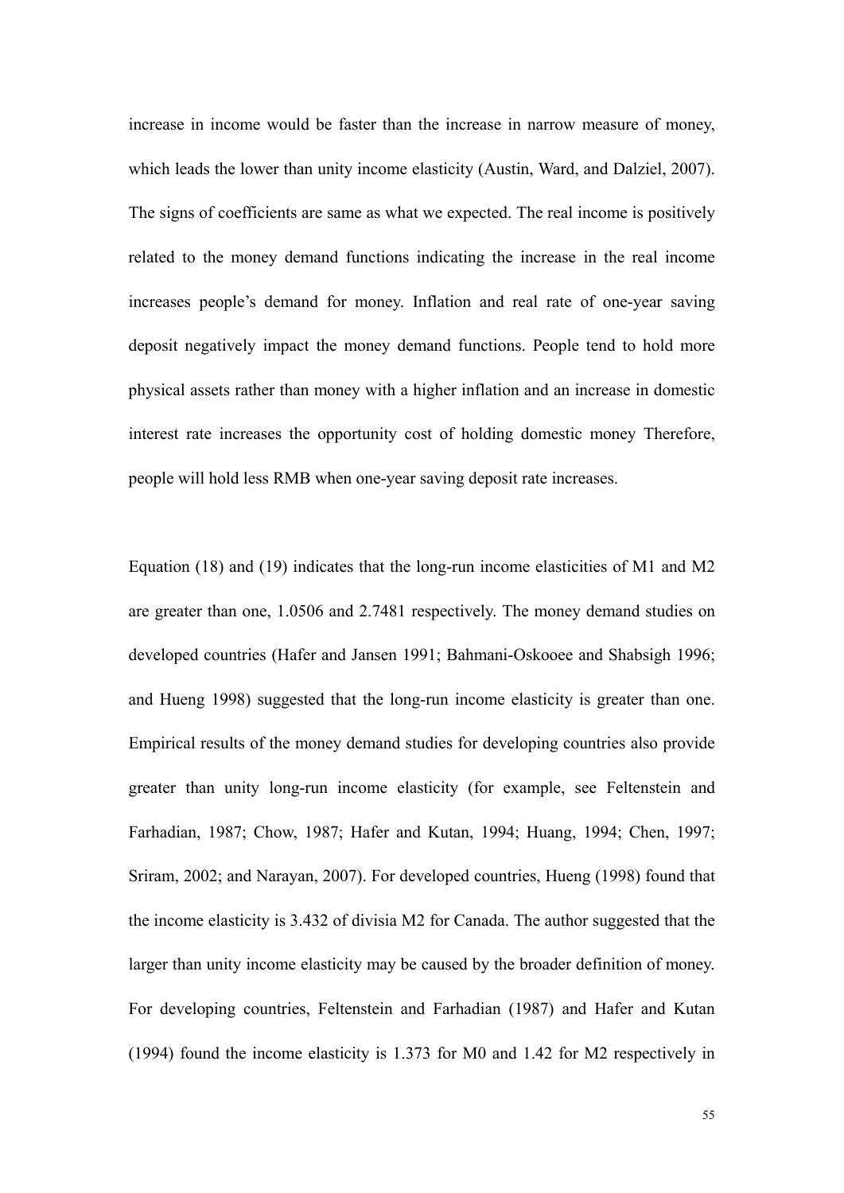increase in income would be faster than the increase in narrow measure of money, which leads the lower than unity income elasticity (Austin, Ward, and Dalziel, 2007). The signs of coefficients are same as what we expected. The real income is positively related to the money demand functions indicating the increase in the real income increases people's demand for money. Inflation and real rate of one-year saving deposit negatively impact the money demand functions. People tend to hold more physical assets rather than money with a higher inflation and an increase in domestic interest rate increases the opportunity cost of holding domestic money Therefore, people will hold less RMB when one-year saving deposit rate increases.

Equation (18) and (19) indicates that the long-run income elasticities of M1 and M2 are greater than one, 1.0506 and 2.7481 respectively. The money demand studies on developed countries (Hafer and Jansen 1991; Bahmani-Oskooee and Shabsigh 1996; and Hueng 1998) suggested that the long-run income elasticity is greater than one. Empirical results of the money demand studies for developing countries also provide greater than unity long-run income elasticity (for example, see Feltenstein and Farhadian, 1987; Chow, 1987; Hafer and Kutan, 1994; Huang, 1994; Chen, 1997; Sriram, 2002; and Narayan, 2007). For developed countries, Hueng (1998) found that the income elasticity is 3.432 of divisia M2 for Canada. The author suggested that the larger than unity income elasticity may be caused by the broader definition of money. For developing countries, Feltenstein and Farhadian (1987) and Hafer and Kutan (1994) found the income elasticity is 1.373 for M0 and 1.42 for M2 respectively in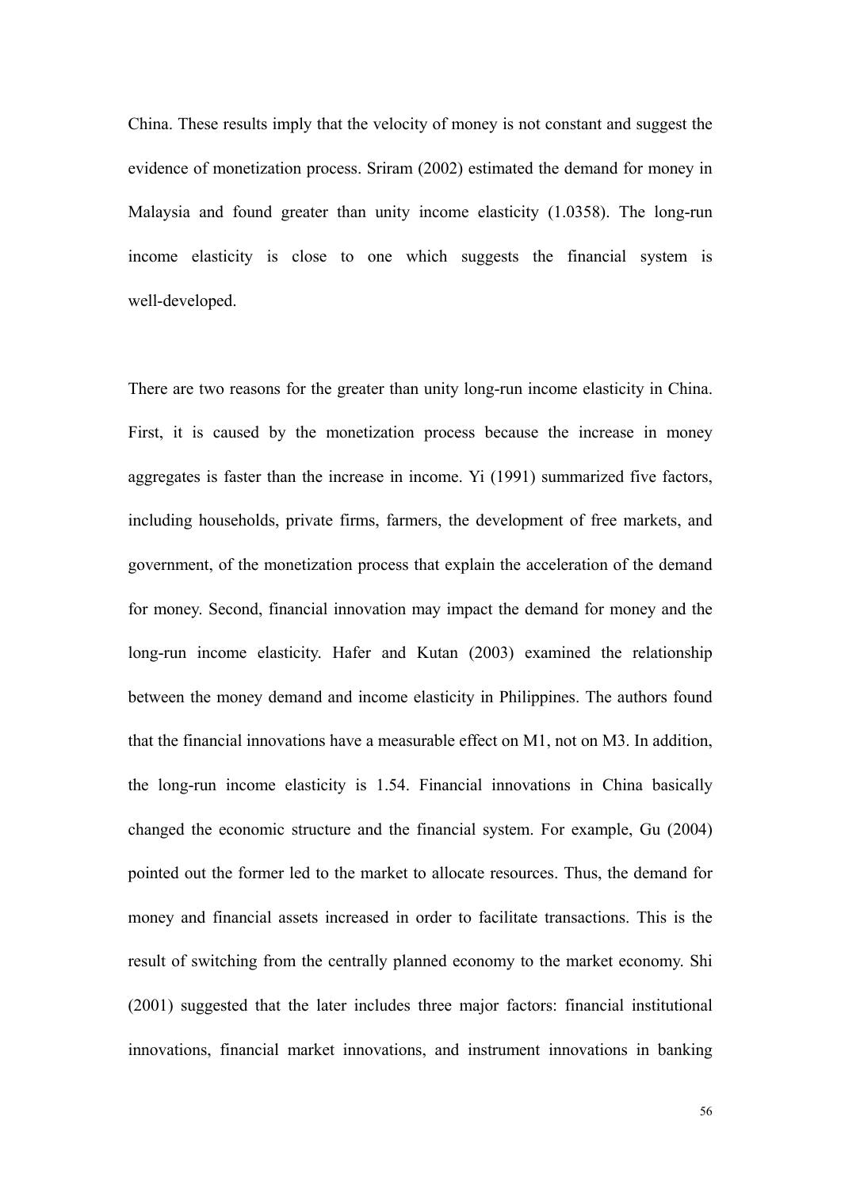China. These results imply that the velocity of money is not constant and suggest the evidence of monetization process. Sriram (2002) estimated the demand for money in Malaysia and found greater than unity income elasticity (1.0358). The long-run income elasticity is close to one which suggests the financial system is well-developed.

There are two reasons for the greater than unity long-run income elasticity in China. First, it is caused by the monetization process because the increase in money aggregates is faster than the increase in income. Yi (1991) summarized five factors, including households, private firms, farmers, the development of free markets, and government, of the monetization process that explain the acceleration of the demand for money. Second, financial innovation may impact the demand for money and the long-run income elasticity. Hafer and Kutan (2003) examined the relationship between the money demand and income elasticity in Philippines. The authors found that the financial innovations have a measurable effect on M1, not on M3. In addition, the long-run income elasticity is 1.54. Financial innovations in China basically changed the economic structure and the financial system. For example, Gu (2004) pointed out the former led to the market to allocate resources. Thus, the demand for money and financial assets increased in order to facilitate transactions. This is the result of switching from the centrally planned economy to the market economy. Shi (2001) suggested that the later includes three major factors: financial institutional innovations, financial market innovations, and instrument innovations in banking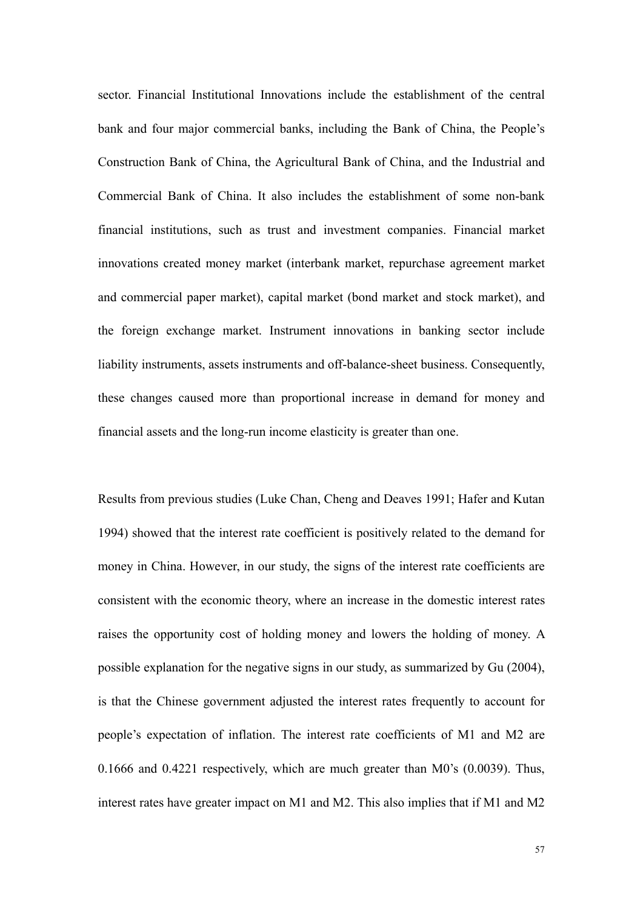sector. Financial Institutional Innovations include the establishment of the central bank and four major commercial banks, including the Bank of China, the People's Construction Bank of China, the Agricultural Bank of China, and the Industrial and Commercial Bank of China. It also includes the establishment of some non-bank financial institutions, such as trust and investment companies. Financial market innovations created money market (interbank market, repurchase agreement market and commercial paper market), capital market (bond market and stock market), and the foreign exchange market. Instrument innovations in banking sector include liability instruments, assets instruments and off-balance-sheet business. Consequently, these changes caused more than proportional increase in demand for money and financial assets and the long-run income elasticity is greater than one.

Results from previous studies (Luke Chan, Cheng and Deaves 1991; Hafer and Kutan 1994) showed that the interest rate coefficient is positively related to the demand for money in China. However, in our study, the signs of the interest rate coefficients are consistent with the economic theory, where an increase in the domestic interest rates raises the opportunity cost of holding money and lowers the holding of money. A possible explanation for the negative signs in our study, as summarized by Gu (2004), is that the Chinese government adjusted the interest rates frequently to account for people's expectation of inflation. The interest rate coefficients of M1 and M2 are 0.1666 and 0.4221 respectively, which are much greater than M0's (0.0039). Thus, interest rates have greater impact on M1 and M2. This also implies that if M1 and M2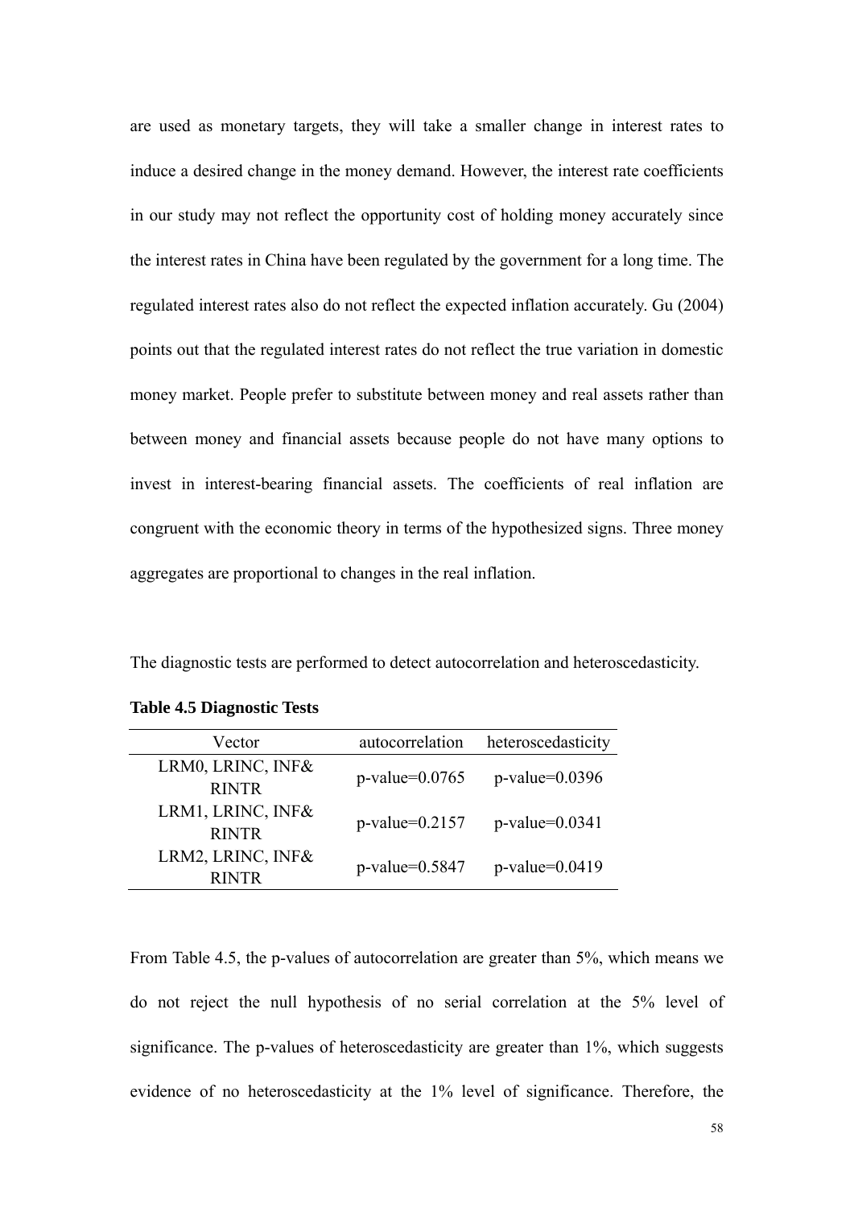are used as monetary targets, they will take a smaller change in interest rates to induce a desired change in the money demand. However, the interest rate coefficients in our study may not reflect the opportunity cost of holding money accurately since the interest rates in China have been regulated by the government for a long time. The regulated interest rates also do not reflect the expected inflation accurately. Gu (2004) points out that the regulated interest rates do not reflect the true variation in domestic money market. People prefer to substitute between money and real assets rather than between money and financial assets because people do not have many options to invest in interest-bearing financial assets. The coefficients of real inflation are congruent with the economic theory in terms of the hypothesized signs. Three money aggregates are proportional to changes in the real inflation.

The diagnostic tests are performed to detect autocorrelation and heteroscedasticity.

**Table 4.5 Diagnostic Tests**

| Vector | autocorrelation | heteroscedasticity |
|---|---|---|
| LRM0, LRINC, INF& RINTR | p-value=0.0765 | p-value=0.0396 |
| LRM1, LRINC, INF& RINTR | p-value=0.2157 | p-value=0.0341 |
| LRM2, LRINC, INF& RINTR | p-value=0.5847 | p-value=0.0419 |

From Table 4.5, the p-values of autocorrelation are greater than 5%, which means we do not reject the null hypothesis of no serial correlation at the 5% level of significance. The p-values of heteroscedasticity are greater than 1%, which suggests evidence of no heteroscedasticity at the 1% level of significance. Therefore, the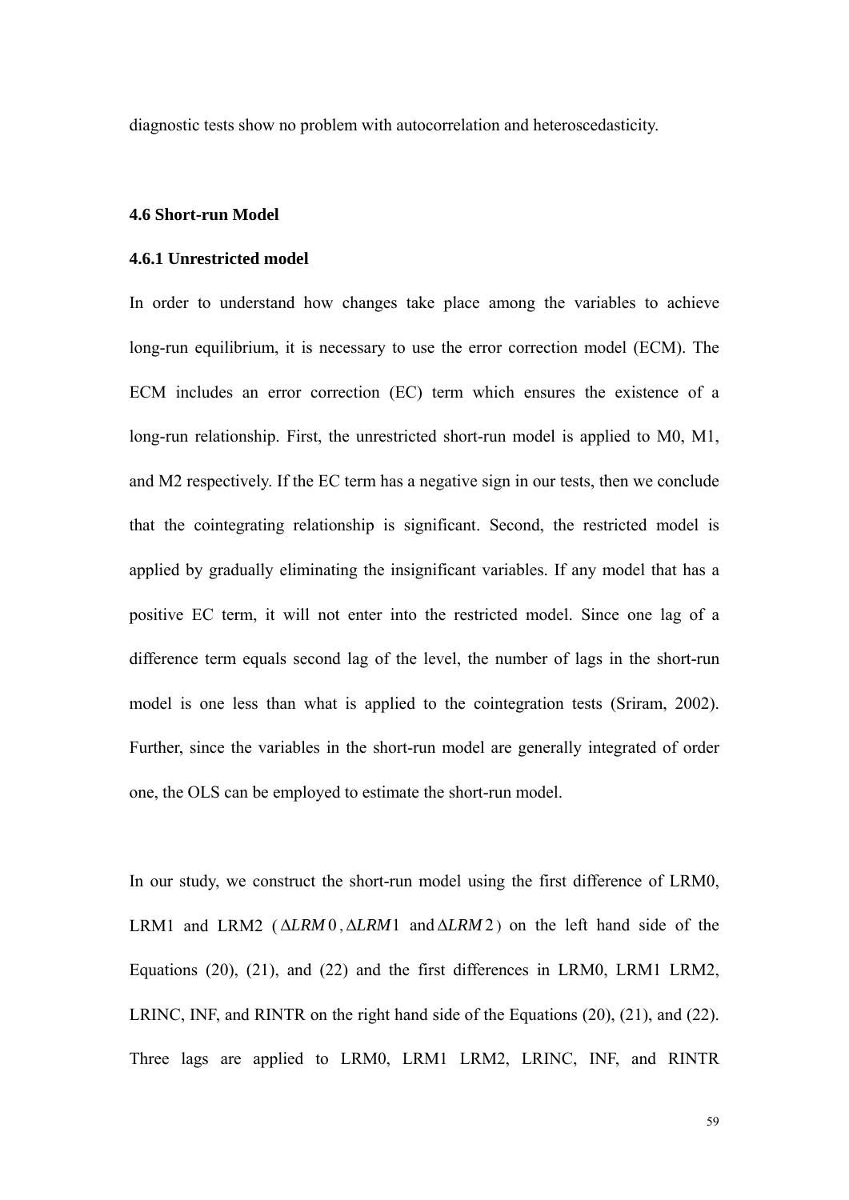diagnostic tests show no problem with autocorrelation and heteroscedasticity.

### 4.6 Short-run Model

#### 4.6.1 Unrestricted model

In order to understand how changes take place among the variables to achieve long-run equilibrium, it is necessary to use the error correction model (ECM). The ECM includes an error correction (EC) term which ensures the existence of a long-run relationship. First, the unrestricted short-run model is applied to M0, M1, and M2 respectively. If the EC term has a negative sign in our tests, then we conclude that the cointegrating relationship is significant. Second, the restricted model is applied by gradually eliminating the insignificant variables. If any model that has a positive EC term, it will not enter into the restricted model. Since one lag of a difference term equals second lag of the level, the number of lags in the short-run model is one less than what is applied to the cointegration tests (Sriram, 2002). Further, since the variables in the short-run model are generally integrated of order one, the OLS can be employed to estimate the short-run model.

In our study, we construct the short-run model using the first difference of LRM0, LRM1 and LRM2 ($\Delta LRM0$, $\Delta LRM1$ and $\Delta LRM2$) on the left hand side of the Equations (20), (21), and (22) and the first differences in LRM0, LRM1 LRM2, LRINC, INF, and RINTR on the right hand side of the Equations (20), (21), and (22). Three lags are applied to LRM0, LRM1 LRM2, LRINC, INF, and RINTR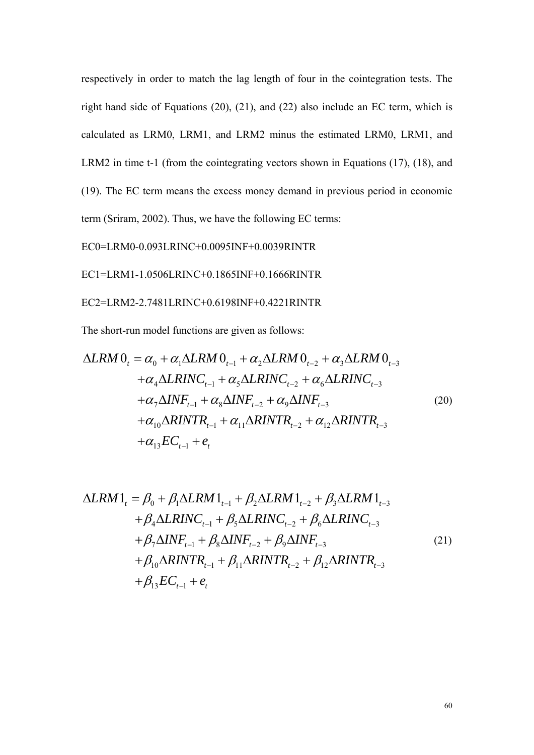respectively in order to match the lag length of four in the cointegration tests. The right hand side of Equations (20), (21), and (22) also include an EC term, which is calculated as LRM0, LRM1, and LRM2 minus the estimated LRM0, LRM1, and LRM2 in time t-1 (from the cointegrating vectors shown in Equations (17), (18), and (19). The EC term means the excess money demand in previous period in economic term (Sriram, 2002). Thus, we have the following EC terms:

EC0=LRM0-0.093LRINC+0.0095INF+0.0039RINTR

EC1=LRM1-1.0506LRINC+0.1865INF+0.1666RINTR

EC2=LRM2-2.7481LRINC+0.6198INF+0.4221RINTR

The short-run model functions are given as follows:

$$
\begin{aligned}
\Delta LRM0_t = {} & \alpha_0 + \alpha_1 \Delta LRM0_{t-1} + \alpha_2 \Delta LRM0_{t-2} + \alpha_3 \Delta LRM0_{t-3} \\
& + \alpha_4 \Delta LRINC_{t-1} + \alpha_5 \Delta LRINC_{t-2} + \alpha_6 \Delta LRINC_{t-3} \\
& + \alpha_7 \Delta INF_{t-1} + \alpha_8 \Delta INF_{t-2} + \alpha_9 \Delta INF_{t-3} \\
& + \alpha_{10} \Delta RINTR_{t-1} + \alpha_{11} \Delta RINTR_{t-2} + \alpha_{12} \Delta RINTR_{t-3} \\
& + \alpha_{13} EC_{t-1} + e_t
\end{aligned}
\tag{20}
$$

$$
\begin{aligned}
\Delta LRM1_t = {} & \beta_0 + \beta_1 \Delta LRM1_{t-1} + \beta_2 \Delta LRM1_{t-2} + \beta_3 \Delta LRM1_{t-3} \\
& + \beta_4 \Delta LRINC_{t-1} + \beta_5 \Delta LRINC_{t-2} + \beta_6 \Delta LRINC_{t-3} \\
& + \beta_7 \Delta INF_{t-1} + \beta_8 \Delta INF_{t-2} + \beta_9 \Delta INF_{t-3} \\
& + \beta_{10} \Delta RINTR_{t-1} + \beta_{11} \Delta RINTR_{t-2} + \beta_{12} \Delta RINTR_{t-3} \\
& + \beta_{13} EC_{t-1} + e_t
\end{aligned}
\tag{21}
$$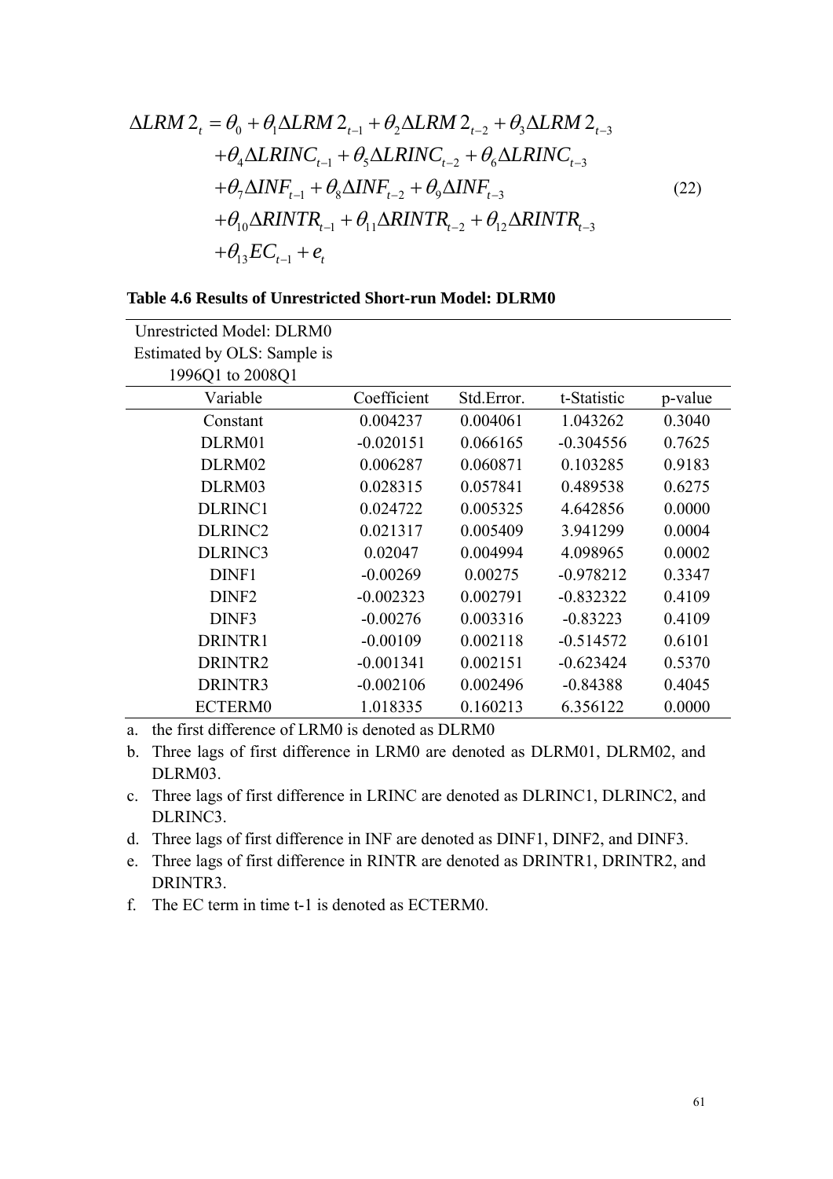$$
\begin{aligned}
\Delta LRM2_t = \theta_0 &+ \theta_1 \Delta LRM2_{t-1} + \theta_2 \Delta LRM2_{t-2} + \theta_3 \Delta LRM2_{t-3} \\
&+ \theta_4 \Delta LRINC_{t-1} + \theta_5 \Delta LRINC_{t-2} + \theta_6 \Delta LRINC_{t-3} \\
&+ \theta_7 \Delta INF_{t-1} + \theta_8 \Delta INF_{t-2} + \theta_9 \Delta INF_{t-3} \\
&+ \theta_{10} \Delta RINTR_{t-1} + \theta_{11} \Delta RINTR_{t-2} + \theta_{12} \Delta RINTR_{t-3} \\
&+ \theta_{13} EC_{t-1} + e_t
\end{aligned} \tag{22}
$$

**Table 4.6 Results of Unrestricted Short-run Model: DLRM0**

Unrestricted Model: DLRM0
Estimated by OLS: Sample is 1996Q1 to 2008Q1

| Variable | Coefficient | Std.Error. | t-Statistic | p-value |
|---|---|---|---|---|
| Constant | 0.004237 | 0.004061 | 1.043262 | 0.3040 |
| DLRM01 | -0.020151 | 0.066165 | -0.304556 | 0.7625 |
| DLRM02 | 0.006287 | 0.060871 | 0.103285 | 0.9183 |
| DLRM03 | 0.028315 | 0.057841 | 0.489538 | 0.6275 |
| DLRINC1 | 0.024722 | 0.005325 | 4.642856 | 0.0000 |
| DLRINC2 | 0.021317 | 0.005409 | 3.941299 | 0.0004 |
| DLRINC3 | 0.02047 | 0.004994 | 4.098965 | 0.0002 |
| DINF1 | -0.00269 | 0.00275 | -0.978212 | 0.3347 |
| DINF2 | -0.002323 | 0.002791 | -0.832322 | 0.4109 |
| DINF3 | -0.00276 | 0.003316 | -0.83223 | 0.4109 |
| DRINTR1 | -0.00109 | 0.002118 | -0.514572 | 0.6101 |
| DRINTR2 | -0.001341 | 0.002151 | -0.623424 | 0.5370 |
| DRINTR3 | -0.002106 | 0.002496 | -0.84388 | 0.4045 |
| ECTERM0 | 1.018335 | 0.160213 | 6.356122 | 0.0000 |

a. the first difference of LRM0 is denoted as DLRM0
b. Three lags of first difference in LRM0 are denoted as DLRM01, DLRM02, and DLRM03.
c. Three lags of first difference in LRINC are denoted as DLRINC1, DLRINC2, and DLRINC3.
d. Three lags of first difference in INF are denoted as DINF1, DINF2, and DINF3.
e. Three lags of first difference in RINTR are denoted as DRINTR1, DRINTR2, and DRINTR3.
f. The EC term in time t-1 is denoted as ECTERM0.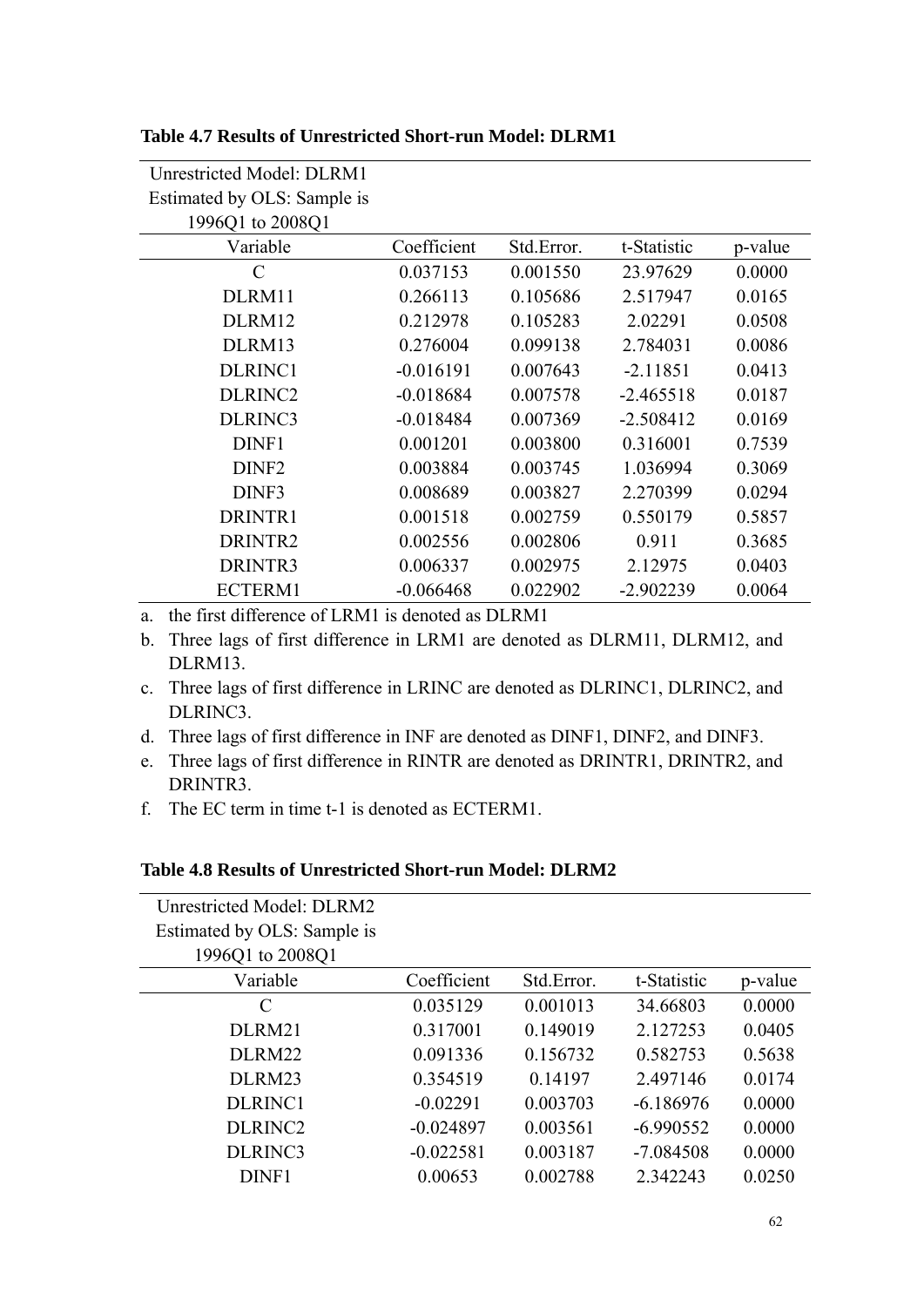**Table 4.7 Results of Unrestricted Short-run Model: DLRM1**

Unrestricted Model: DLRM1
Estimated by OLS: Sample is 1996Q1 to 2008Q1

| Variable | Coefficient | Std.Error. | t-Statistic | p-value |
|---|---|---|---|---|
| C | 0.037153 | 0.001550 | 23.97629 | 0.0000 |
| DLRM11 | 0.266113 | 0.105686 | 2.517947 | 0.0165 |
| DLRM12 | 0.212978 | 0.105283 | 2.02291 | 0.0508 |
| DLRM13 | 0.276004 | 0.099138 | 2.784031 | 0.0086 |
| DLRINC1 | -0.016191 | 0.007643 | -2.11851 | 0.0413 |
| DLRINC2 | -0.018684 | 0.007578 | -2.465518 | 0.0187 |
| DLRINC3 | -0.018484 | 0.007369 | -2.508412 | 0.0169 |
| DINF1 | 0.001201 | 0.003800 | 0.316001 | 0.7539 |
| DINF2 | 0.003884 | 0.003745 | 1.036994 | 0.3069 |
| DINF3 | 0.008689 | 0.003827 | 2.270399 | 0.0294 |
| DRINTR1 | 0.001518 | 0.002759 | 0.550179 | 0.5857 |
| DRINTR2 | 0.002556 | 0.002806 | 0.911 | 0.3685 |
| DRINTR3 | 0.006337 | 0.002975 | 2.12975 | 0.0403 |
| ECTERM1 | -0.066468 | 0.022902 | -2.902239 | 0.0064 |

a. the first difference of LRM1 is denoted as DLRM1
b. Three lags of first difference in LRM1 are denoted as DLRM11, DLRM12, and DLRM13.
c. Three lags of first difference in LRINC are denoted as DLRINC1, DLRINC2, and DLRINC3.
d. Three lags of first difference in INF are denoted as DINF1, DINF2, and DINF3.
e. Three lags of first difference in RINTR are denoted as DRINTR1, DRINTR2, and DRINTR3.
f. The EC term in time t-1 is denoted as ECTERM1.

**Table 4.8 Results of Unrestricted Short-run Model: DLRM2**

Unrestricted Model: DLRM2
Estimated by OLS: Sample is 1996Q1 to 2008Q1

| Variable | Coefficient | Std.Error. | t-Statistic | p-value |
|---|---|---|---|---|
| C | 0.035129 | 0.001013 | 34.66803 | 0.0000 |
| DLRM21 | 0.317001 | 0.149019 | 2.127253 | 0.0405 |
| DLRM22 | 0.091336 | 0.156732 | 0.582753 | 0.5638 |
| DLRM23 | 0.354519 | 0.14197 | 2.497146 | 0.0174 |
| DLRINC1 | -0.02291 | 0.003703 | -6.186976 | 0.0000 |
| DLRINC2 | -0.024897 | 0.003561 | -6.990552 | 0.0000 |
| DLRINC3 | -0.022581 | 0.003187 | -7.084508 | 0.0000 |
| DINF1 | 0.00653 | 0.002788 | 2.342243 | 0.0250 |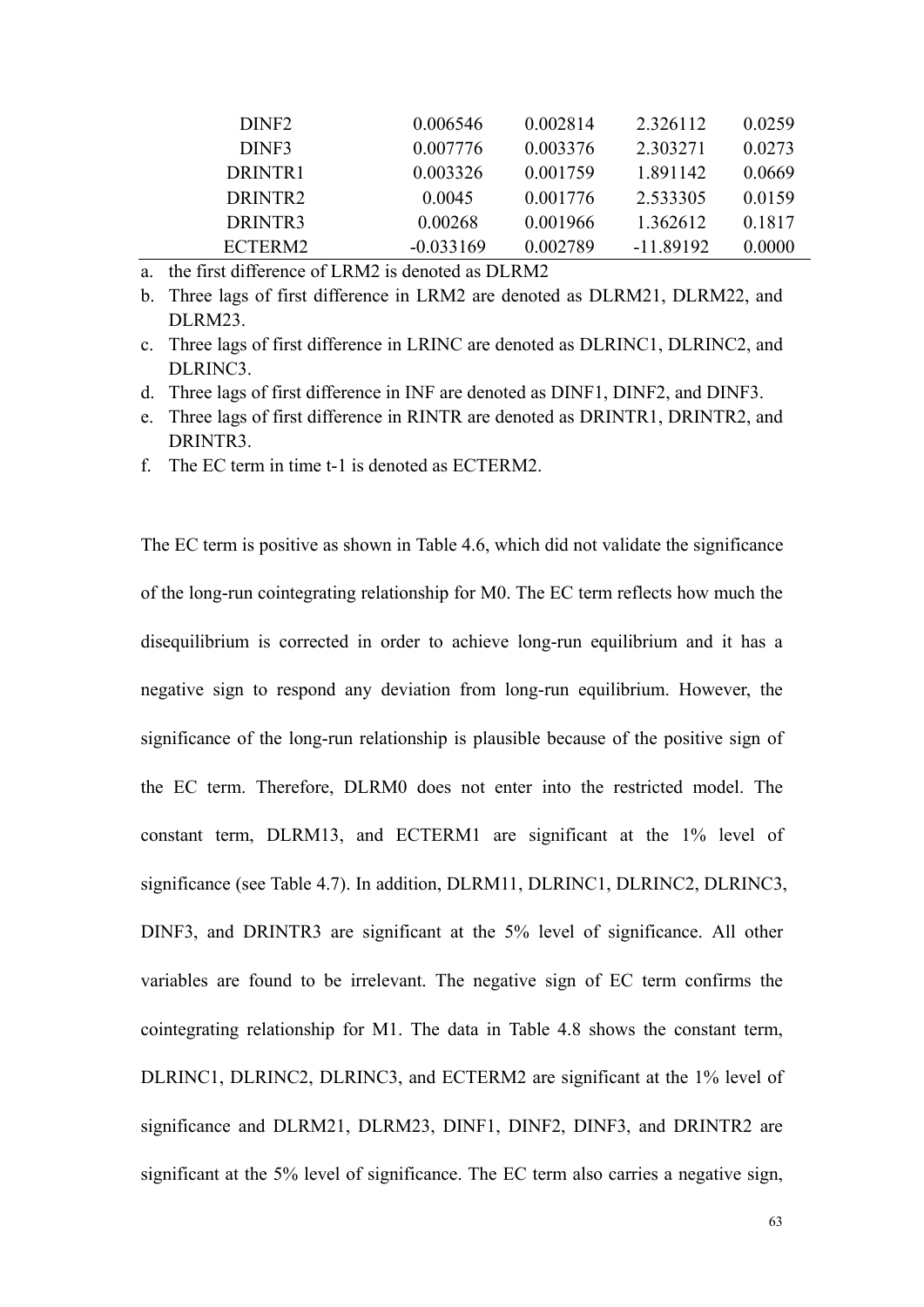| | | | | |
|---|---|---|---|---|
| DINF2 | 0.006546 | 0.002814 | 2.326112 | 0.0259 |
| DINF3 | 0.007776 | 0.003376 | 2.303271 | 0.0273 |
| DRINTR1 | 0.003326 | 0.001759 | 1.891142 | 0.0669 |
| DRINTR2 | 0.0045 | 0.001776 | 2.533305 | 0.0159 |
| DRINTR3 | 0.00268 | 0.001966 | 1.362612 | 0.1817 |
| ECTERM2 | -0.033169 | 0.002789 | -11.89192 | 0.0000 |

a. the first difference of LRM2 is denoted as DLRM2
b. Three lags of first difference in LRM2 are denoted as DLRM21, DLRM22, and DLRM23.
c. Three lags of first difference in LRINC are denoted as DLRINC1, DLRINC2, and DLRINC3.
d. Three lags of first difference in INF are denoted as DINF1, DINF2, and DINF3.
e. Three lags of first difference in RINTR are denoted as DRINTR1, DRINTR2, and DRINTR3.
f. The EC term in time t-1 is denoted as ECTERM2.

The EC term is positive as shown in Table 4.6, which did not validate the significance of the long-run cointegrating relationship for M0. The EC term reflects how much the disequilibrium is corrected in order to achieve long-run equilibrium and it has a negative sign to respond any deviation from long-run equilibrium. However, the significance of the long-run relationship is plausible because of the positive sign of the EC term. Therefore, DLRM0 does not enter into the restricted model. The constant term, DLRM13, and ECTERM1 are significant at the 1% level of significance (see Table 4.7). In addition, DLRM11, DLRINC1, DLRINC2, DLRINC3, DINF3, and DRINTR3 are significant at the 5% level of significance. All other variables are found to be irrelevant. The negative sign of EC term confirms the cointegrating relationship for M1. The data in Table 4.8 shows the constant term, DLRINC1, DLRINC2, DLRINC3, and ECTERM2 are significant at the 1% level of significance and DLRM21, DLRM23, DINF1, DINF2, DINF3, and DRINTR2 are significant at the 5% level of significance. The EC term also carries a negative sign,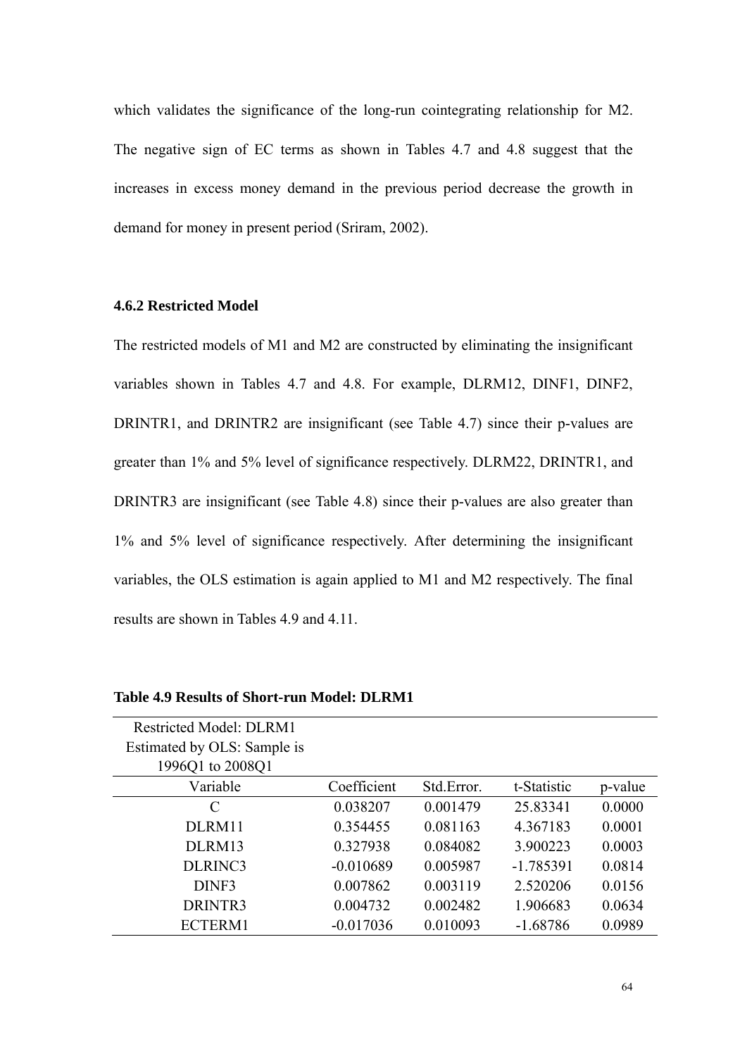which validates the significance of the long-run cointegrating relationship for M2. The negative sign of EC terms as shown in Tables 4.7 and 4.8 suggest that the increases in excess money demand in the previous period decrease the growth in demand for money in present period (Sriram, 2002).

### 4.6.2 Restricted Model

The restricted models of M1 and M2 are constructed by eliminating the insignificant variables shown in Tables 4.7 and 4.8. For example, DLRM12, DINF1, DINF2, DRINTR1, and DRINTR2 are insignificant (see Table 4.7) since their p-values are greater than 1% and 5% level of significance respectively. DLRM22, DRINTR1, and DRINTR3 are insignificant (see Table 4.8) since their p-values are also greater than 1% and 5% level of significance respectively. After determining the insignificant variables, the OLS estimation is again applied to M1 and M2 respectively. The final results are shown in Tables 4.9 and 4.11.

**Table 4.9 Results of Short-run Model: DLRM1**

| Restricted Model: DLRM1 Estimated by OLS: Sample is 1996Q1 to 2008Q1 | | | | |
|---|---|---|---|---|
| Variable | Coefficient | Std.Error. | t-Statistic | p-value |
| C | 0.038207 | 0.001479 | 25.83341 | 0.0000 |
| DLRM11 | 0.354455 | 0.081163 | 4.367183 | 0.0001 |
| DLRM13 | 0.327938 | 0.084082 | 3.900223 | 0.0003 |
| DLRINC3 | -0.010689 | 0.005987 | -1.785391 | 0.0814 |
| DINF3 | 0.007862 | 0.003119 | 2.520206 | 0.0156 |
| DRINTR3 | 0.004732 | 0.002482 | 1.906683 | 0.0634 |
| ECTERM1 | -0.017036 | 0.010093 | -1.68786 | 0.0989 |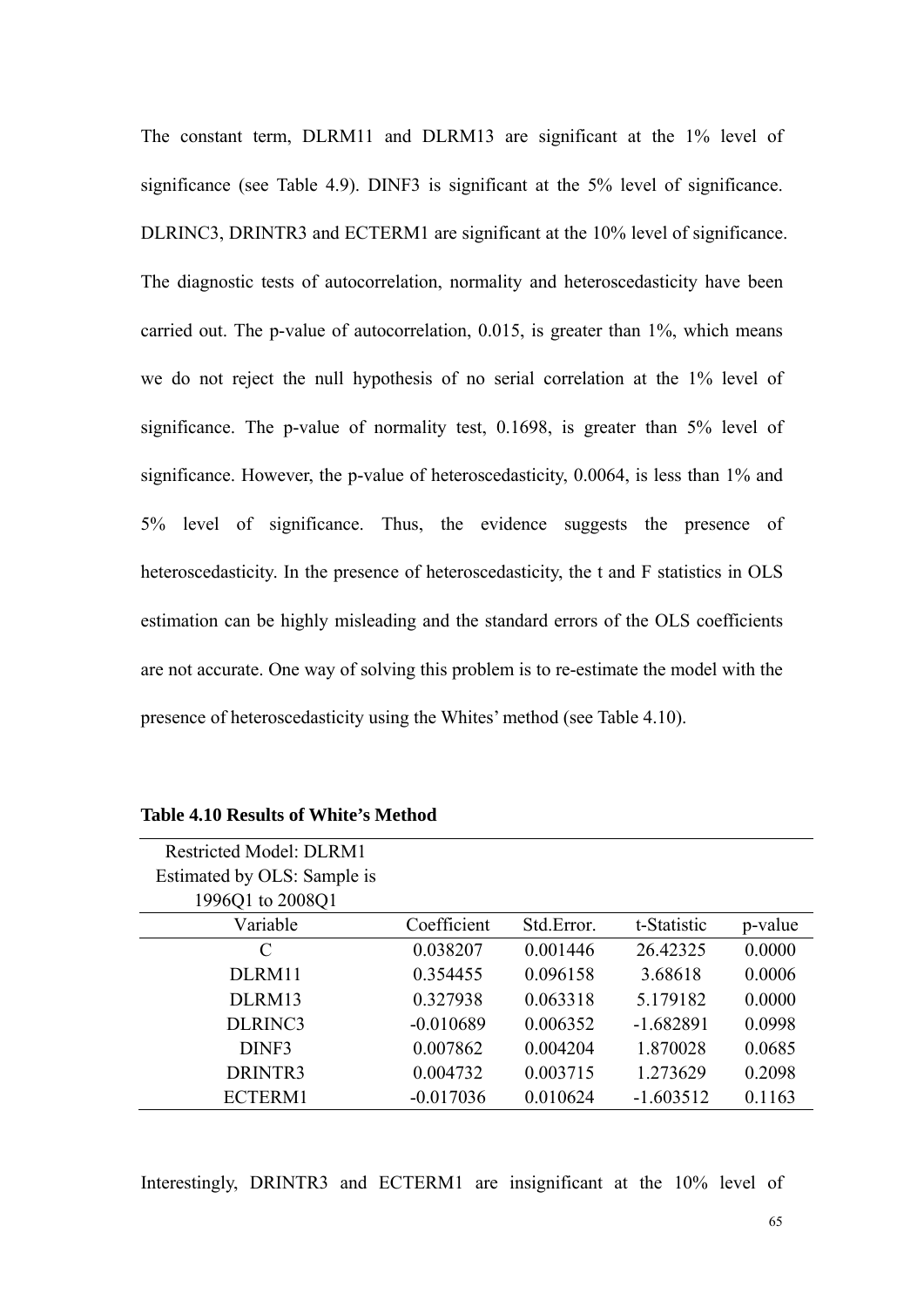The constant term, DLRM11 and DLRM13 are significant at the 1% level of significance (see Table 4.9). DINF3 is significant at the 5% level of significance. DLRINC3, DRINTR3 and ECTERM1 are significant at the 10% level of significance. The diagnostic tests of autocorrelation, normality and heteroscedasticity have been carried out. The p-value of autocorrelation, 0.015, is greater than 1%, which means we do not reject the null hypothesis of no serial correlation at the 1% level of significance. The p-value of normality test, 0.1698, is greater than 5% level of significance. However, the p-value of heteroscedasticity, 0.0064, is less than 1% and 5% level of significance. Thus, the evidence suggests the presence of heteroscedasticity. In the presence of heteroscedasticity, the t and F statistics in OLS estimation can be highly misleading and the standard errors of the OLS coefficients are not accurate. One way of solving this problem is to re-estimate the model with the presence of heteroscedasticity using the Whites' method (see Table 4.10).

**Table 4.10 Results of White's Method**

| Restricted Model: DLRM1 Estimated by OLS: Sample is 1996Q1 to 2008Q1 | | | | |
|---|---|---|---|---|
| Variable | Coefficient | Std.Error. | t-Statistic | p-value |
| C | 0.038207 | 0.001446 | 26.42325 | 0.0000 |
| DLRM11 | 0.354455 | 0.096158 | 3.68618 | 0.0006 |
| DLRM13 | 0.327938 | 0.063318 | 5.179182 | 0.0000 |
| DLRINC3 | -0.010689 | 0.006352 | -1.682891 | 0.0998 |
| DINF3 | 0.007862 | 0.004204 | 1.870028 | 0.0685 |
| DRINTR3 | 0.004732 | 0.003715 | 1.273629 | 0.2098 |
| ECTERM1 | -0.017036 | 0.010624 | -1.603512 | 0.1163 |

Interestingly, DRINTR3 and ECTERM1 are insignificant at the 10% level of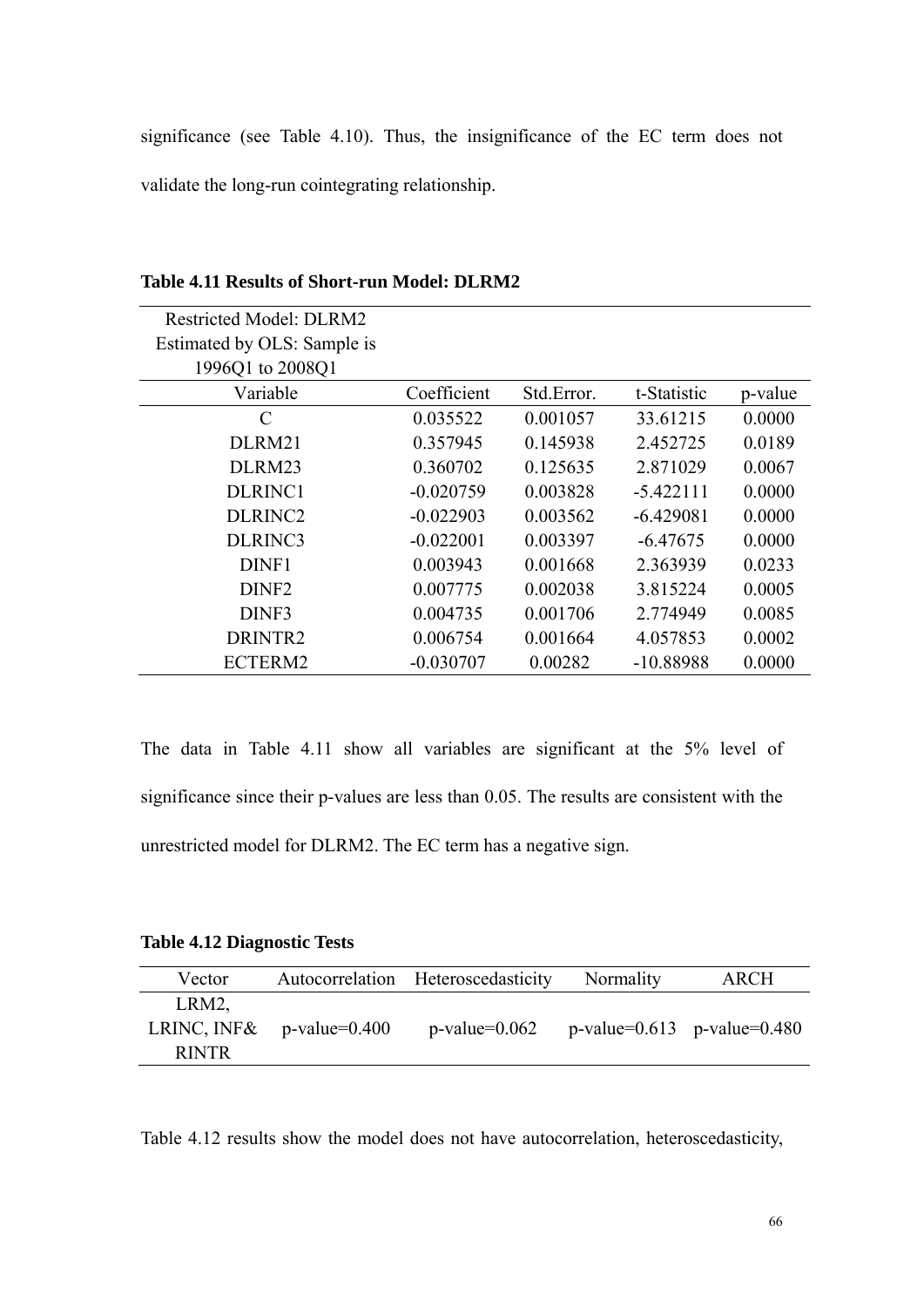significance (see Table 4.10). Thus, the insignificance of the EC term does not validate the long-run cointegrating relationship.

**Table 4.11 Results of Short-run Model: DLRM2**

| Restricted Model: DLRM2<br>Estimated by OLS: Sample is<br>1996Q1 to 2008Q1 | | | | |
|---|---|---|---|---|
| Variable | Coefficient | Std.Error. | t-Statistic | p-value |
| C | 0.035522 | 0.001057 | 33.61215 | 0.0000 |
| DLRM21 | 0.357945 | 0.145938 | 2.452725 | 0.0189 |
| DLRM23 | 0.360702 | 0.125635 | 2.871029 | 0.0067 |
| DLRINC1 | -0.020759 | 0.003828 | -5.422111 | 0.0000 |
| DLRINC2 | -0.022903 | 0.003562 | -6.429081 | 0.0000 |
| DLRINC3 | -0.022001 | 0.003397 | -6.47675 | 0.0000 |
| DINF1 | 0.003943 | 0.001668 | 2.363939 | 0.0233 |
| DINF2 | 0.007775 | 0.002038 | 3.815224 | 0.0005 |
| DINF3 | 0.004735 | 0.001706 | 2.774949 | 0.0085 |
| DRINTR2 | 0.006754 | 0.001664 | 4.057853 | 0.0002 |
| ECTERM2 | -0.030707 | 0.00282 | -10.88988 | 0.0000 |

The data in Table 4.11 show all variables are significant at the 5% level of significance since their p-values are less than 0.05. The results are consistent with the unrestricted model for DLRM2. The EC term has a negative sign.

**Table 4.12 Diagnostic Tests**

| Vector | Autocorrelation | Heteroscedasticity | Normality | ARCH |
|---|---|---|---|---|
| LRM2, LRINC, INF& RINTR | p-value=0.400 | p-value=0.062 | p-value=0.613 | p-value=0.480 |

Table 4.12 results show the model does not have autocorrelation, heteroscedasticity,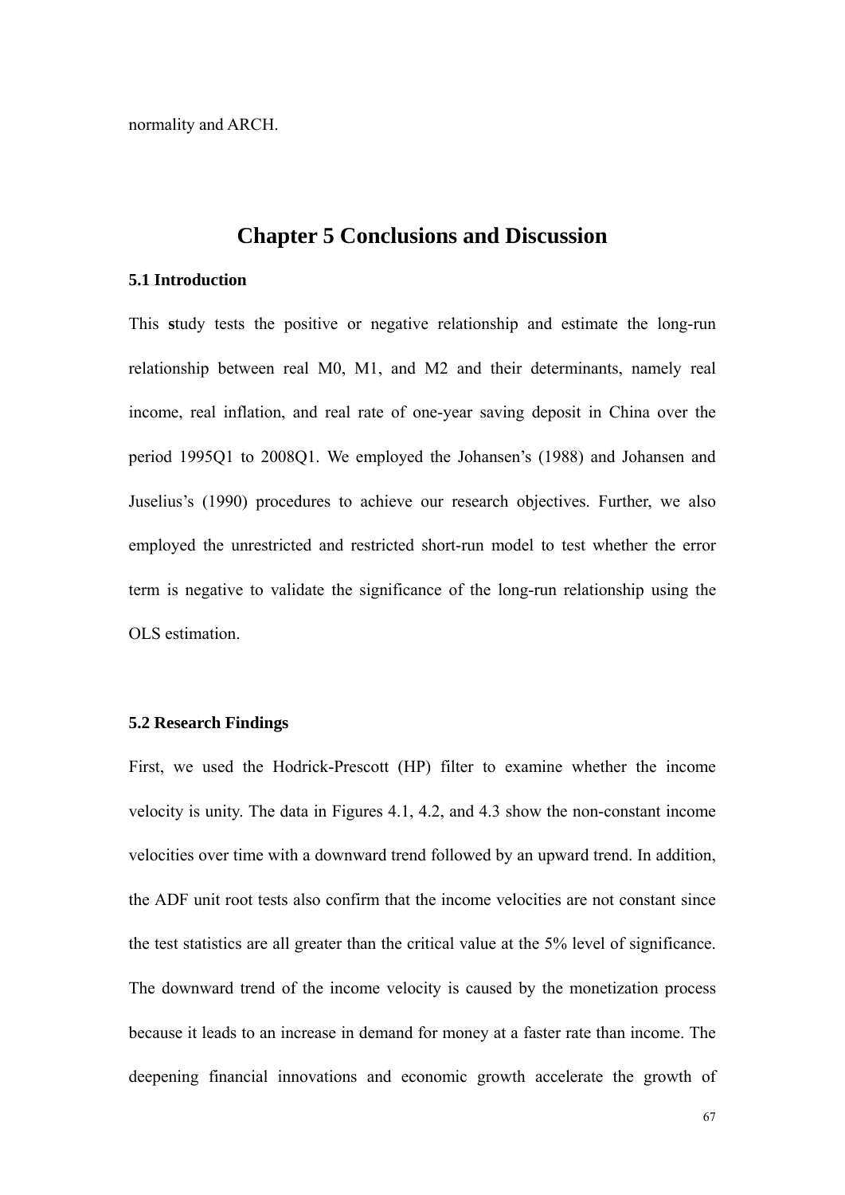normality and ARCH.

# Chapter 5 Conclusions and Discussion

## 5.1 Introduction

This study tests the positive or negative relationship and estimate the long-run relationship between real M0, M1, and M2 and their determinants, namely real income, real inflation, and real rate of one-year saving deposit in China over the period 1995Q1 to 2008Q1. We employed the Johansen's (1988) and Johansen and Juselius's (1990) procedures to achieve our research objectives. Further, we also employed the unrestricted and restricted short-run model to test whether the error term is negative to validate the significance of the long-run relationship using the OLS estimation.

## 5.2 Research Findings

First, we used the Hodrick-Prescott (HP) filter to examine whether the income velocity is unity. The data in Figures 4.1, 4.2, and 4.3 show the non-constant income velocities over time with a downward trend followed by an upward trend. In addition, the ADF unit root tests also confirm that the income velocities are not constant since the test statistics are all greater than the critical value at the 5% level of significance. The downward trend of the income velocity is caused by the monetization process because it leads to an increase in demand for money at a faster rate than income. The deepening financial innovations and economic growth accelerate the growth of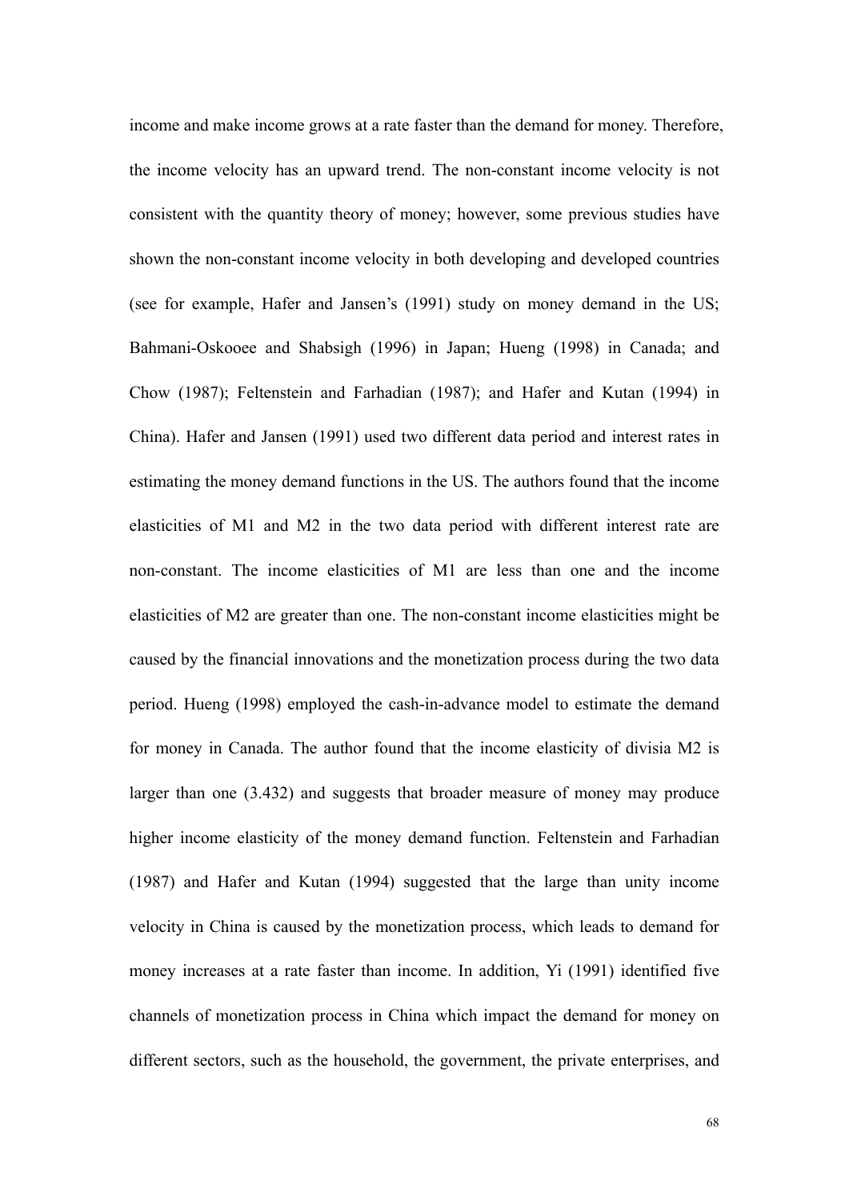income and make income grows at a rate faster than the demand for money. Therefore, the income velocity has an upward trend. The non-constant income velocity is not consistent with the quantity theory of money; however, some previous studies have shown the non-constant income velocity in both developing and developed countries (see for example, Hafer and Jansen's (1991) study on money demand in the US; Bahmani-Oskooee and Shabsigh (1996) in Japan; Hueng (1998) in Canada; and Chow (1987); Feltenstein and Farhadian (1987); and Hafer and Kutan (1994) in China). Hafer and Jansen (1991) used two different data period and interest rates in estimating the money demand functions in the US. The authors found that the income elasticities of M1 and M2 in the two data period with different interest rate are non-constant. The income elasticities of M1 are less than one and the income elasticities of M2 are greater than one. The non-constant income elasticities might be caused by the financial innovations and the monetization process during the two data period. Hueng (1998) employed the cash-in-advance model to estimate the demand for money in Canada. The author found that the income elasticity of divisia M2 is larger than one (3.432) and suggests that broader measure of money may produce higher income elasticity of the money demand function. Feltenstein and Farhadian (1987) and Hafer and Kutan (1994) suggested that the large than unity income velocity in China is caused by the monetization process, which leads to demand for money increases at a rate faster than income. In addition, Yi (1991) identified five channels of monetization process in China which impact the demand for money on different sectors, such as the household, the government, the private enterprises, and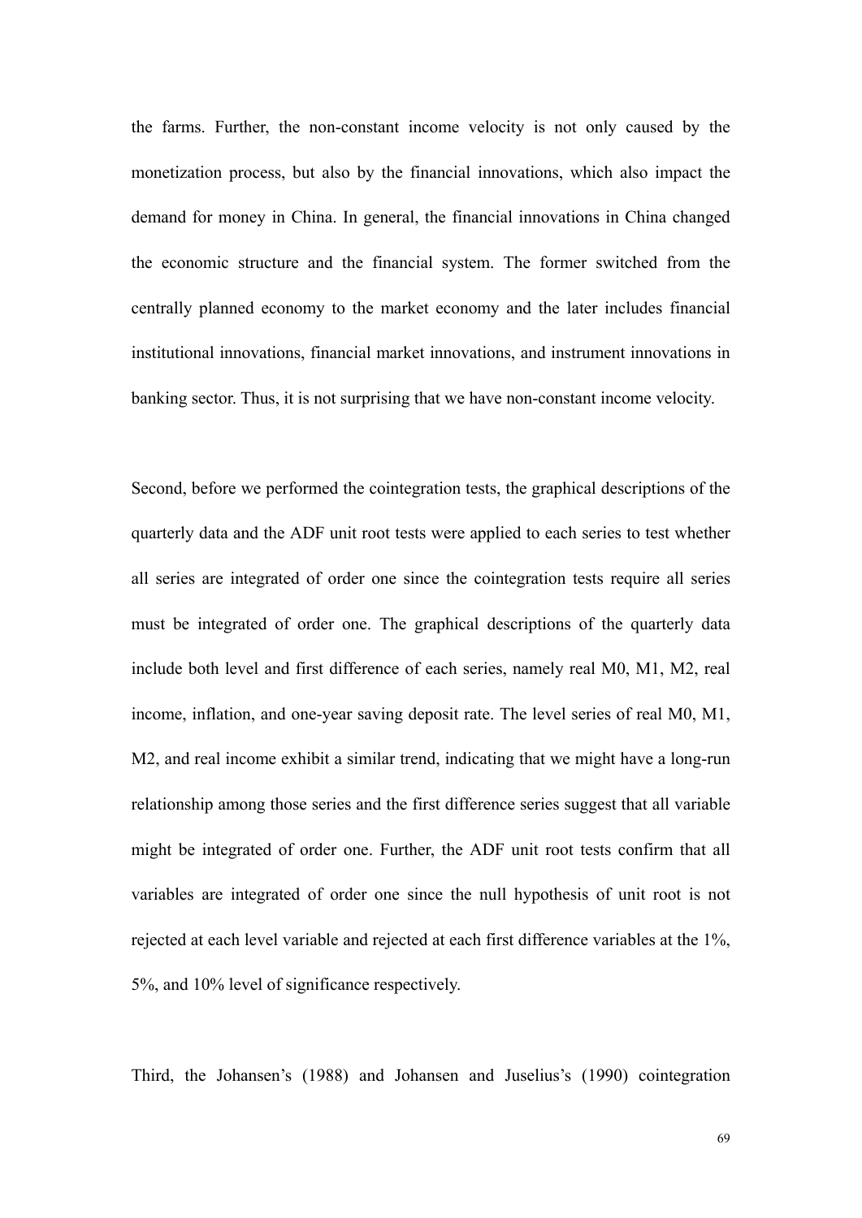the farms. Further, the non-constant income velocity is not only caused by the monetization process, but also by the financial innovations, which also impact the demand for money in China. In general, the financial innovations in China changed the economic structure and the financial system. The former switched from the centrally planned economy to the market economy and the later includes financial institutional innovations, financial market innovations, and instrument innovations in banking sector. Thus, it is not surprising that we have non-constant income velocity.

Second, before we performed the cointegration tests, the graphical descriptions of the quarterly data and the ADF unit root tests were applied to each series to test whether all series are integrated of order one since the cointegration tests require all series must be integrated of order one. The graphical descriptions of the quarterly data include both level and first difference of each series, namely real M0, M1, M2, real income, inflation, and one-year saving deposit rate. The level series of real M0, M1, M2, and real income exhibit a similar trend, indicating that we might have a long-run relationship among those series and the first difference series suggest that all variable might be integrated of order one. Further, the ADF unit root tests confirm that all variables are integrated of order one since the null hypothesis of unit root is not rejected at each level variable and rejected at each first difference variables at the 1%, 5%, and 10% level of significance respectively.

Third, the Johansen's (1988) and Johansen and Juselius's (1990) cointegration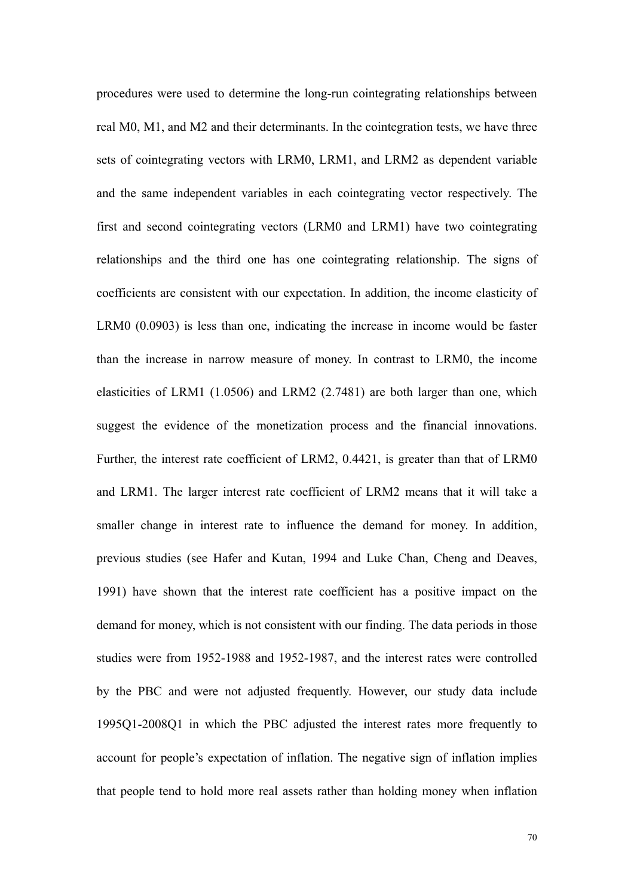procedures were used to determine the long-run cointegrating relationships between real M0, M1, and M2 and their determinants. In the cointegration tests, we have three sets of cointegrating vectors with LRM0, LRM1, and LRM2 as dependent variable and the same independent variables in each cointegrating vector respectively. The first and second cointegrating vectors (LRM0 and LRM1) have two cointegrating relationships and the third one has one cointegrating relationship. The signs of coefficients are consistent with our expectation. In addition, the income elasticity of LRM0 (0.0903) is less than one, indicating the increase in income would be faster than the increase in narrow measure of money. In contrast to LRM0, the income elasticities of LRM1 (1.0506) and LRM2 (2.7481) are both larger than one, which suggest the evidence of the monetization process and the financial innovations. Further, the interest rate coefficient of LRM2, 0.4421, is greater than that of LRM0 and LRM1. The larger interest rate coefficient of LRM2 means that it will take a smaller change in interest rate to influence the demand for money. In addition, previous studies (see Hafer and Kutan, 1994 and Luke Chan, Cheng and Deaves, 1991) have shown that the interest rate coefficient has a positive impact on the demand for money, which is not consistent with our finding. The data periods in those studies were from 1952-1988 and 1952-1987, and the interest rates were controlled by the PBC and were not adjusted frequently. However, our study data include 1995Q1-2008Q1 in which the PBC adjusted the interest rates more frequently to account for people's expectation of inflation. The negative sign of inflation implies that people tend to hold more real assets rather than holding money when inflation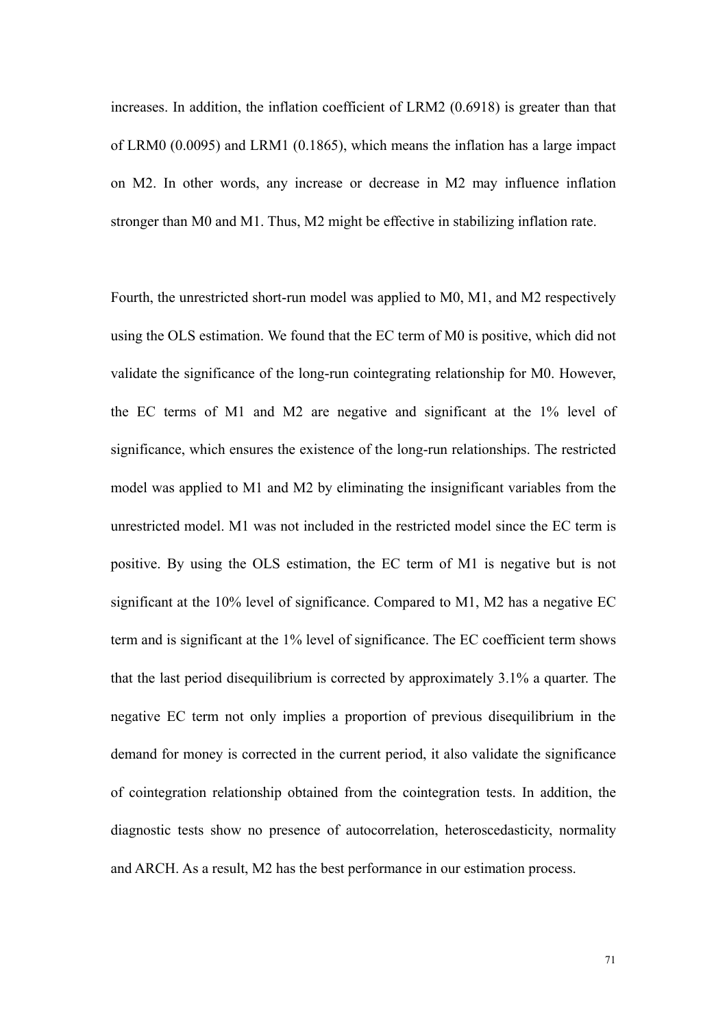increases. In addition, the inflation coefficient of LRM2 (0.6918) is greater than that of LRM0 (0.0095) and LRM1 (0.1865), which means the inflation has a large impact on M2. In other words, any increase or decrease in M2 may influence inflation stronger than M0 and M1. Thus, M2 might be effective in stabilizing inflation rate.

Fourth, the unrestricted short-run model was applied to M0, M1, and M2 respectively using the OLS estimation. We found that the EC term of M0 is positive, which did not validate the significance of the long-run cointegrating relationship for M0. However, the EC terms of M1 and M2 are negative and significant at the 1% level of significance, which ensures the existence of the long-run relationships. The restricted model was applied to M1 and M2 by eliminating the insignificant variables from the unrestricted model. M1 was not included in the restricted model since the EC term is positive. By using the OLS estimation, the EC term of M1 is negative but is not significant at the 10% level of significance. Compared to M1, M2 has a negative EC term and is significant at the 1% level of significance. The EC coefficient term shows that the last period disequilibrium is corrected by approximately 3.1% a quarter. The negative EC term not only implies a proportion of previous disequilibrium in the demand for money is corrected in the current period, it also validate the significance of cointegration relationship obtained from the cointegration tests. In addition, the diagnostic tests show no presence of autocorrelation, heteroscedasticity, normality and ARCH. As a result, M2 has the best performance in our estimation process.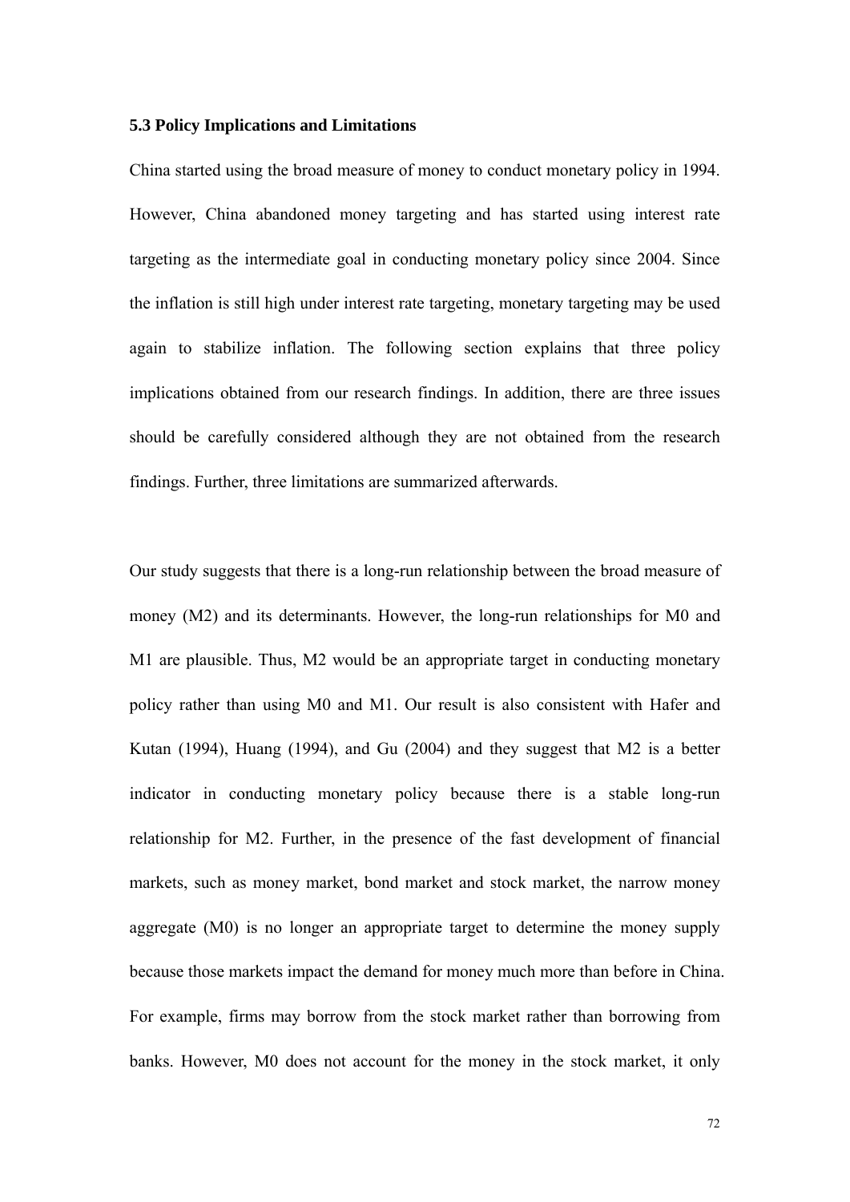### 5.3 Policy Implications and Limitations

China started using the broad measure of money to conduct monetary policy in 1994. However, China abandoned money targeting and has started using interest rate targeting as the intermediate goal in conducting monetary policy since 2004. Since the inflation is still high under interest rate targeting, monetary targeting may be used again to stabilize inflation. The following section explains that three policy implications obtained from our research findings. In addition, there are three issues should be carefully considered although they are not obtained from the research findings. Further, three limitations are summarized afterwards.

Our study suggests that there is a long-run relationship between the broad measure of money (M2) and its determinants. However, the long-run relationships for M0 and M1 are plausible. Thus, M2 would be an appropriate target in conducting monetary policy rather than using M0 and M1. Our result is also consistent with Hafer and Kutan (1994), Huang (1994), and Gu (2004) and they suggest that M2 is a better indicator in conducting monetary policy because there is a stable long-run relationship for M2. Further, in the presence of the fast development of financial markets, such as money market, bond market and stock market, the narrow money aggregate (M0) is no longer an appropriate target to determine the money supply because those markets impact the demand for money much more than before in China. For example, firms may borrow from the stock market rather than borrowing from banks. However, M0 does not account for the money in the stock market, it only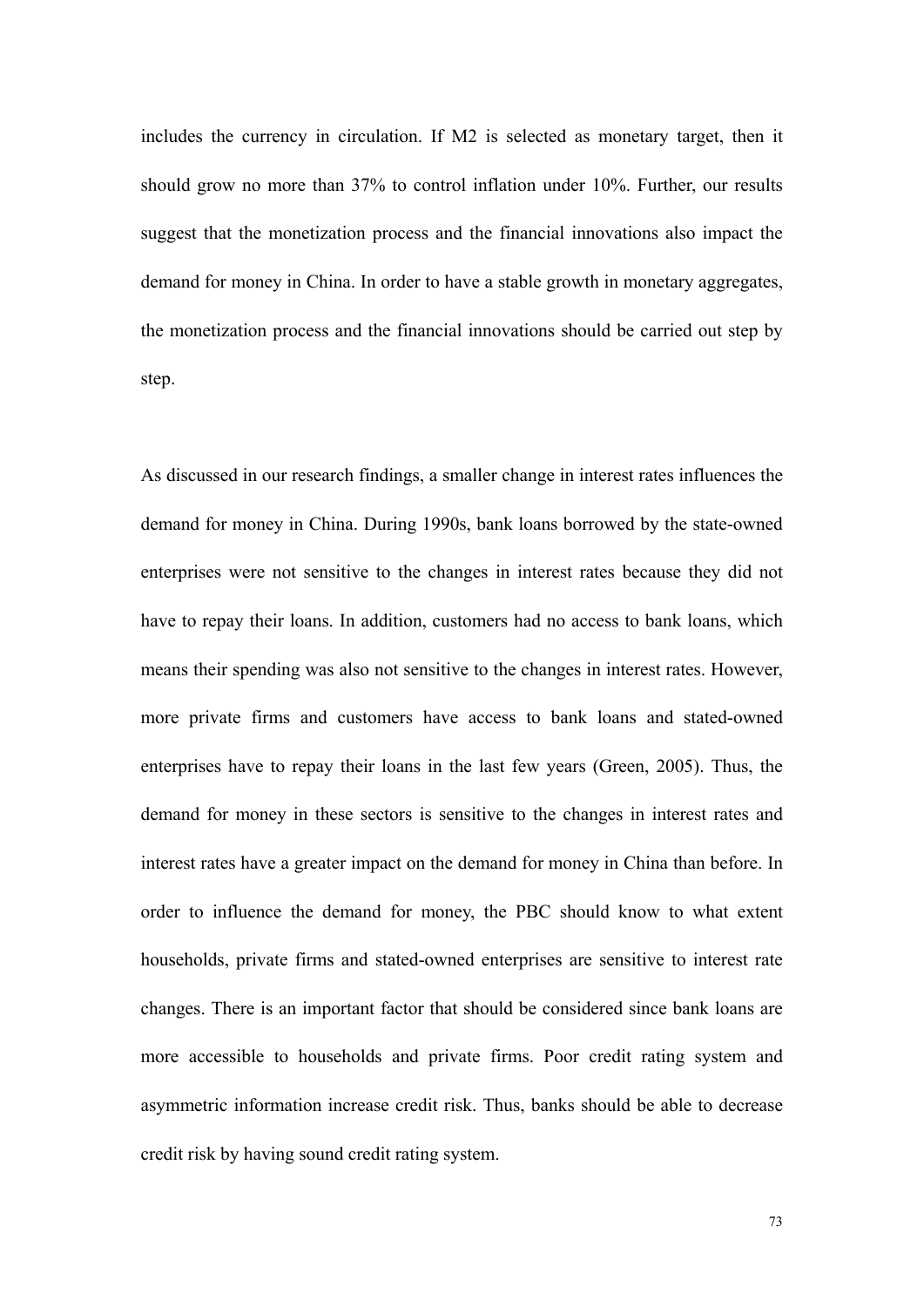includes the currency in circulation. If M2 is selected as monetary target, then it should grow no more than 37% to control inflation under 10%. Further, our results suggest that the monetization process and the financial innovations also impact the demand for money in China. In order to have a stable growth in monetary aggregates, the monetization process and the financial innovations should be carried out step by step.

As discussed in our research findings, a smaller change in interest rates influences the demand for money in China. During 1990s, bank loans borrowed by the state-owned enterprises were not sensitive to the changes in interest rates because they did not have to repay their loans. In addition, customers had no access to bank loans, which means their spending was also not sensitive to the changes in interest rates. However, more private firms and customers have access to bank loans and stated-owned enterprises have to repay their loans in the last few years (Green, 2005). Thus, the demand for money in these sectors is sensitive to the changes in interest rates and interest rates have a greater impact on the demand for money in China than before. In order to influence the demand for money, the PBC should know to what extent households, private firms and stated-owned enterprises are sensitive to interest rate changes. There is an important factor that should be considered since bank loans are more accessible to households and private firms. Poor credit rating system and asymmetric information increase credit risk. Thus, banks should be able to decrease credit risk by having sound credit rating system.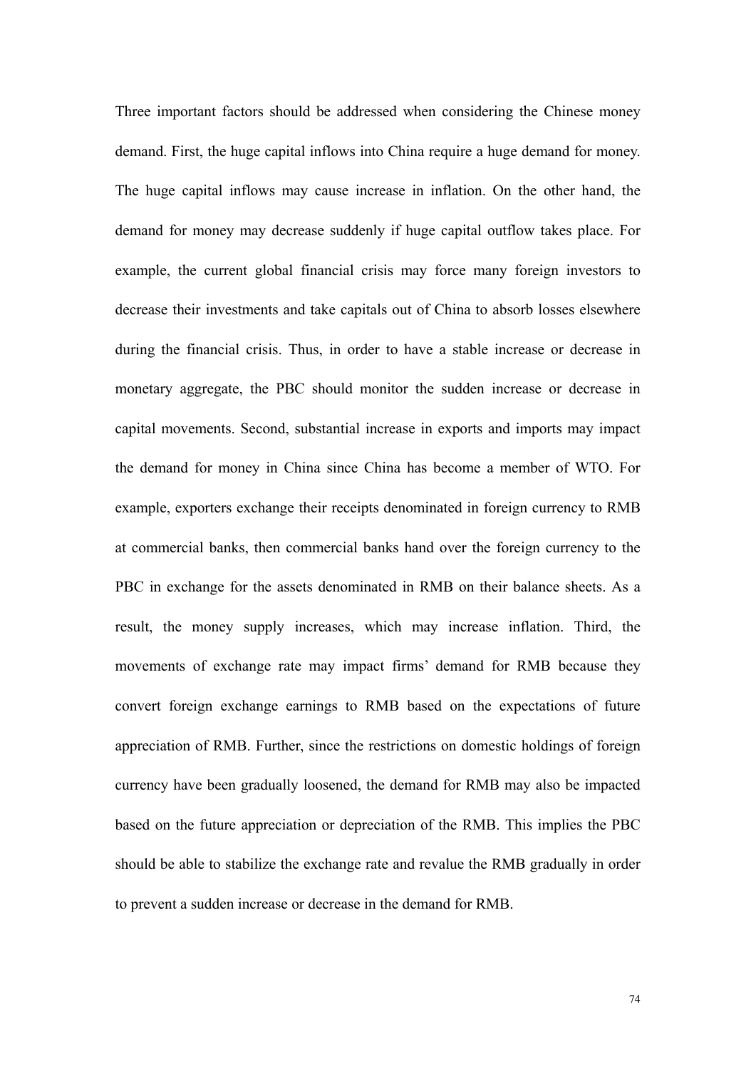Three important factors should be addressed when considering the Chinese money demand. First, the huge capital inflows into China require a huge demand for money. The huge capital inflows may cause increase in inflation. On the other hand, the demand for money may decrease suddenly if huge capital outflow takes place. For example, the current global financial crisis may force many foreign investors to decrease their investments and take capitals out of China to absorb losses elsewhere during the financial crisis. Thus, in order to have a stable increase or decrease in monetary aggregate, the PBC should monitor the sudden increase or decrease in capital movements. Second, substantial increase in exports and imports may impact the demand for money in China since China has become a member of WTO. For example, exporters exchange their receipts denominated in foreign currency to RMB at commercial banks, then commercial banks hand over the foreign currency to the PBC in exchange for the assets denominated in RMB on their balance sheets. As a result, the money supply increases, which may increase inflation. Third, the movements of exchange rate may impact firms' demand for RMB because they convert foreign exchange earnings to RMB based on the expectations of future appreciation of RMB. Further, since the restrictions on domestic holdings of foreign currency have been gradually loosened, the demand for RMB may also be impacted based on the future appreciation or depreciation of the RMB. This implies the PBC should be able to stabilize the exchange rate and revalue the RMB gradually in order to prevent a sudden increase or decrease in the demand for RMB.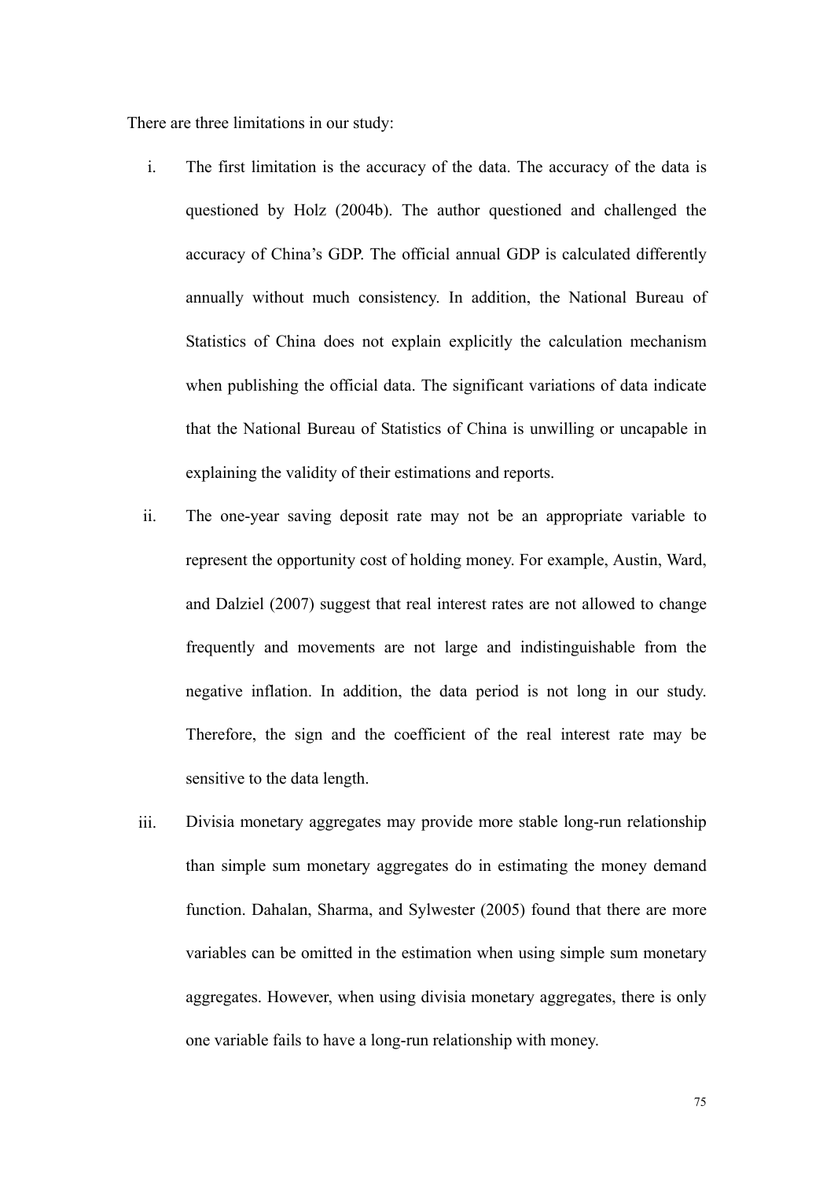There are three limitations in our study:

i. The first limitation is the accuracy of the data. The accuracy of the data is questioned by Holz (2004b). The author questioned and challenged the accuracy of China's GDP. The official annual GDP is calculated differently annually without much consistency. In addition, the National Bureau of Statistics of China does not explain explicitly the calculation mechanism when publishing the official data. The significant variations of data indicate that the National Bureau of Statistics of China is unwilling or uncapable in explaining the validity of their estimations and reports.

ii. The one-year saving deposit rate may not be an appropriate variable to represent the opportunity cost of holding money. For example, Austin, Ward, and Dalziel (2007) suggest that real interest rates are not allowed to change frequently and movements are not large and indistinguishable from the negative inflation. In addition, the data period is not long in our study. Therefore, the sign and the coefficient of the real interest rate may be sensitive to the data length.

iii. Divisia monetary aggregates may provide more stable long-run relationship than simple sum monetary aggregates do in estimating the money demand function. Dahalan, Sharma, and Sylwester (2005) found that there are more variables can be omitted in the estimation when using simple sum monetary aggregates. However, when using divisia monetary aggregates, there is only one variable fails to have a long-run relationship with money.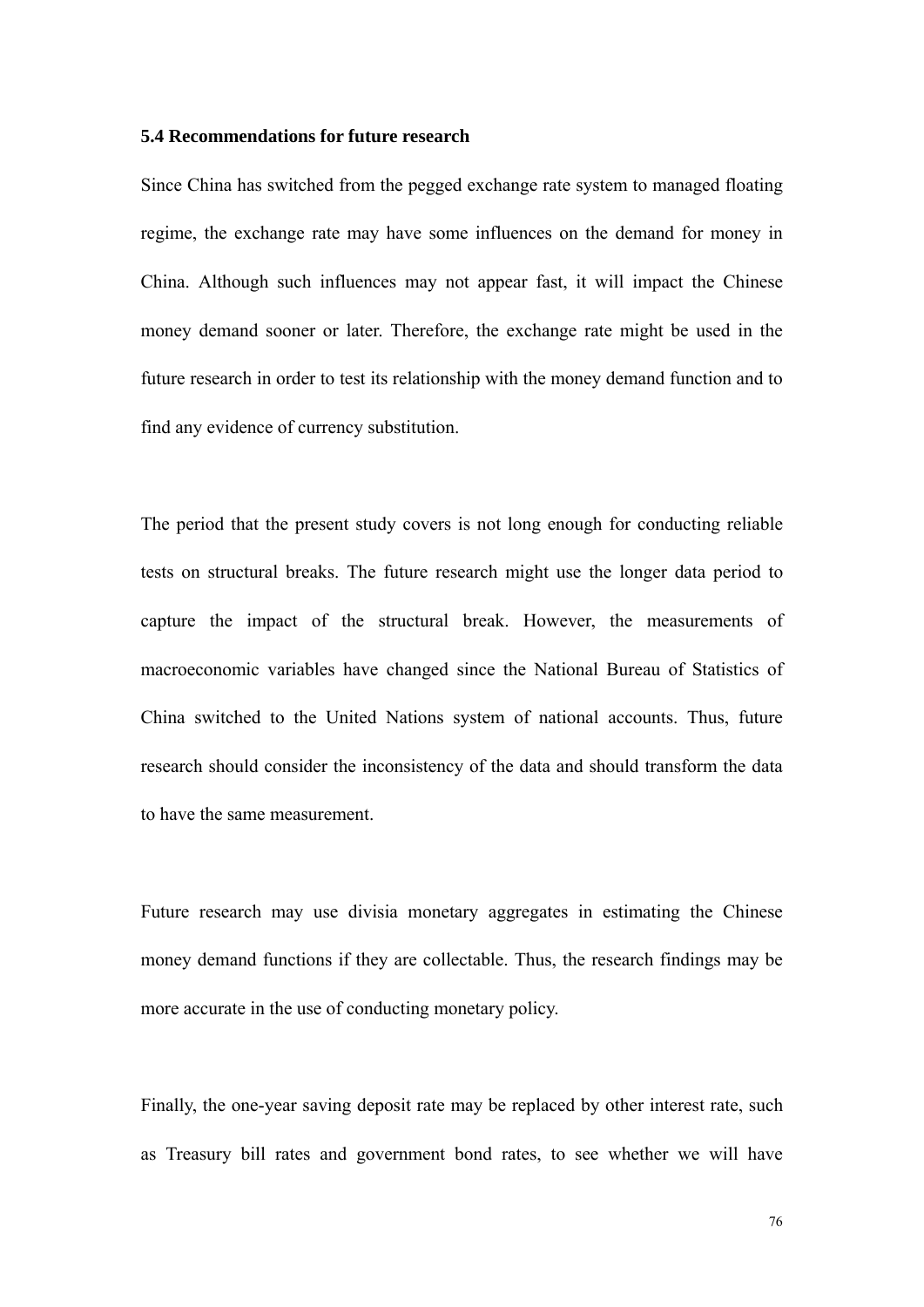### 5.4 Recommendations for future research

Since China has switched from the pegged exchange rate system to managed floating regime, the exchange rate may have some influences on the demand for money in China. Although such influences may not appear fast, it will impact the Chinese money demand sooner or later. Therefore, the exchange rate might be used in the future research in order to test its relationship with the money demand function and to find any evidence of currency substitution.

The period that the present study covers is not long enough for conducting reliable tests on structural breaks. The future research might use the longer data period to capture the impact of the structural break. However, the measurements of macroeconomic variables have changed since the National Bureau of Statistics of China switched to the United Nations system of national accounts. Thus, future research should consider the inconsistency of the data and should transform the data to have the same measurement.

Future research may use divisia monetary aggregates in estimating the Chinese money demand functions if they are collectable. Thus, the research findings may be more accurate in the use of conducting monetary policy.

Finally, the one-year saving deposit rate may be replaced by other interest rate, such as Treasury bill rates and government bond rates, to see whether we will have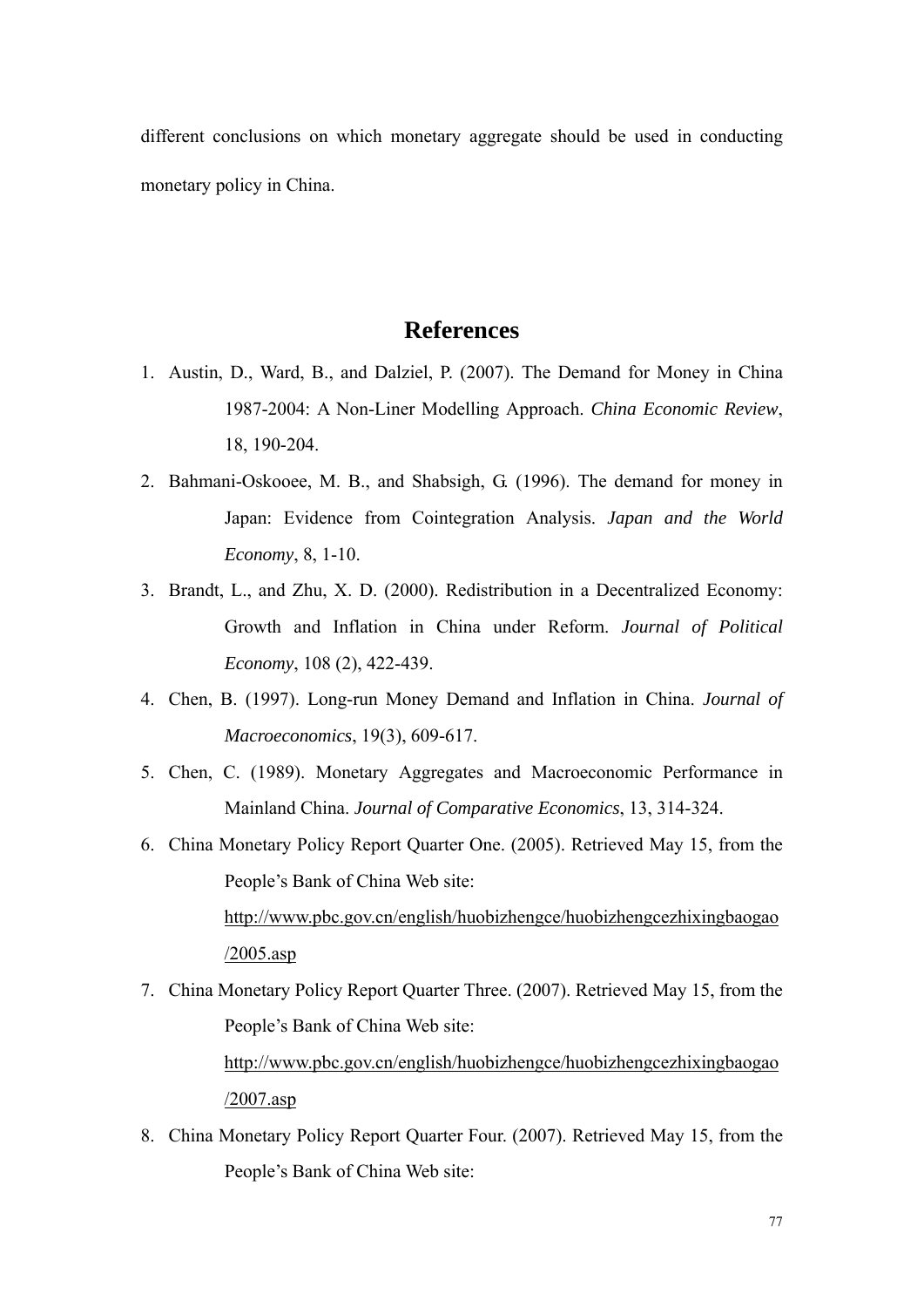different conclusions on which monetary aggregate should be used in conducting monetary policy in China.

# References

1. Austin, D., Ward, B., and Dalziel, P. (2007). The Demand for Money in China 1987-2004: A Non-Liner Modelling Approach. *China Economic Review*, 18, 190-204.
2. Bahmani-Oskooee, M. B., and Shabsigh, G. (1996). The demand for money in Japan: Evidence from Cointegration Analysis. *Japan and the World Economy*, 8, 1-10.
3. Brandt, L., and Zhu, X. D. (2000). Redistribution in a Decentralized Economy: Growth and Inflation in China under Reform. *Journal of Political Economy*, 108 (2), 422-439.
4. Chen, B. (1997). Long-run Money Demand and Inflation in China. *Journal of Macroeconomics*, 19(3), 609-617.
5. Chen, C. (1989). Monetary Aggregates and Macroeconomic Performance in Mainland China. *Journal of Comparative Economics*, 13, 314-324.
6. China Monetary Policy Report Quarter One. (2005). Retrieved May 15, from the People's Bank of China Web site: http://www.pbc.gov.cn/english/huobizhengce/huobizhengcezhixingbaogao/2005.asp
7. China Monetary Policy Report Quarter Three. (2007). Retrieved May 15, from the People's Bank of China Web site: http://www.pbc.gov.cn/english/huobizhengce/huobizhengcezhixingbaogao/2007.asp
8. China Monetary Policy Report Quarter Four. (2007). Retrieved May 15, from the People's Bank of China Web site: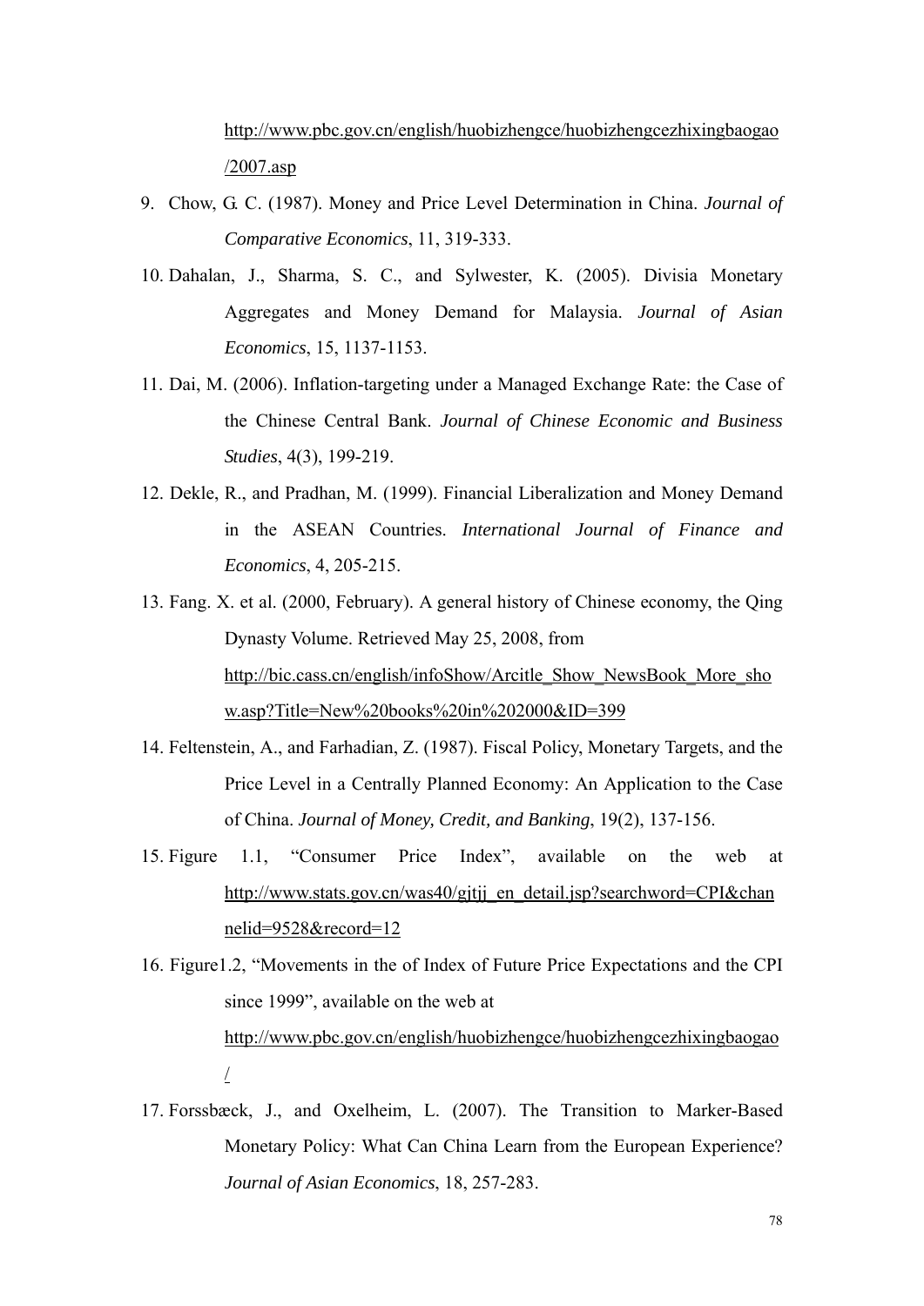http://www.pbc.gov.cn/english/huobizhengce/huobizhengcezhixingbaogao/2007.asp

9. Chow, G. C. (1987). Money and Price Level Determination in China. *Journal of Comparative Economics*, 11, 319-333.

10. Dahalan, J., Sharma, S. C., and Sylwester, K. (2005). Divisia Monetary Aggregates and Money Demand for Malaysia. *Journal of Asian Economics*, 15, 1137-1153.

11. Dai, M. (2006). Inflation-targeting under a Managed Exchange Rate: the Case of the Chinese Central Bank. *Journal of Chinese Economic and Business Studies*, 4(3), 199-219.

12. Dekle, R., and Pradhan, M. (1999). Financial Liberalization and Money Demand in the ASEAN Countries. *International Journal of Finance and Economics*, 4, 205-215.

13. Fang. X. et al. (2000, February). A general history of Chinese economy, the Qing Dynasty Volume. Retrieved May 25, 2008, from http://bic.cass.cn/english/infoShow/Arcitle_Show_NewsBook_More_show.asp?Title=New%20books%20in%202000&ID=399

14. Feltenstein, A., and Farhadian, Z. (1987). Fiscal Policy, Monetary Targets, and the Price Level in a Centrally Planned Economy: An Application to the Case of China. *Journal of Money, Credit, and Banking*, 19(2), 137-156.

15. Figure 1.1, "Consumer Price Index", available on the web at http://www.stats.gov.cn/was40/gjtjj_en_detail.jsp?searchword=CPI&channelid=9528&record=12

16. Figure1.2, "Movements in the of Index of Future Price Expectations and the CPI since 1999", available on the web at http://www.pbc.gov.cn/english/huobizhengce/huobizhengcezhixingbaogao/

17. Forssbæck, J., and Oxelheim, L. (2007). The Transition to Marker-Based Monetary Policy: What Can China Learn from the European Experience? *Journal of Asian Economics*, 18, 257-283.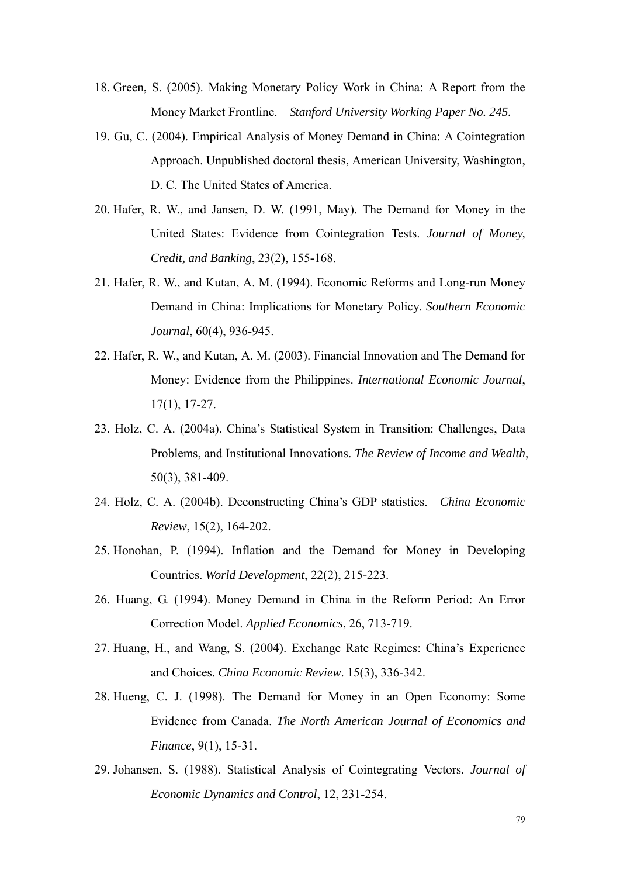18. Green, S. (2005). Making Monetary Policy Work in China: A Report from the Money Market Frontline. *Stanford University Working Paper No. 245.*

19. Gu, C. (2004). Empirical Analysis of Money Demand in China: A Cointegration Approach. Unpublished doctoral thesis, American University, Washington, D. C. The United States of America.

20. Hafer, R. W., and Jansen, D. W. (1991, May). The Demand for Money in the United States: Evidence from Cointegration Tests. *Journal of Money, Credit, and Banking*, 23(2), 155-168.

21. Hafer, R. W., and Kutan, A. M. (1994). Economic Reforms and Long-run Money Demand in China: Implications for Monetary Policy. *Southern Economic Journal*, 60(4), 936-945.

22. Hafer, R. W., and Kutan, A. M. (2003). Financial Innovation and The Demand for Money: Evidence from the Philippines. *International Economic Journal*, 17(1), 17-27.

23. Holz, C. A. (2004a). China's Statistical System in Transition: Challenges, Data Problems, and Institutional Innovations. *The Review of Income and Wealth*, 50(3), 381-409.

24. Holz, C. A. (2004b). Deconstructing China's GDP statistics. *China Economic Review*, 15(2), 164-202.

25. Honohan, P. (1994). Inflation and the Demand for Money in Developing Countries. *World Development*, 22(2), 215-223.

26. Huang, G. (1994). Money Demand in China in the Reform Period: An Error Correction Model. *Applied Economics*, 26, 713-719.

27. Huang, H., and Wang, S. (2004). Exchange Rate Regimes: China's Experience and Choices. *China Economic Review*. 15(3), 336-342.

28. Hueng, C. J. (1998). The Demand for Money in an Open Economy: Some Evidence from Canada. *The North American Journal of Economics and Finance*, 9(1), 15-31.

29. Johansen, S. (1988). Statistical Analysis of Cointegrating Vectors. *Journal of Economic Dynamics and Control*, 12, 231-254.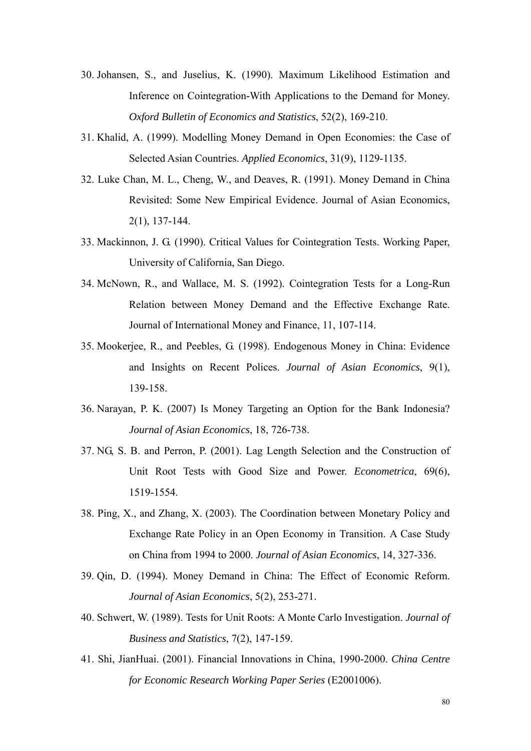30. Johansen, S., and Juselius, K. (1990). Maximum Likelihood Estimation and Inference on Cointegration-With Applications to the Demand for Money. *Oxford Bulletin of Economics and Statistics*, 52(2), 169-210.

31. Khalid, A. (1999). Modelling Money Demand in Open Economies: the Case of Selected Asian Countries. *Applied Economics*, 31(9), 1129-1135.

32. Luke Chan, M. L., Cheng, W., and Deaves, R. (1991). Money Demand in China Revisited: Some New Empirical Evidence. Journal of Asian Economics, 2(1), 137-144.

33. Mackinnon, J. G. (1990). Critical Values for Cointegration Tests. Working Paper, University of California, San Diego.

34. McNown, R., and Wallace, M. S. (1992). Cointegration Tests for a Long-Run Relation between Money Demand and the Effective Exchange Rate. Journal of International Money and Finance, 11, 107-114.

35. Mookerjee, R., and Peebles, G. (1998). Endogenous Money in China: Evidence and Insights on Recent Polices. *Journal of Asian Economics*, 9(1), 139-158.

36. Narayan, P. K. (2007) Is Money Targeting an Option for the Bank Indonesia? *Journal of Asian Economics*, 18, 726-738.

37. NG, S. B. and Perron, P. (2001). Lag Length Selection and the Construction of Unit Root Tests with Good Size and Power. *Econometrica*, 69(6), 1519-1554.

38. Ping, X., and Zhang, X. (2003). The Coordination between Monetary Policy and Exchange Rate Policy in an Open Economy in Transition. A Case Study on China from 1994 to 2000. *Journal of Asian Economics*, 14, 327-336.

39. Qin, D. (1994). Money Demand in China: The Effect of Economic Reform. *Journal of Asian Economics*, 5(2), 253-271.

40. Schwert, W. (1989). Tests for Unit Roots: A Monte Carlo Investigation. *Journal of Business and Statistics*, 7(2), 147-159.

41. Shi, JianHuai. (2001). Financial Innovations in China, 1990-2000. *China Centre for Economic Research Working Paper Series* (E2001006).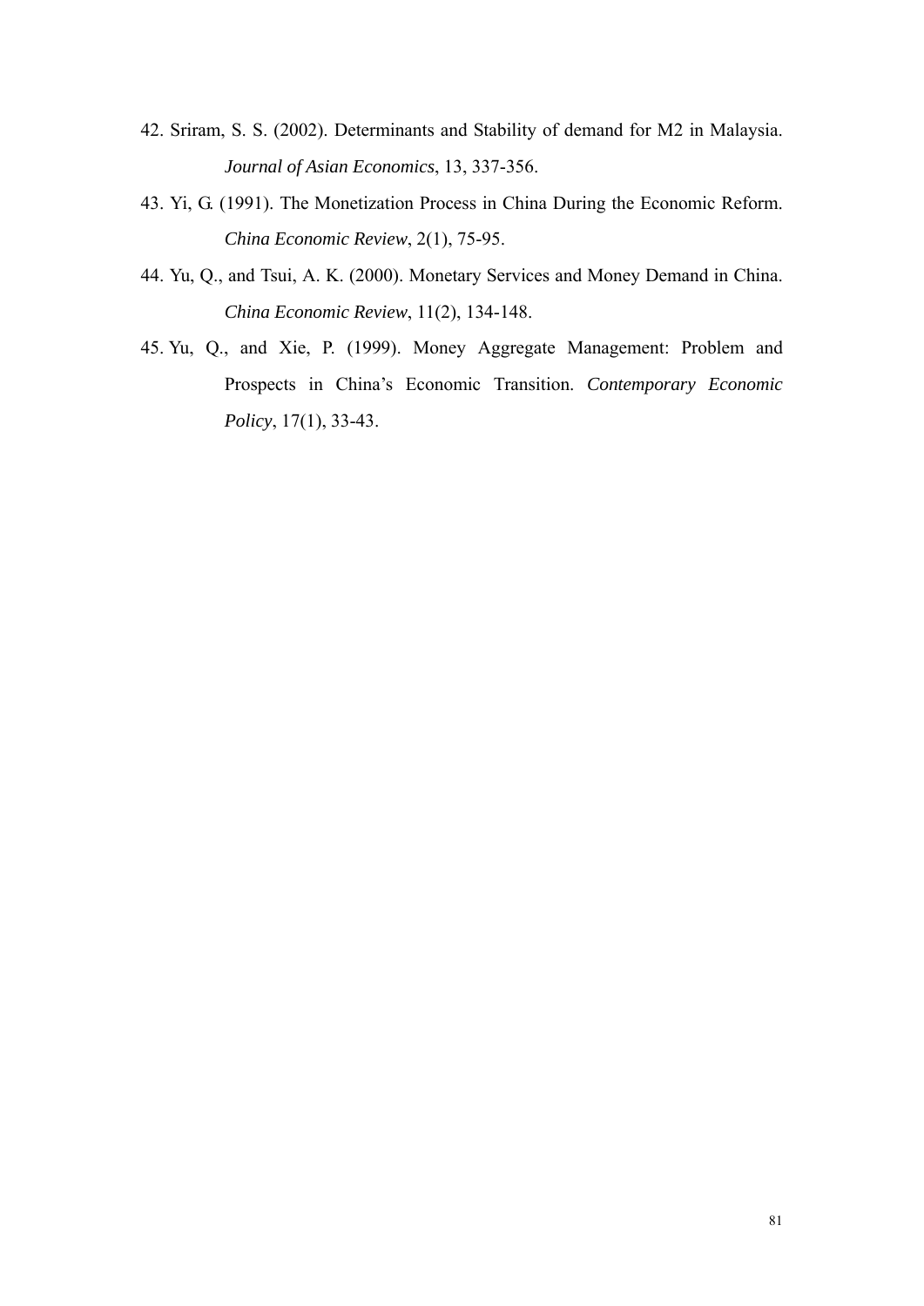42. Sriram, S. S. (2002). Determinants and Stability of demand for M2 in Malaysia. *Journal of Asian Economics*, 13, 337-356.
43. Yi, G. (1991). The Monetization Process in China During the Economic Reform. *China Economic Review*, 2(1), 75-95.
44. Yu, Q., and Tsui, A. K. (2000). Monetary Services and Money Demand in China. *China Economic Review*, 11(2), 134-148.
45. Yu, Q., and Xie, P. (1999). Money Aggregate Management: Problem and Prospects in China's Economic Transition. *Contemporary Economic Policy*, 17(1), 33-43.